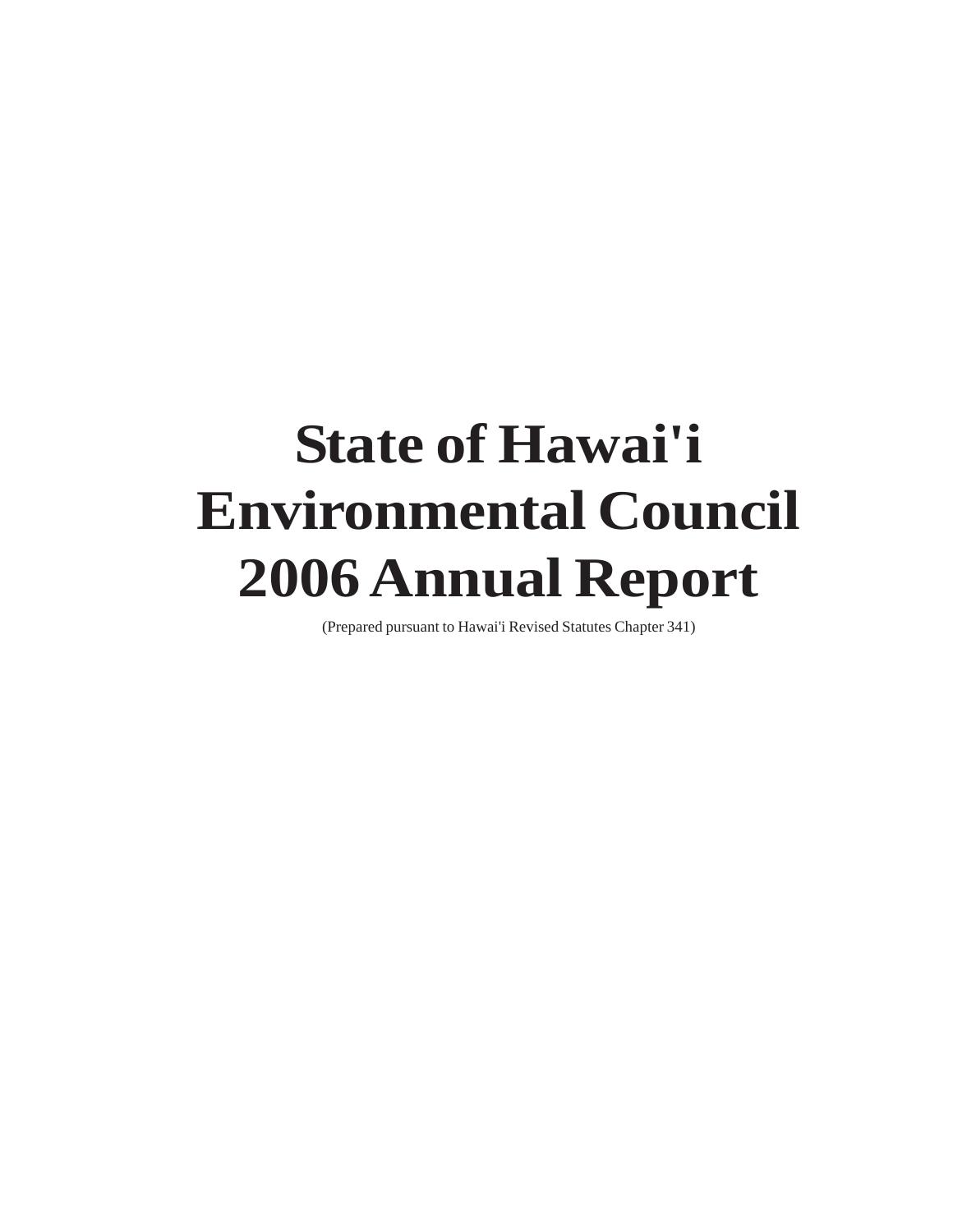# State of Hawai'i Environmental Council 2006 Annual Report

(Prepared pursuant to Hawai'i Revised Statutes Chapter 341)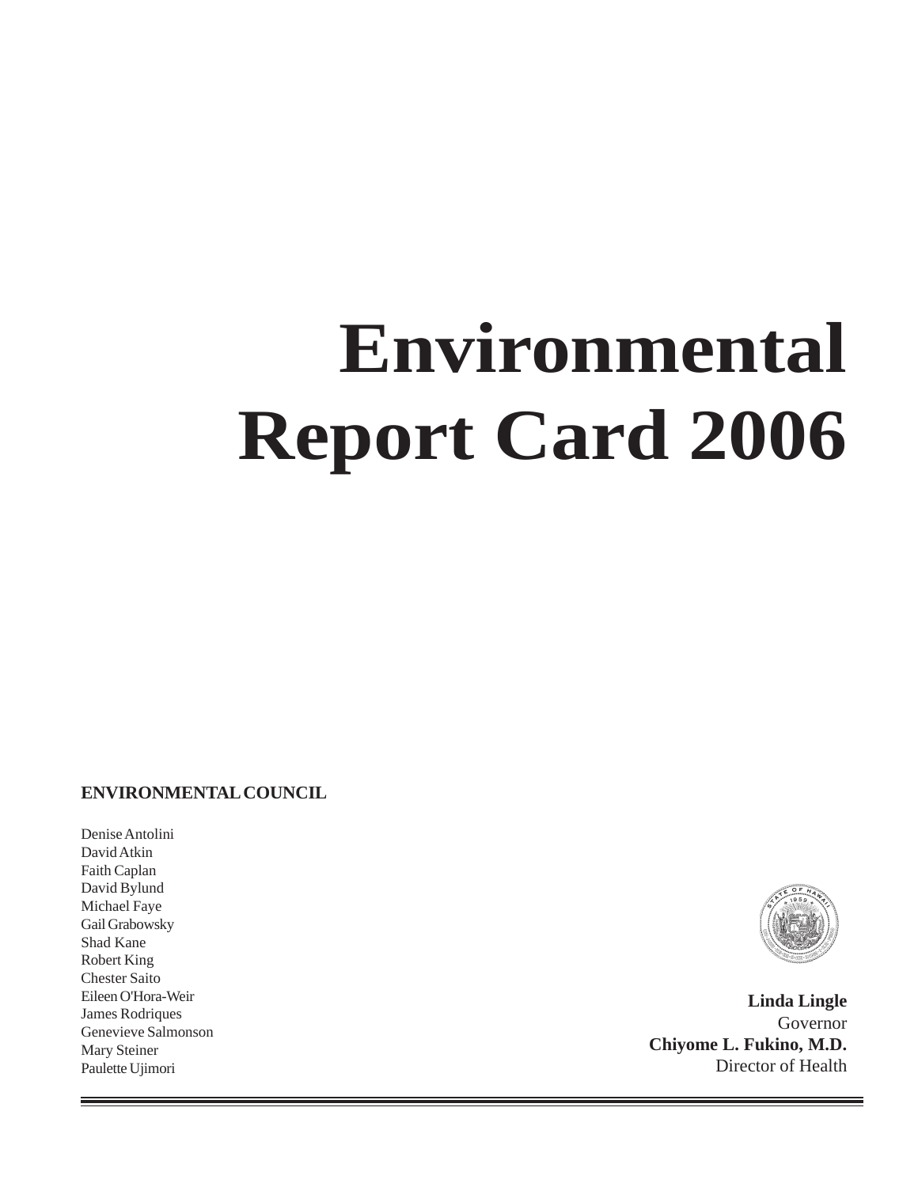# Environmental Report Card 2006

**ENVIRONMENTAL COUNCIL**

Denise Antolini
David Atkin
Faith Caplan
David Bylund
Michael Faye
Gail Grabowsky
Shad Kane
Robert King
Chester Saito
Eileen O'Hora-Weir
James Rodriques
Genevieve Salmonson
Mary Steiner
Paulette Ujimori

**Linda Lingle**
Governor
**Chiyome L. Fukino, M.D.**
Director of Health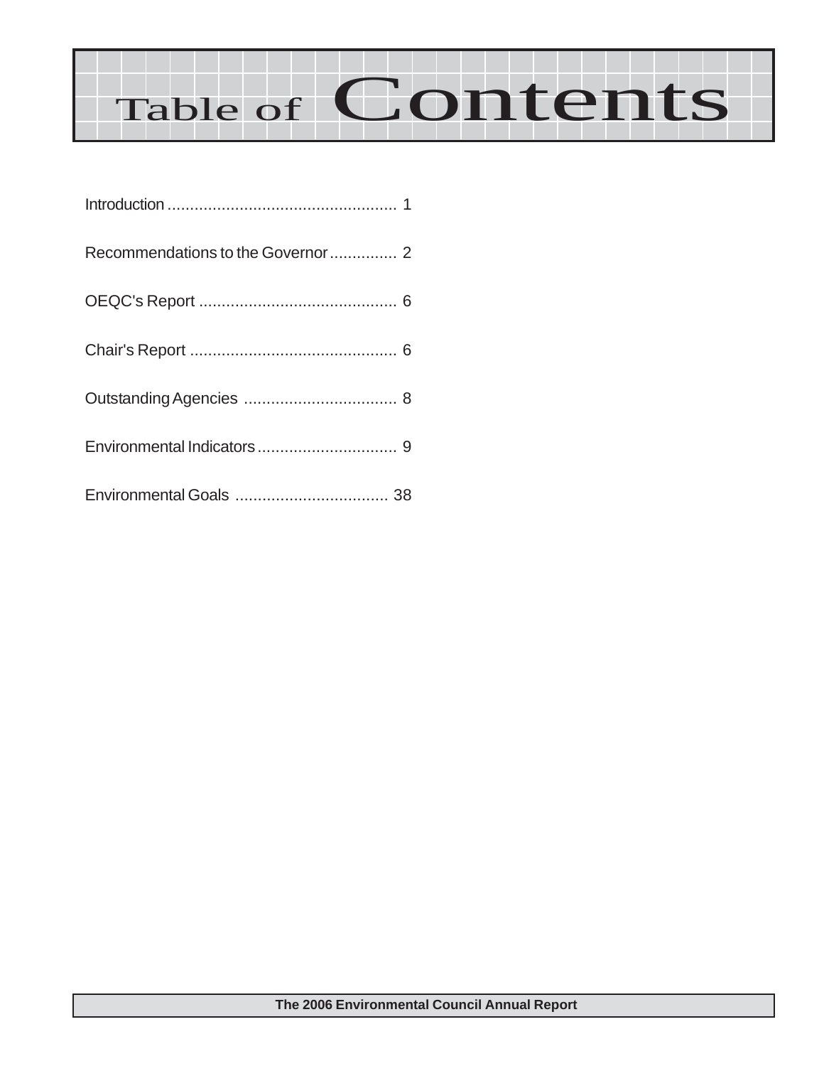# Table of Contents

Introduction .................................................. 1

Recommendations to the Governor............... 2

OEQC's Report ........................................... 6

Chair's Report ............................................. 6

Outstanding Agencies .................................. 8

Environmental Indicators............................... 9

Environmental Goals .................................. 38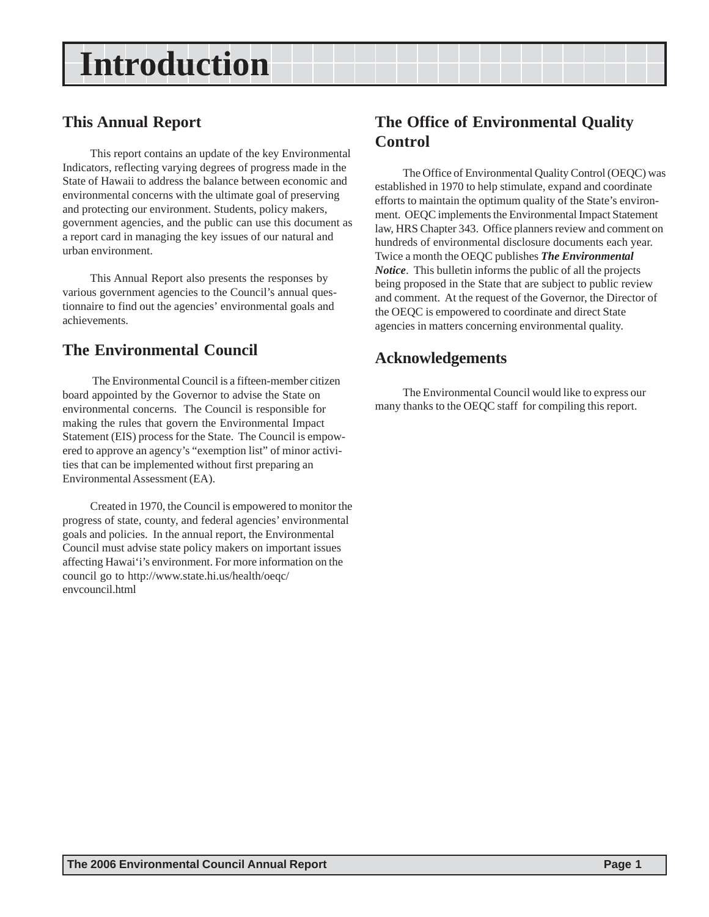# Introduction

## This Annual Report

This report contains an update of the key Environmental Indicators, reflecting varying degrees of progress made in the State of Hawaii to address the balance between economic and environmental concerns with the ultimate goal of preserving and protecting our environment. Students, policy makers, government agencies, and the public can use this document as a report card in managing the key issues of our natural and urban environment.

This Annual Report also presents the responses by various government agencies to the Council's annual questionnaire to find out the agencies' environmental goals and achievements.

## The Environmental Council

The Environmental Council is a fifteen-member citizen board appointed by the Governor to advise the State on environmental concerns. The Council is responsible for making the rules that govern the Environmental Impact Statement (EIS) process for the State. The Council is empowered to approve an agency's "exemption list" of minor activities that can be implemented without first preparing an Environmental Assessment (EA).

Created in 1970, the Council is empowered to monitor the progress of state, county, and federal agencies' environmental goals and policies. In the annual report, the Environmental Council must advise state policy makers on important issues affecting Hawai'i's environment. For more information on the council go to http://www.state.hi.us/health/oeqc/envcouncil.html

## The Office of Environmental Quality Control

The Office of Environmental Quality Control (OEQC) was established in 1970 to help stimulate, expand and coordinate efforts to maintain the optimum quality of the State's environment. OEQC implements the Environmental Impact Statement law, HRS Chapter 343. Office planners review and comment on hundreds of environmental disclosure documents each year. Twice a month the OEQC publishes ***The Environmental Notice***. This bulletin informs the public of all the projects being proposed in the State that are subject to public review and comment. At the request of the Governor, the Director of the OEQC is empowered to coordinate and direct State agencies in matters concerning environmental quality.

## Acknowledgements

The Environmental Council would like to express our many thanks to the OEQC staff for compiling this report.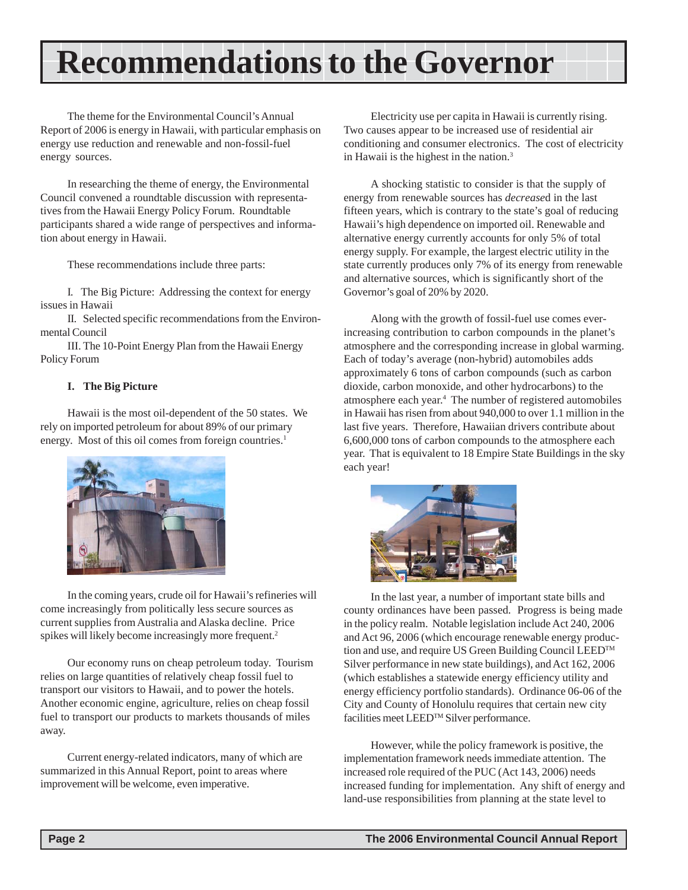# Recommendations to the Governor

The theme for the Environmental Council's Annual Report of 2006 is energy in Hawaii, with particular emphasis on energy use reduction and renewable and non-fossil-fuel energy sources.

In researching the theme of energy, the Environmental Council convened a roundtable discussion with representatives from the Hawaii Energy Policy Forum. Roundtable participants shared a wide range of perspectives and information about energy in Hawaii.

These recommendations include three parts:

I. The Big Picture: Addressing the context for energy issues in Hawaii
II. Selected specific recommendations from the Environmental Council
III. The 10-Point Energy Plan from the Hawaii Energy Policy Forum

### I. The Big Picture

Hawaii is the most oil-dependent of the 50 states. We rely on imported petroleum for about 89% of our primary energy. Most of this oil comes from foreign countries.[1]

In the coming years, crude oil for Hawaii's refineries will come increasingly from politically less secure sources as current supplies from Australia and Alaska decline. Price spikes will likely become increasingly more frequent.[2]

Our economy runs on cheap petroleum today. Tourism relies on large quantities of relatively cheap fossil fuel to transport our visitors to Hawaii, and to power the hotels. Another economic engine, agriculture, relies on cheap fossil fuel to transport our products to markets thousands of miles away.

Current energy-related indicators, many of which are summarized in this Annual Report, point to areas where improvement will be welcome, even imperative.

Electricity use per capita in Hawaii is currently rising. Two causes appear to be increased use of residential air conditioning and consumer electronics. The cost of electricity in Hawaii is the highest in the nation.[3]

A shocking statistic to consider is that the supply of energy from renewable sources has *decrease*d in the last fifteen years, which is contrary to the state's goal of reducing Hawaii's high dependence on imported oil. Renewable and alternative energy currently accounts for only 5% of total energy supply. For example, the largest electric utility in the state currently produces only 7% of its energy from renewable and alternative sources, which is significantly short of the Governor's goal of 20% by 2020.

Along with the growth of fossil-fuel use comes ever-increasing contribution to carbon compounds in the planet's atmosphere and the corresponding increase in global warming. Each of today's average (non-hybrid) automobiles adds approximately 6 tons of carbon compounds (such as carbon dioxide, carbon monoxide, and other hydrocarbons) to the atmosphere each year.[4] The number of registered automobiles in Hawaii has risen from about 940,000 to over 1.1 million in the last five years. Therefore, Hawaiian drivers contribute about 6,600,000 tons of carbon compounds to the atmosphere each year. That is equivalent to 18 Empire State Buildings in the sky each year!

In the last year, a number of important state bills and county ordinances have been passed. Progress is being made in the policy realm. Notable legislation include Act 240, 2006 and Act 96, 2006 (which encourage renewable energy production and use, and require US Green Building Council LEED™ Silver performance in new state buildings), and Act 162, 2006 (which establishes a statewide energy efficiency utility and energy efficiency portfolio standards). Ordinance 06-06 of the City and County of Honolulu requires that certain new city facilities meet LEED™ Silver performance.

However, while the policy framework is positive, the implementation framework needs immediate attention. The increased role required of the PUC (Act 143, 2006) needs increased funding for implementation. Any shift of energy and land-use responsibilities from planning at the state level to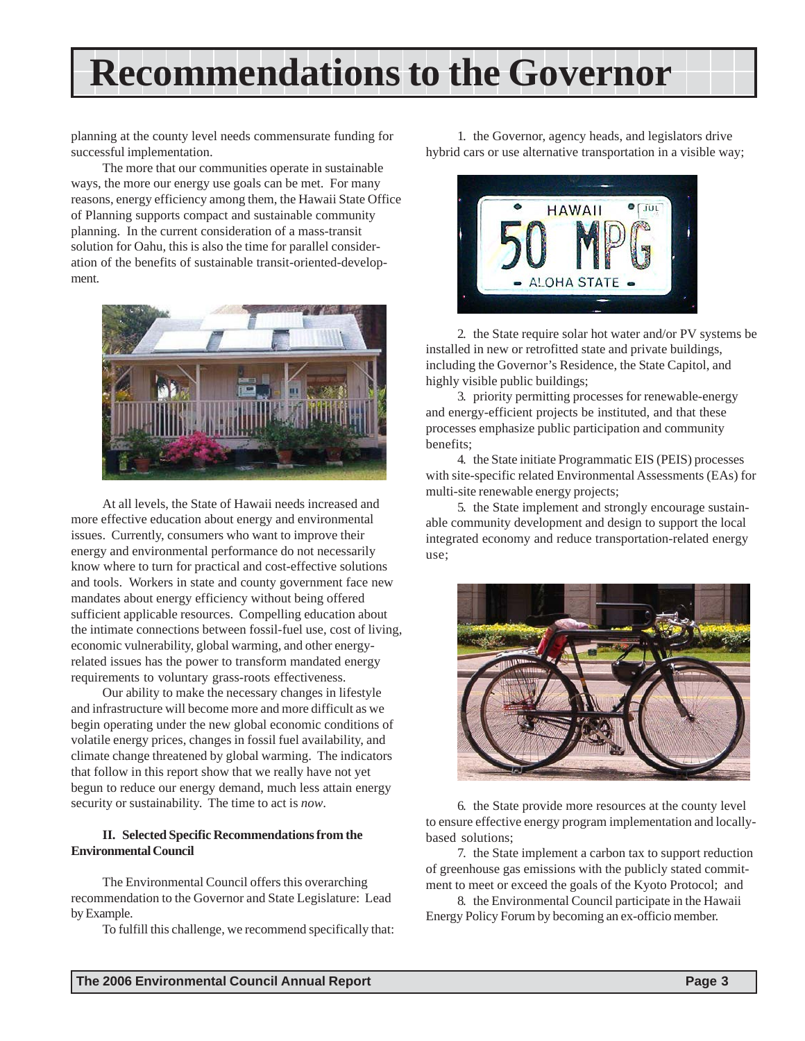# Recommendations to the Governor

planning at the county level needs commensurate funding for successful implementation.

The more that our communities operate in sustainable ways, the more our energy use goals can be met. For many reasons, energy efficiency among them, the Hawaii State Office of Planning supports compact and sustainable community planning. In the current consideration of a mass-transit solution for Oahu, this is also the time for parallel consideration of the benefits of sustainable transit-oriented-development.

At all levels, the State of Hawaii needs increased and more effective education about energy and environmental issues. Currently, consumers who want to improve their energy and environmental performance do not necessarily know where to turn for practical and cost-effective solutions and tools. Workers in state and county government face new mandates about energy efficiency without being offered sufficient applicable resources. Compelling education about the intimate connections between fossil-fuel use, cost of living, economic vulnerability, global warming, and other energy-related issues has the power to transform mandated energy requirements to voluntary grass-roots effectiveness.

Our ability to make the necessary changes in lifestyle and infrastructure will become more and more difficult as we begin operating under the new global economic conditions of volatile energy prices, changes in fossil fuel availability, and climate change threatened by global warming. The indicators that follow in this report show that we really have not yet begun to reduce our energy demand, much less attain energy security or sustainability. The time to act is *now*.

**II. Selected Specific Recommendations from the Environmental Council**

The Environmental Council offers this overarching recommendation to the Governor and State Legislature: Lead by Example.

To fulfill this challenge, we recommend specifically that:

1. the Governor, agency heads, and legislators drive hybrid cars or use alternative transportation in a visible way;

2. the State require solar hot water and/or PV systems be installed in new or retrofitted state and private buildings, including the Governor's Residence, the State Capitol, and highly visible public buildings;

3. priority permitting processes for renewable-energy and energy-efficient projects be instituted, and that these processes emphasize public participation and community benefits;

4. the State initiate Programmatic EIS (PEIS) processes with site-specific related Environmental Assessments (EAs) for multi-site renewable energy projects;

5. the State implement and strongly encourage sustainable community development and design to support the local integrated economy and reduce transportation-related energy use;

6. the State provide more resources at the county level to ensure effective energy program implementation and locally-based solutions;

7. the State implement a carbon tax to support reduction of greenhouse gas emissions with the publicly stated commitment to meet or exceed the goals of the Kyoto Protocol; and

8. the Environmental Council participate in the Hawaii Energy Policy Forum by becoming an ex-officio member.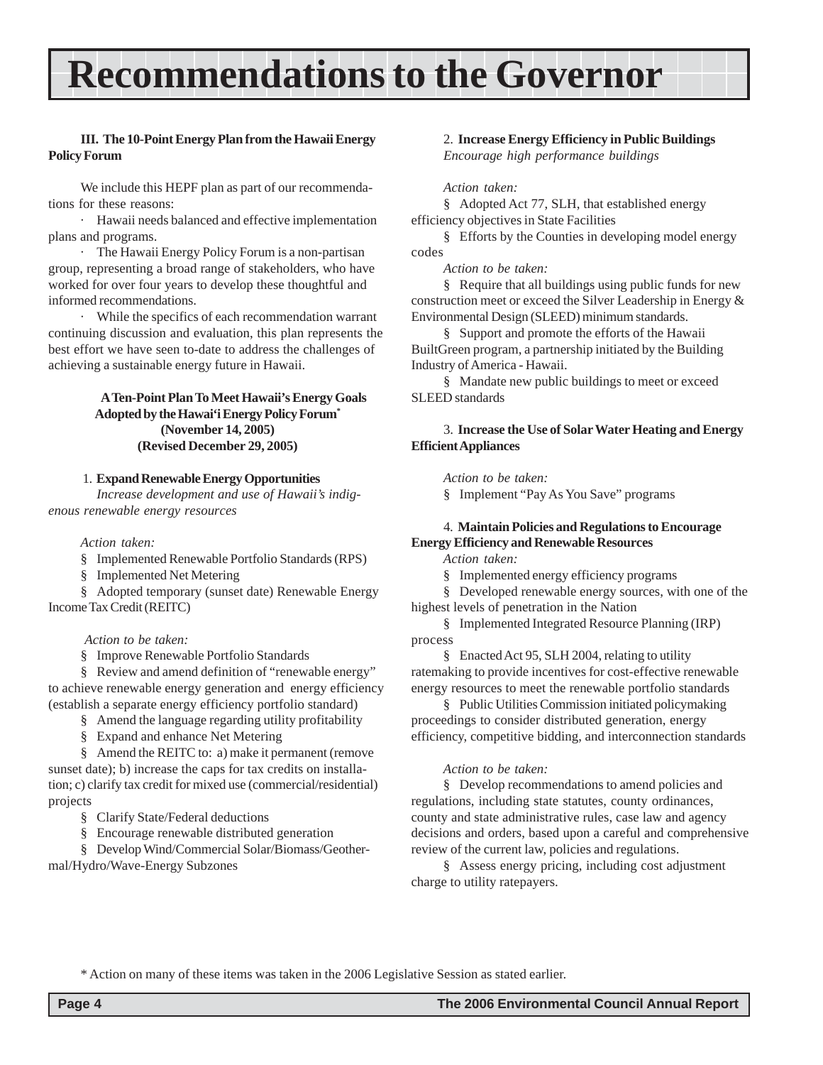# Recommendations to the Governor

**III. The 10-Point Energy Plan from the Hawaii Energy Policy Forum**

We include this HEPF plan as part of our recommendations for these reasons:

- Hawaii needs balanced and effective implementation plans and programs.
- The Hawaii Energy Policy Forum is a non-partisan group, representing a broad range of stakeholders, who have worked for over four years to develop these thoughtful and informed recommendations.
- While the specifics of each recommendation warrant continuing discussion and evaluation, this plan represents the best effort we have seen to-date to address the challenges of achieving a sustainable energy future in Hawaii.

**A Ten-Point Plan To Meet Hawaii's Energy Goals Adopted by the Hawai'i Energy Policy Forum*<br>(November 14, 2005)<br>(Revised December 29, 2005)**

1. **Expand Renewable Energy Opportunities**

*Increase development and use of Hawaii's indigenous renewable energy resources*

*Action taken:*

§ Implemented Renewable Portfolio Standards (RPS)

§ Implemented Net Metering

§ Adopted temporary (sunset date) Renewable Energy Income Tax Credit (REITC)

*Action to be taken:*

§ Improve Renewable Portfolio Standards

§ Review and amend definition of "renewable energy" to achieve renewable energy generation and energy efficiency (establish a separate energy efficiency portfolio standard)

§ Amend the language regarding utility profitability

§ Expand and enhance Net Metering

§ Amend the REITC to: a) make it permanent (remove sunset date); b) increase the caps for tax credits on installation; c) clarify tax credit for mixed use (commercial/residential) projects

§ Clarify State/Federal deductions

§ Encourage renewable distributed generation

§ Develop Wind/Commercial Solar/Biomass/Geothermal/Hydro/Wave-Energy Subzones

2. **Increase Energy Efficiency in Public Buildings**

*Encourage high performance buildings*

*Action taken:*

§ Adopted Act 77, SLH, that established energy efficiency objectives in State Facilities

§ Efforts by the Counties in developing model energy codes

*Action to be taken:*

§ Require that all buildings using public funds for new construction meet or exceed the Silver Leadership in Energy & Environmental Design (SLEED) minimum standards.

§ Support and promote the efforts of the Hawaii BuiltGreen program, a partnership initiated by the Building Industry of America - Hawaii.

§ Mandate new public buildings to meet or exceed SLEED standards

3. **Increase the Use of Solar Water Heating and Energy Efficient Appliances**

*Action to be taken:*

§ Implement "Pay As You Save" programs

4. **Maintain Policies and Regulations to Encourage Energy Efficiency and Renewable Resources**

*Action taken:*

§ Implemented energy efficiency programs

§ Developed renewable energy sources, with one of the highest levels of penetration in the Nation

§ Implemented Integrated Resource Planning (IRP) process

§ Enacted Act 95, SLH 2004, relating to utility ratemaking to provide incentives for cost-effective renewable energy resources to meet the renewable portfolio standards

§ Public Utilities Commission initiated policymaking proceedings to consider distributed generation, energy efficiency, competitive bidding, and interconnection standards

*Action to be taken:*

§ Develop recommendations to amend policies and regulations, including state statutes, county ordinances, county and state administrative rules, case law and agency decisions and orders, based upon a careful and comprehensive review of the current law, policies and regulations.

§ Assess energy pricing, including cost adjustment charge to utility ratepayers.

\* Action on many of these items was taken in the 2006 Legislative Session as stated earlier.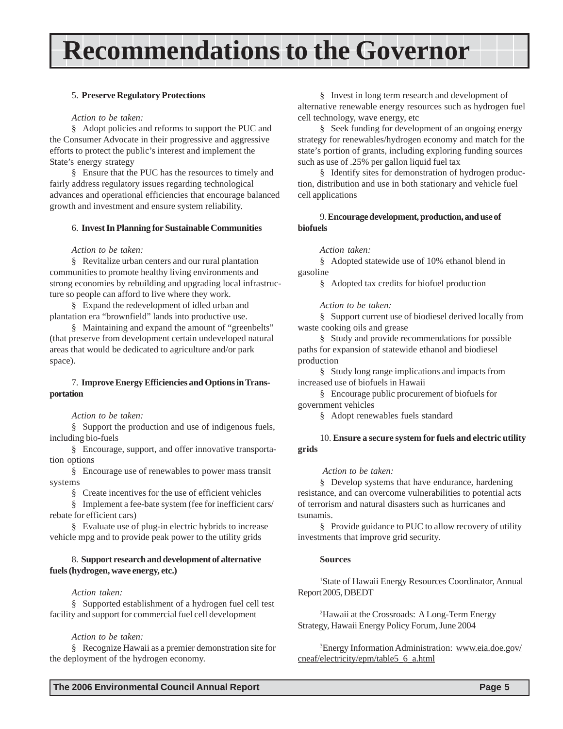# Recommendations to the Governor

5. **Preserve Regulatory Protections**

*Action to be taken:*

§ Adopt policies and reforms to support the PUC and the Consumer Advocate in their progressive and aggressive efforts to protect the public's interest and implement the State's energy strategy

§ Ensure that the PUC has the resources to timely and fairly address regulatory issues regarding technological advances and operational efficiencies that encourage balanced growth and investment and ensure system reliability.

6. **Invest In Planning for Sustainable Communities**

*Action to be taken:*

§ Revitalize urban centers and our rural plantation communities to promote healthy living environments and strong economies by rebuilding and upgrading local infrastructure so people can afford to live where they work.

§ Expand the redevelopment of idled urban and plantation era "brownfield" lands into productive use.

§ Maintaining and expand the amount of "greenbelts" (that preserve from development certain undeveloped natural areas that would be dedicated to agriculture and/or park space).

7. **Improve Energy Efficiencies and Options in Transportation**

*Action to be taken:*

§ Support the production and use of indigenous fuels, including bio-fuels

§ Encourage, support, and offer innovative transportation options

§ Encourage use of renewables to power mass transit systems

§ Create incentives for the use of efficient vehicles

§ Implement a fee-bate system (fee for inefficient cars/ rebate for efficient cars)

§ Evaluate use of plug-in electric hybrids to increase vehicle mpg and to provide peak power to the utility grids

8. **Support research and development of alternative fuels (hydrogen, wave energy, etc.)**

*Action taken:*

§ Supported establishment of a hydrogen fuel cell test facility and support for commercial fuel cell development

*Action to be taken:*

§ Recognize Hawaii as a premier demonstration site for the deployment of the hydrogen economy.

§ Invest in long term research and development of alternative renewable energy resources such as hydrogen fuel cell technology, wave energy, etc

§ Seek funding for development of an ongoing energy strategy for renewables/hydrogen economy and match for the state's portion of grants, including exploring funding sources such as use of .25% per gallon liquid fuel tax

§ Identify sites for demonstration of hydrogen production, distribution and use in both stationary and vehicle fuel cell applications

9. **Encourage development, production, and use of biofuels**

*Action taken:*

§ Adopted statewide use of 10% ethanol blend in gasoline

§ Adopted tax credits for biofuel production

*Action to be taken:*

§ Support current use of biodiesel derived locally from waste cooking oils and grease

§ Study and provide recommendations for possible paths for expansion of statewide ethanol and biodiesel production

§ Study long range implications and impacts from increased use of biofuels in Hawaii

§ Encourage public procurement of biofuels for government vehicles

§ Adopt renewables fuels standard

10. **Ensure a secure system for fuels and electric utility grids**

*Action to be taken:*

§ Develop systems that have endurance, hardening resistance, and can overcome vulnerabilities to potential acts of terrorism and natural disasters such as hurricanes and tsunamis.

§ Provide guidance to PUC to allow recovery of utility investments that improve grid security.

**Sources**

[1]State of Hawaii Energy Resources Coordinator, Annual Report 2005, DBEDT

[2]Hawaii at the Crossroads: A Long-Term Energy Strategy, Hawaii Energy Policy Forum, June 2004

[3]Energy Information Administration: www.eia.doe.gov/cneaf/electricity/epm/table5_6_a.html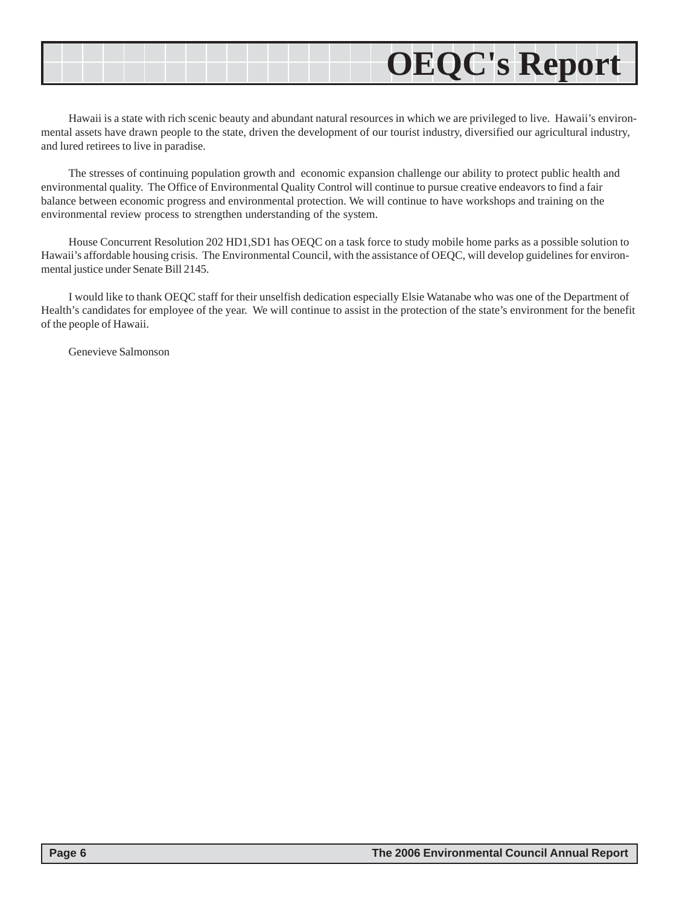# OEQC's Report

Hawaii is a state with rich scenic beauty and abundant natural resources in which we are privileged to live. Hawaii's environmental assets have drawn people to the state, driven the development of our tourist industry, diversified our agricultural industry, and lured retirees to live in paradise.

The stresses of continuing population growth and economic expansion challenge our ability to protect public health and environmental quality. The Office of Environmental Quality Control will continue to pursue creative endeavors to find a fair balance between economic progress and environmental protection. We will continue to have workshops and training on the environmental review process to strengthen understanding of the system.

House Concurrent Resolution 202 HD1,SD1 has OEQC on a task force to study mobile home parks as a possible solution to Hawaii's affordable housing crisis. The Environmental Council, with the assistance of OEQC, will develop guidelines for environmental justice under Senate Bill 2145.

I would like to thank OEQC staff for their unselfish dedication especially Elsie Watanabe who was one of the Department of Health's candidates for employee of the year. We will continue to assist in the protection of the state's environment for the benefit of the people of Hawaii.

Genevieve Salmonson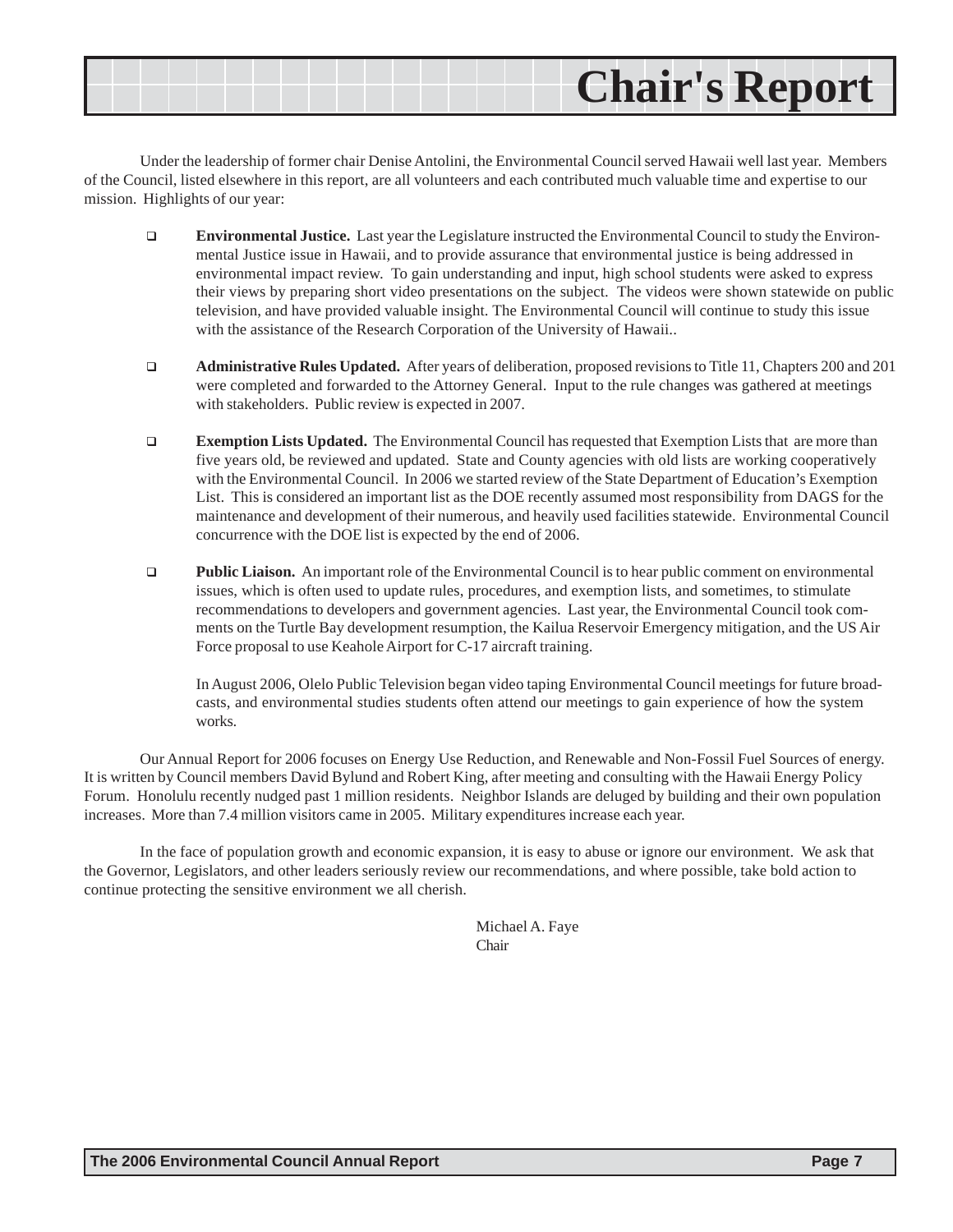# Chair's Report

Under the leadership of former chair Denise Antolini, the Environmental Council served Hawaii well last year. Members of the Council, listed elsewhere in this report, are all volunteers and each contributed much valuable time and expertise to our mission. Highlights of our year:

- **Environmental Justice.** Last year the Legislature instructed the Environmental Council to study the Environmental Justice issue in Hawaii, and to provide assurance that environmental justice is being addressed in environmental impact review. To gain understanding and input, high school students were asked to express their views by preparing short video presentations on the subject. The videos were shown statewide on public television, and have provided valuable insight. The Environmental Council will continue to study this issue with the assistance of the Research Corporation of the University of Hawaii..

- **Administrative Rules Updated.** After years of deliberation, proposed revisions to Title 11, Chapters 200 and 201 were completed and forwarded to the Attorney General. Input to the rule changes was gathered at meetings with stakeholders. Public review is expected in 2007.

- **Exemption Lists Updated.** The Environmental Council has requested that Exemption Lists that are more than five years old, be reviewed and updated. State and County agencies with old lists are working cooperatively with the Environmental Council. In 2006 we started review of the State Department of Education's Exemption List. This is considered an important list as the DOE recently assumed most responsibility from DAGS for the maintenance and development of their numerous, and heavily used facilities statewide. Environmental Council concurrence with the DOE list is expected by the end of 2006.

- **Public Liaison.** An important role of the Environmental Council is to hear public comment on environmental issues, which is often used to update rules, procedures, and exemption lists, and sometimes, to stimulate recommendations to developers and government agencies. Last year, the Environmental Council took comments on the Turtle Bay development resumption, the Kailua Reservoir Emergency mitigation, and the US Air Force proposal to use Keahole Airport for C-17 aircraft training.

  In August 2006, Olelo Public Television began video taping Environmental Council meetings for future broadcasts, and environmental studies students often attend our meetings to gain experience of how the system works.

Our Annual Report for 2006 focuses on Energy Use Reduction, and Renewable and Non-Fossil Fuel Sources of energy. It is written by Council members David Bylund and Robert King, after meeting and consulting with the Hawaii Energy Policy Forum. Honolulu recently nudged past 1 million residents. Neighbor Islands are deluged by building and their own population increases. More than 7.4 million visitors came in 2005. Military expenditures increase each year.

In the face of population growth and economic expansion, it is easy to abuse or ignore our environment. We ask that the Governor, Legislators, and other leaders seriously review our recommendations, and where possible, take bold action to continue protecting the sensitive environment we all cherish.

Michael A. Faye
Chair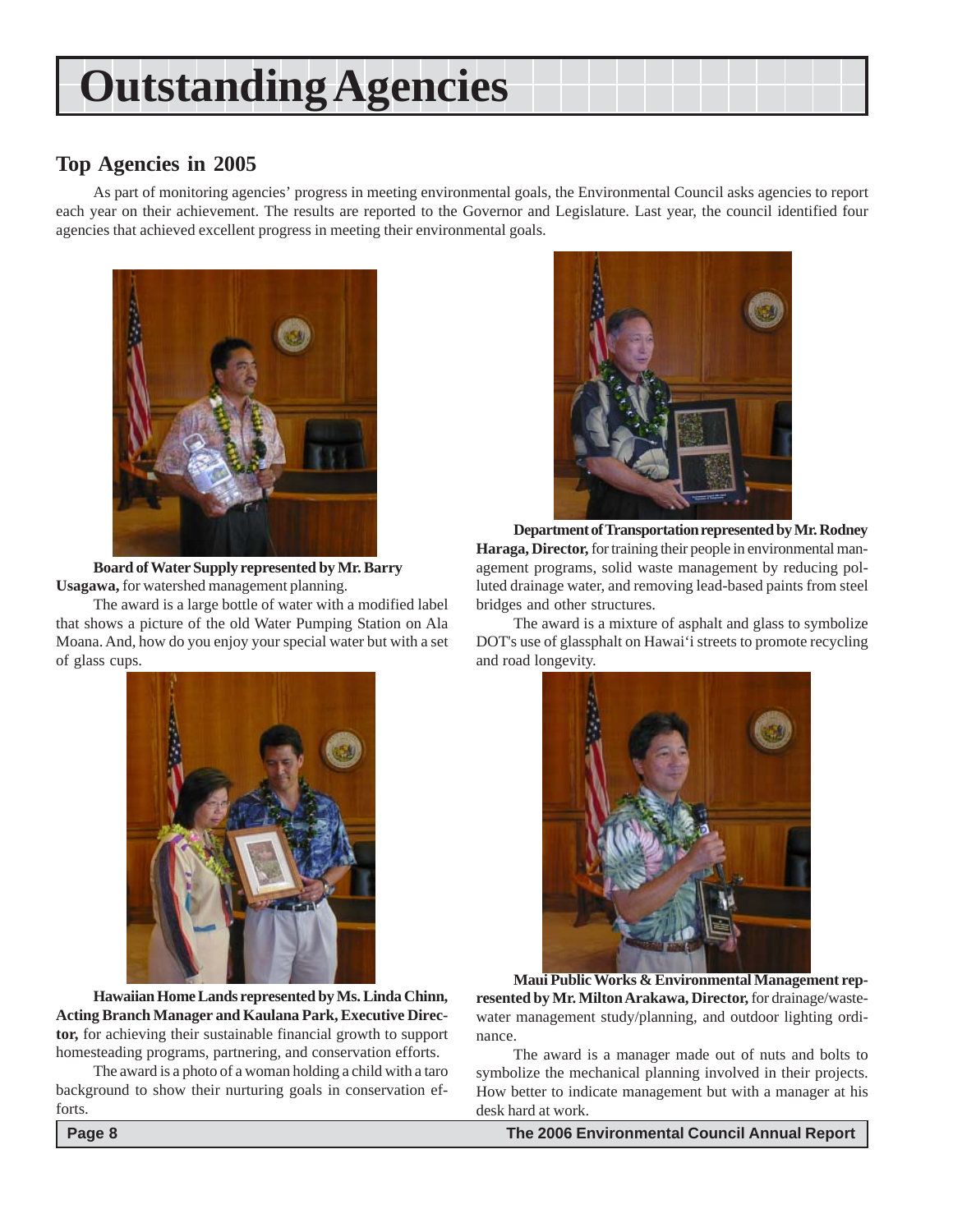# Outstanding Agencies

## Top Agencies in 2005

As part of monitoring agencies' progress in meeting environmental goals, the Environmental Council asks agencies to report each year on their achievement. The results are reported to the Governor and Legislature. Last year, the council identified four agencies that achieved excellent progress in meeting their environmental goals.

**Board of Water Supply represented by Mr. Barry Usagawa,** for watershed management planning.

The award is a large bottle of water with a modified label that shows a picture of the old Water Pumping Station on Ala Moana. And, how do you enjoy your special water but with a set of glass cups.

**Department of Transportation represented by Mr. Rodney Haraga, Director,** for training their people in environmental management programs, solid waste management by reducing polluted drainage water, and removing lead-based paints from steel bridges and other structures.

The award is a mixture of asphalt and glass to symbolize DOT's use of glassphalt on Hawai'i streets to promote recycling and road longevity.

**Hawaiian Home Lands represented by Ms. Linda Chinn, Acting Branch Manager and Kaulana Park, Executive Director,** for achieving their sustainable financial growth to support homesteading programs, partnering, and conservation efforts.

The award is a photo of a woman holding a child with a taro background to show their nurturing goals in conservation efforts.

**Maui Public Works & Environmental Management represented by Mr. Milton Arakawa, Director,** for drainage/wastewater management study/planning, and outdoor lighting ordinance.

The award is a manager made out of nuts and bolts to symbolize the mechanical planning involved in their projects. How better to indicate management but with a manager at his desk hard at work.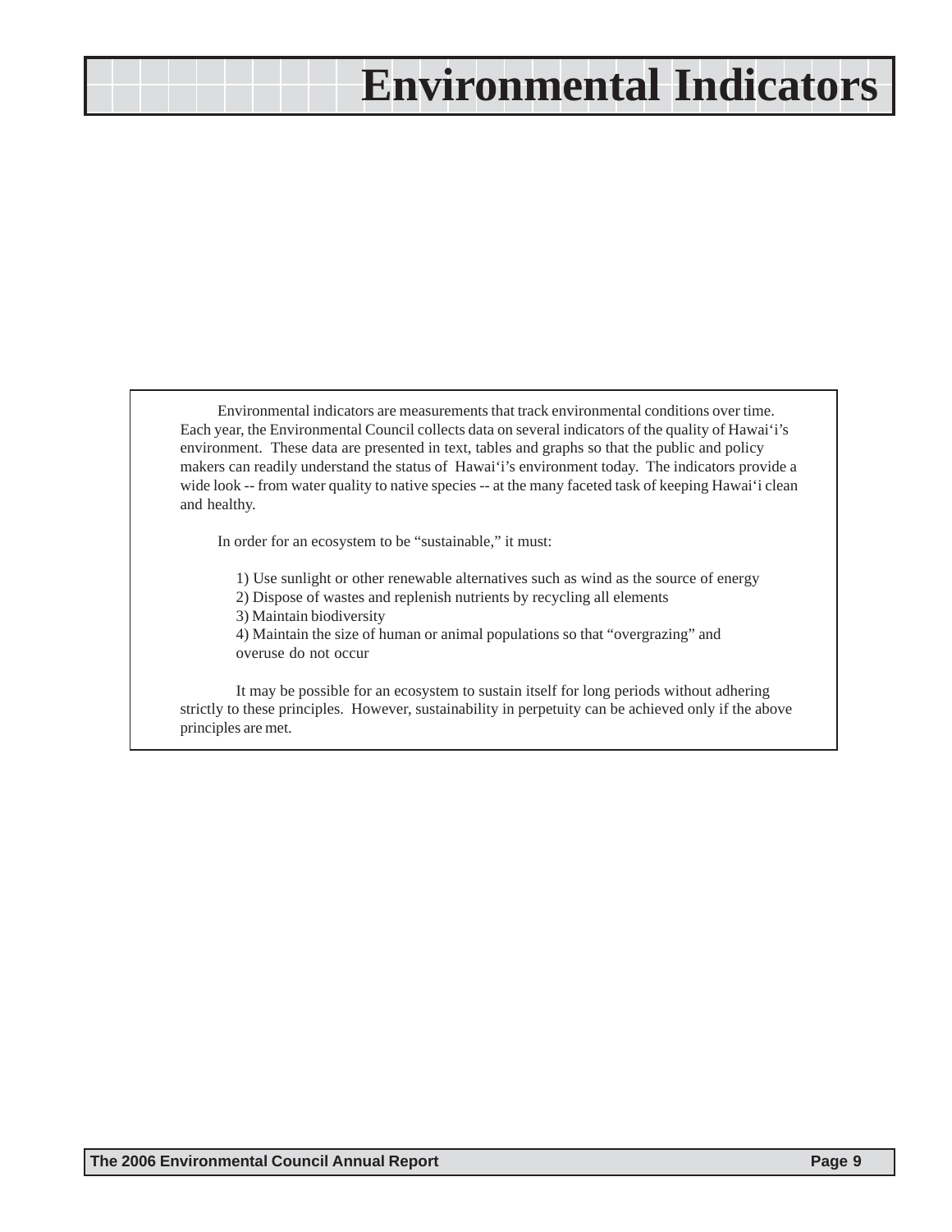# Environmental Indicators

Environmental indicators are measurements that track environmental conditions over time. Each year, the Environmental Council collects data on several indicators of the quality of Hawai‘i’s environment. These data are presented in text, tables and graphs so that the public and policy makers can readily understand the status of Hawai‘i’s environment today. The indicators provide a wide look -- from water quality to native species -- at the many faceted task of keeping Hawai‘i clean and healthy.

In order for an ecosystem to be “sustainable,” it must:

1) Use sunlight or other renewable alternatives such as wind as the source of energy
2) Dispose of wastes and replenish nutrients by recycling all elements
3) Maintain biodiversity
4) Maintain the size of human or animal populations so that “overgrazing” and overuse do not occur

It may be possible for an ecosystem to sustain itself for long periods without adhering strictly to these principles. However, sustainability in perpetuity can be achieved only if the above principles are met.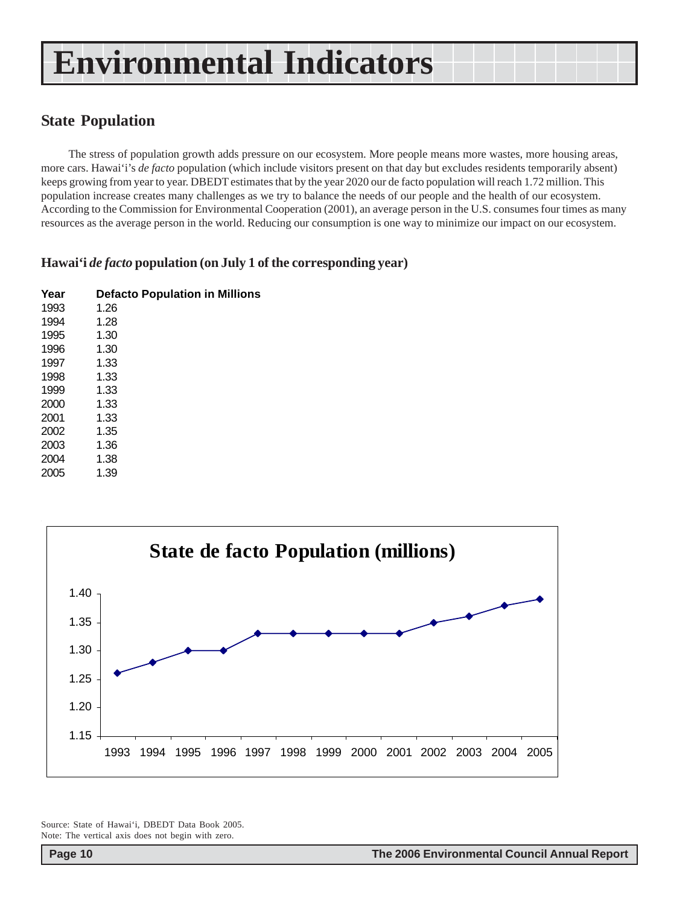# Environmental Indicators

## State Population

The stress of population growth adds pressure on our ecosystem. More people means more wastes, more housing areas, more cars. Hawai'i's *de facto* population (which include visitors present on that day but excludes residents temporarily absent) keeps growing from year to year. DBEDT estimates that by the year 2020 our de facto population will reach 1.72 million. This population increase creates many challenges as we try to balance the needs of our people and the health of our ecosystem. According to the Commission for Environmental Cooperation (2001), an average person in the U.S. consumes four times as many resources as the average person in the world. Reducing our consumption is one way to minimize our impact on our ecosystem.

### Hawai'i *de facto* population (on July 1 of the corresponding year)

| Year | Defacto Population in Millions |
|---|---|
| 1993 | 1.26 |
| 1994 | 1.28 |
| 1995 | 1.30 |
| 1996 | 1.30 |
| 1997 | 1.33 |
| 1998 | 1.33 |
| 1999 | 1.33 |
| 2000 | 1.33 |
| 2001 | 1.33 |
| 2002 | 1.35 |
| 2003 | 1.36 |
| 2004 | 1.38 |
| 2005 | 1.39 |

**State de facto Population (millions)**

Source: State of Hawai'i, DBEDT Data Book 2005.
Note: The vertical axis does not begin with zero.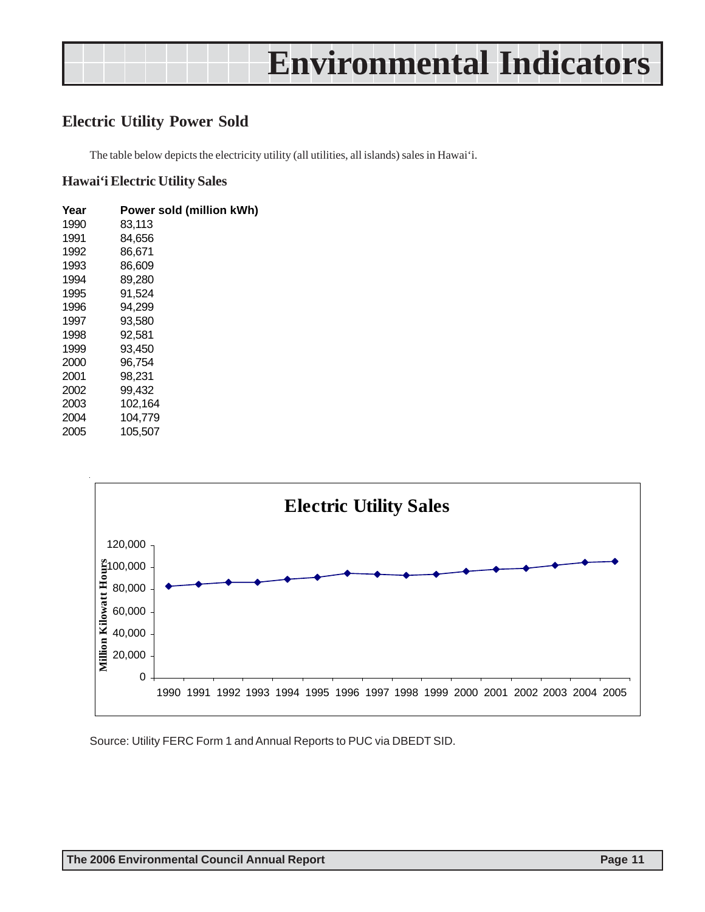# Environmental Indicators

## Electric Utility Power Sold

The table below depicts the electricity utility (all utilities, all islands) sales in Hawai'i.

### Hawai'i Electric Utility Sales

| Year | Power sold (million kWh) |
|---|---|
| 1990 | 83,113 |
| 1991 | 84,656 |
| 1992 | 86,671 |
| 1993 | 86,609 |
| 1994 | 89,280 |
| 1995 | 91,524 |
| 1996 | 94,299 |
| 1997 | 93,580 |
| 1998 | 92,581 |
| 1999 | 93,450 |
| 2000 | 96,754 |
| 2001 | 98,231 |
| 2002 | 99,432 |
| 2003 | 102,164 |
| 2004 | 104,779 |
| 2005 | 105,507 |

**Electric Utility Sales**

Million Kilowatt Hours: 0, 20,000, 40,000, 60,000, 80,000, 100,000, 120,000

1990 1991 1992 1993 1994 1995 1996 1997 1998 1999 2000 2001 2002 2003 2004 2005

Source: Utility FERC Form 1 and Annual Reports to PUC via DBEDT SID.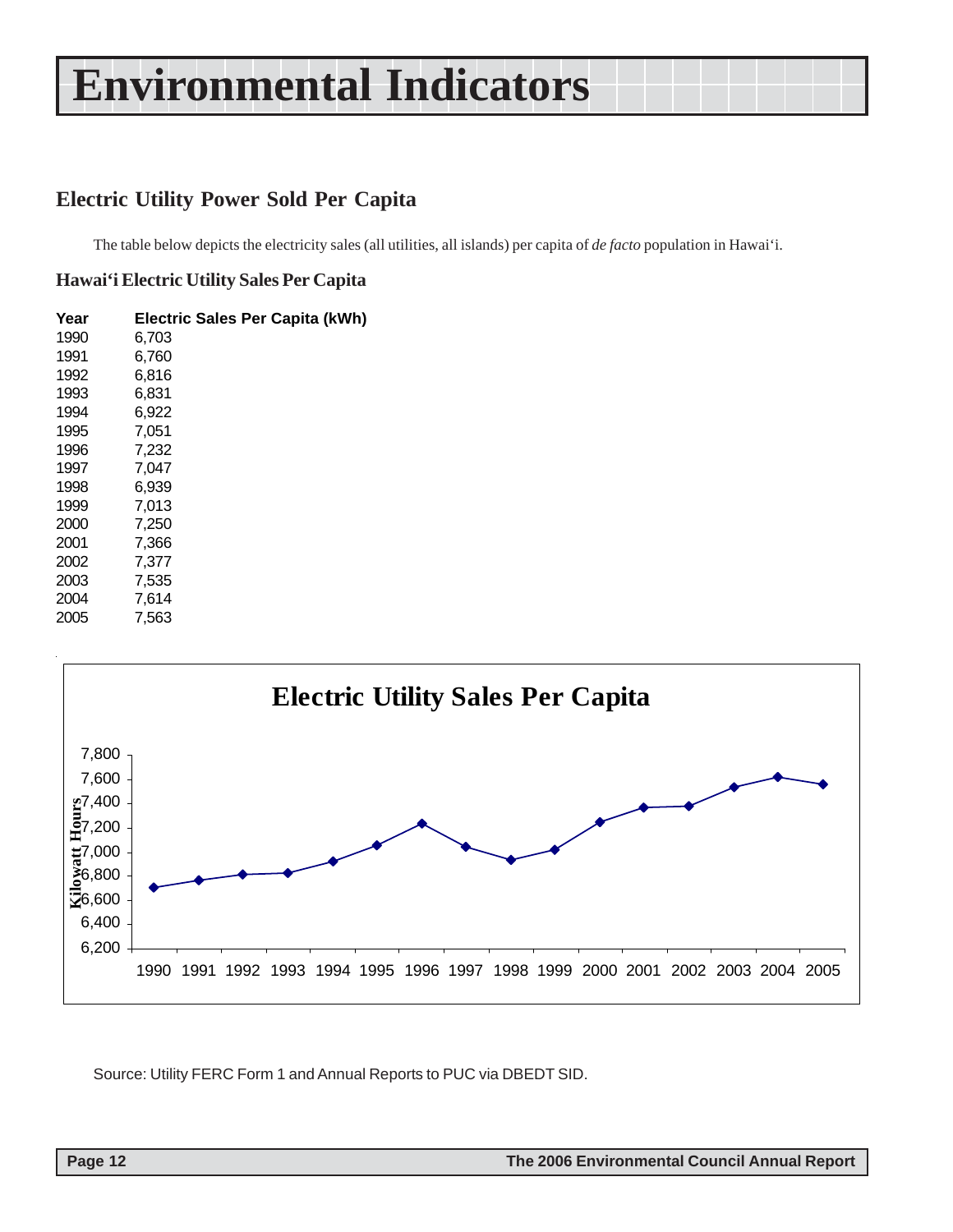# Environmental Indicators

## Electric Utility Power Sold Per Capita

The table below depicts the electricity sales (all utilities, all islands) per capita of *de facto* population in Hawai'i.

### Hawai'i Electric Utility Sales Per Capita

| Year | Electric Sales Per Capita (kWh) |
| --- | --- |
| 1990 | 6,703 |
| 1991 | 6,760 |
| 1992 | 6,816 |
| 1993 | 6,831 |
| 1994 | 6,922 |
| 1995 | 7,051 |
| 1996 | 7,232 |
| 1997 | 7,047 |
| 1998 | 6,939 |
| 1999 | 7,013 |
| 2000 | 7,250 |
| 2001 | 7,366 |
| 2002 | 7,377 |
| 2003 | 7,535 |
| 2004 | 7,614 |
| 2005 | 7,563 |

**Electric Utility Sales Per Capita**

Source: Utility FERC Form 1 and Annual Reports to PUC via DBEDT SID.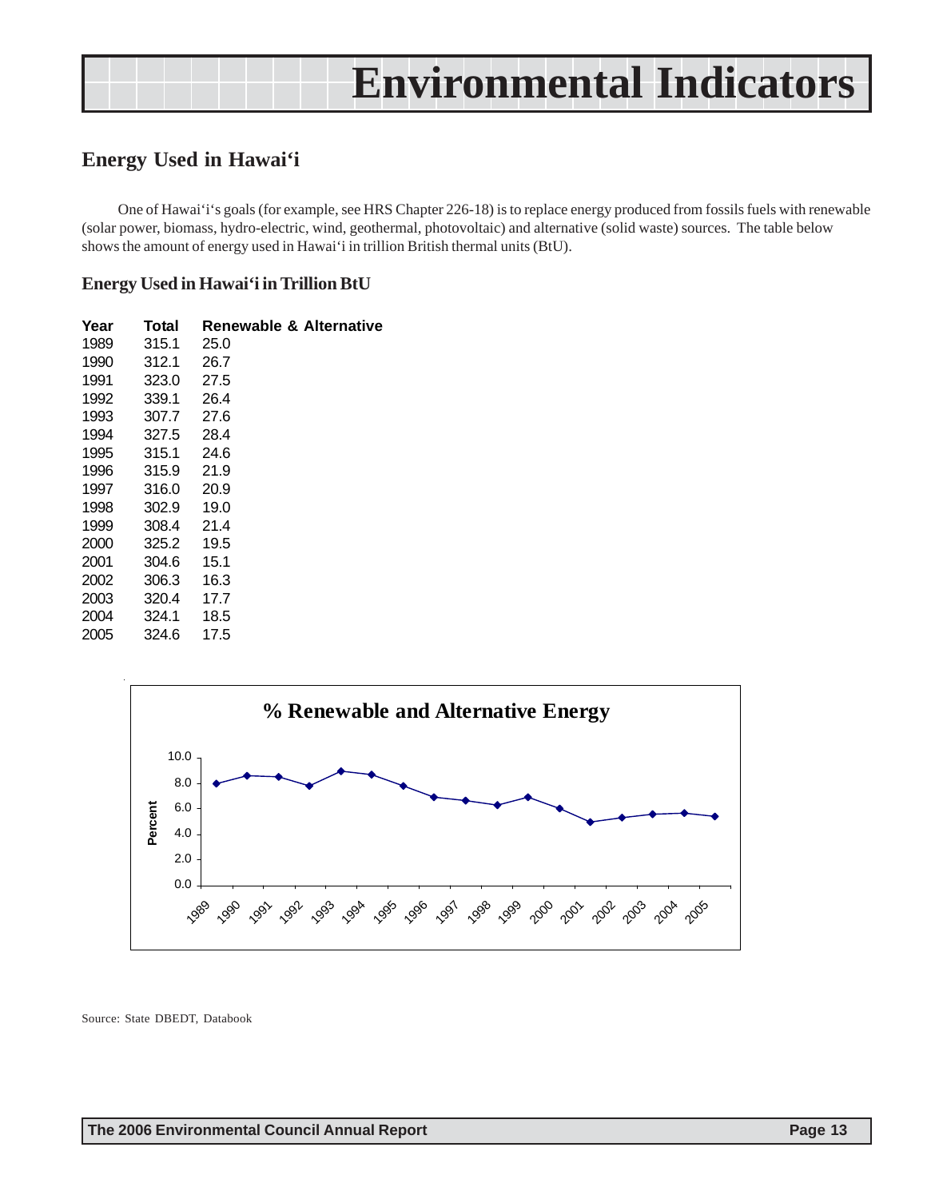# Environmental Indicators

## Energy Used in Hawai'i

One of Hawai'i's goals (for example, see HRS Chapter 226-18) is to replace energy produced from fossils fuels with renewable (solar power, biomass, hydro-electric, wind, geothermal, photovoltaic) and alternative (solid waste) sources. The table below shows the amount of energy used in Hawai'i in trillion British thermal units (BtU).

### Energy Used in Hawai'i in Trillion BtU

| Year | Total | Renewable & Alternative |
|---|---|---|
| 1989 | 315.1 | 25.0 |
| 1990 | 312.1 | 26.7 |
| 1991 | 323.0 | 27.5 |
| 1992 | 339.1 | 26.4 |
| 1993 | 307.7 | 27.6 |
| 1994 | 327.5 | 28.4 |
| 1995 | 315.1 | 24.6 |
| 1996 | 315.9 | 21.9 |
| 1997 | 316.0 | 20.9 |
| 1998 | 302.9 | 19.0 |
| 1999 | 308.4 | 21.4 |
| 2000 | 325.2 | 19.5 |
| 2001 | 304.6 | 15.1 |
| 2002 | 306.3 | 16.3 |
| 2003 | 320.4 | 17.7 |
| 2004 | 324.1 | 18.5 |
| 2005 | 324.6 | 17.5 |

**% Renewable and Alternative Energy**

Source: State DBEDT, Databook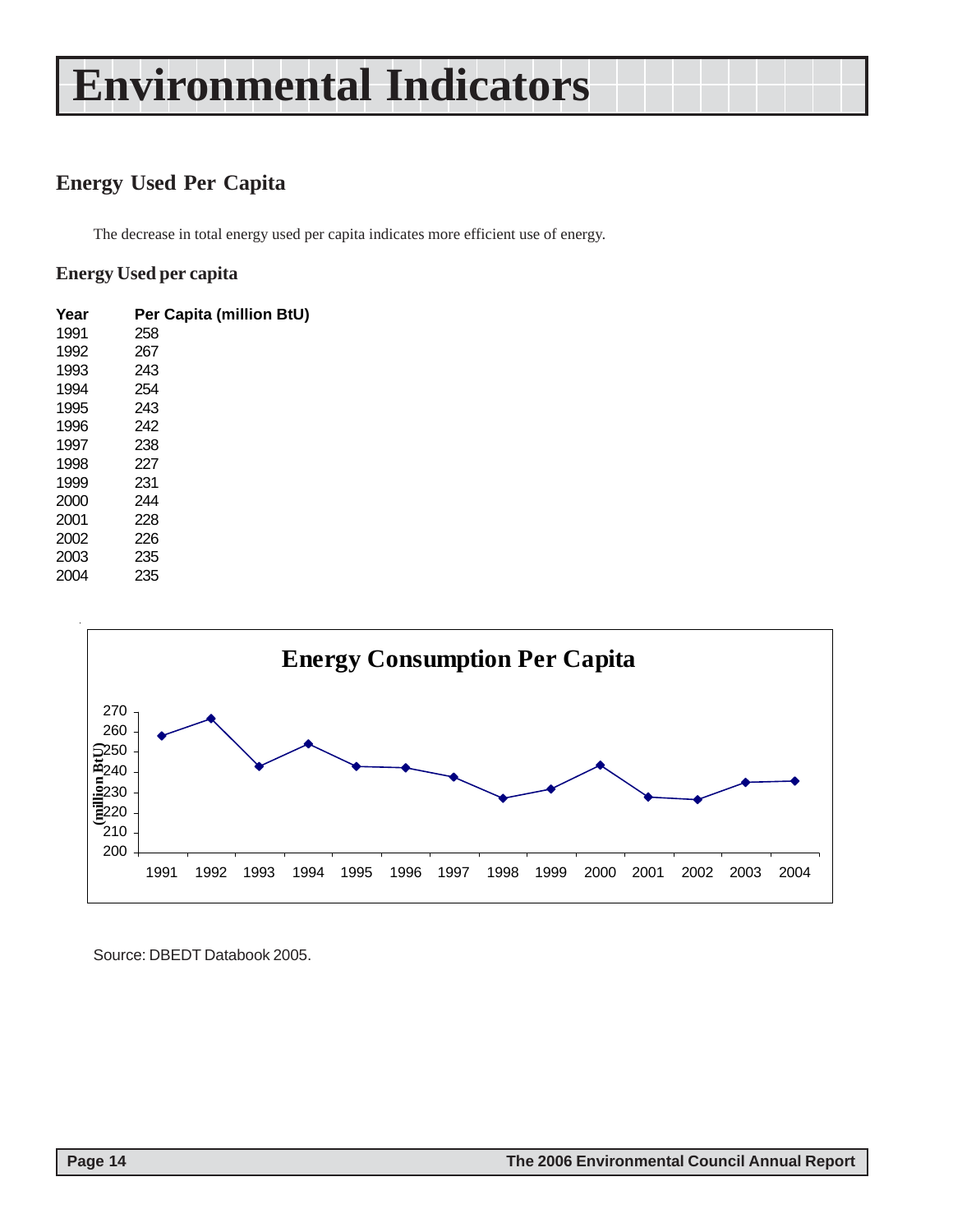# Environmental Indicators

## Energy Used Per Capita

The decrease in total energy used per capita indicates more efficient use of energy.

### Energy Used per capita

| Year | Per Capita (million BtU) |
|---|---|
| 1991 | 258 |
| 1992 | 267 |
| 1993 | 243 |
| 1994 | 254 |
| 1995 | 243 |
| 1996 | 242 |
| 1997 | 238 |
| 1998 | 227 |
| 1999 | 231 |
| 2000 | 244 |
| 2001 | 228 |
| 2002 | 226 |
| 2003 | 235 |
| 2004 | 235 |

**Energy Consumption Per Capita**

Source: DBEDT Databook 2005.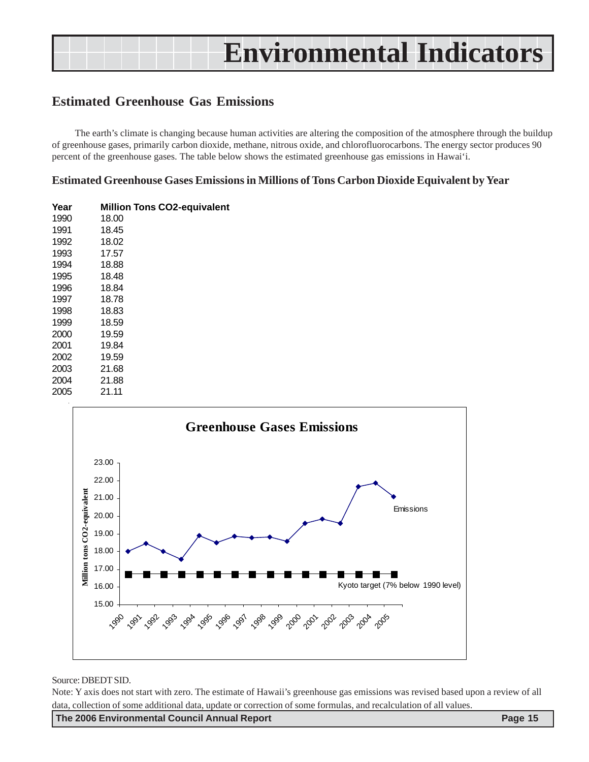# Environmental Indicators

## Estimated Greenhouse Gas Emissions

The earth's climate is changing because human activities are altering the composition of the atmosphere through the buildup of greenhouse gases, primarily carbon dioxide, methane, nitrous oxide, and chlorofluorocarbons. The energy sector produces 90 percent of the greenhouse gases. The table below shows the estimated greenhouse gas emissions in Hawai'i.

### Estimated Greenhouse Gases Emissions in Millions of Tons Carbon Dioxide Equivalent by Year

| Year | Million Tons CO2-equivalent |
|---|---|
| 1990 | 18.00 |
| 1991 | 18.45 |
| 1992 | 18.02 |
| 1993 | 17.57 |
| 1994 | 18.88 |
| 1995 | 18.48 |
| 1996 | 18.84 |
| 1997 | 18.78 |
| 1998 | 18.83 |
| 1999 | 18.59 |
| 2000 | 19.59 |
| 2001 | 19.84 |
| 2002 | 19.59 |
| 2003 | 21.68 |
| 2004 | 21.88 |
| 2005 | 21.11 |

**Greenhouse Gases Emissions**

Source: DBEDT SID.

Note: Y axis does not start with zero. The estimate of Hawaii's greenhouse gas emissions was revised based upon a review of all data, collection of some additional data, update or correction of some formulas, and recalculation of all values.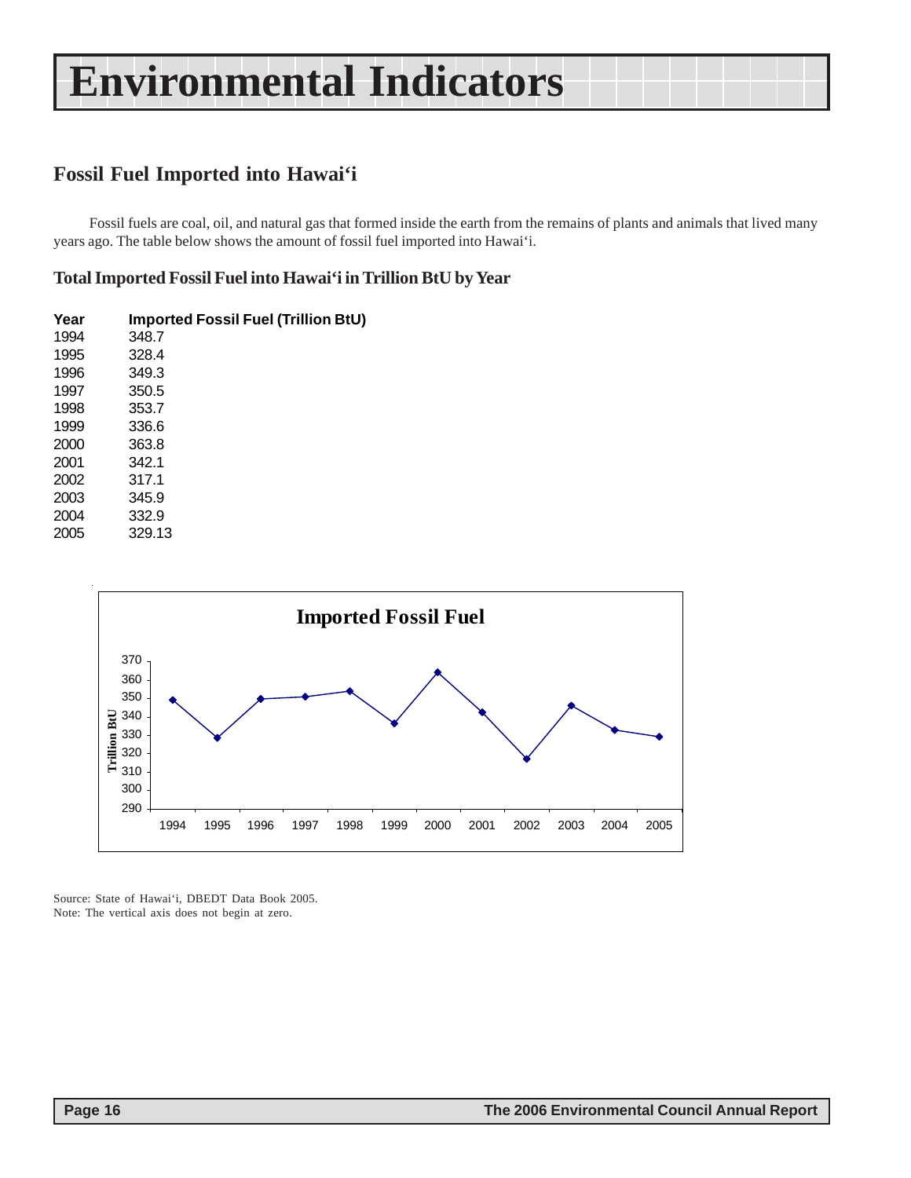# Environmental Indicators

## Fossil Fuel Imported into Hawai'i

Fossil fuels are coal, oil, and natural gas that formed inside the earth from the remains of plants and animals that lived many years ago. The table below shows the amount of fossil fuel imported into Hawai'i.

### Total Imported Fossil Fuel into Hawai'i in Trillion BtU by Year

| Year | Imported Fossil Fuel (Trillion BtU) |
|---|---|
| 1994 | 348.7 |
| 1995 | 328.4 |
| 1996 | 349.3 |
| 1997 | 350.5 |
| 1998 | 353.7 |
| 1999 | 336.6 |
| 2000 | 363.8 |
| 2001 | 342.1 |
| 2002 | 317.1 |
| 2003 | 345.9 |
| 2004 | 332.9 |
| 2005 | 329.13 |

**Imported Fossil Fuel**

Source: State of Hawai'i, DBEDT Data Book 2005.
Note: The vertical axis does not begin at zero.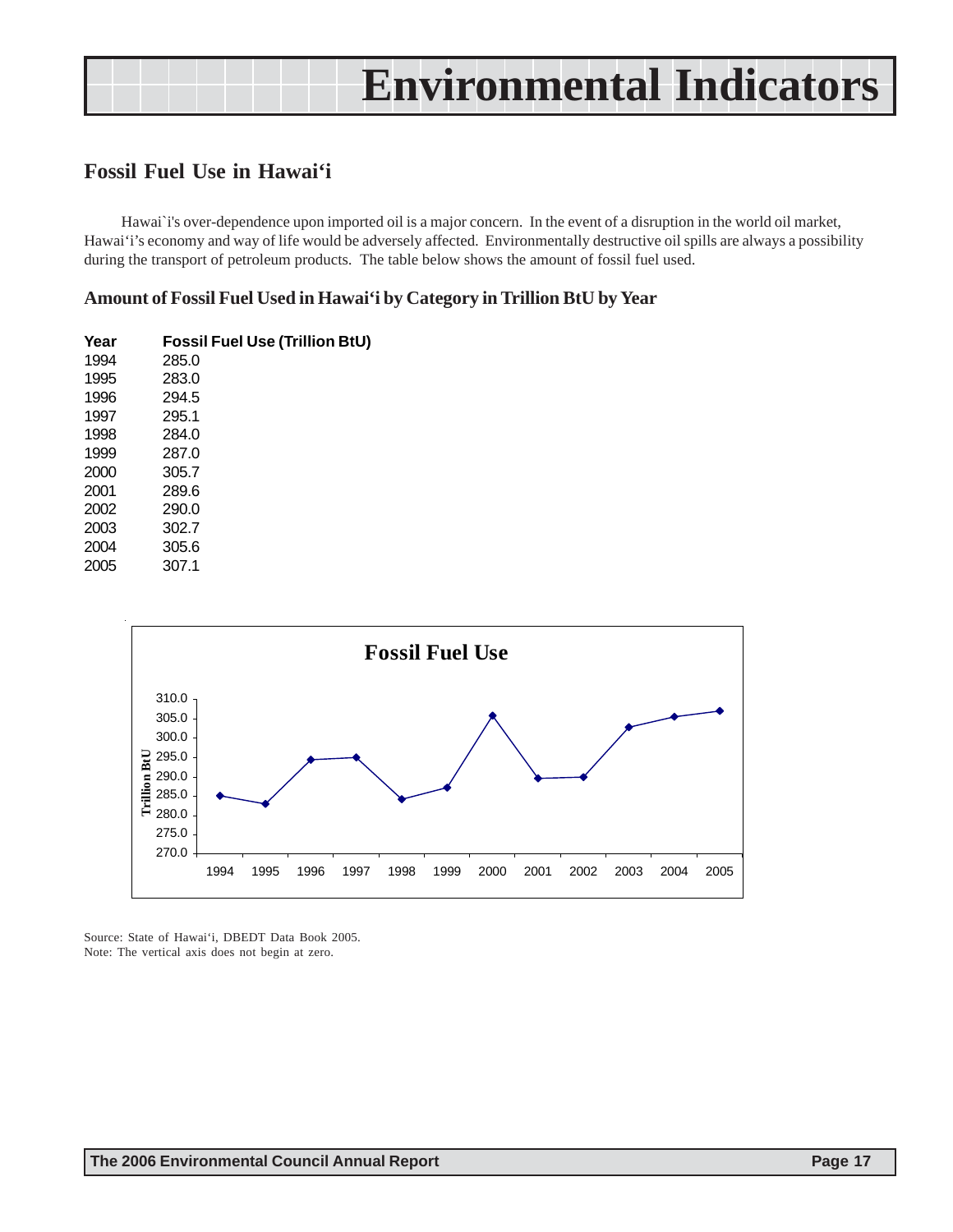# Environmental Indicators

## Fossil Fuel Use in Hawai'i

Hawai`i's over-dependence upon imported oil is a major concern. In the event of a disruption in the world oil market, Hawai'i's economy and way of life would be adversely affected. Environmentally destructive oil spills are always a possibility during the transport of petroleum products. The table below shows the amount of fossil fuel used.

### Amount of Fossil Fuel Used in Hawai'i by Category in Trillion BtU by Year

| Year | Fossil Fuel Use (Trillion BtU) |
|---|---|
| 1994 | 285.0 |
| 1995 | 283.0 |
| 1996 | 294.5 |
| 1997 | 295.1 |
| 1998 | 284.0 |
| 1999 | 287.0 |
| 2000 | 305.7 |
| 2001 | 289.6 |
| 2002 | 290.0 |
| 2003 | 302.7 |
| 2004 | 305.6 |
| 2005 | 307.1 |

**Fossil Fuel Use**

Trillion BtU

| Year | 1994 | 1995 | 1996 | 1997 | 1998 | 1999 | 2000 | 2001 | 2002 | 2003 | 2004 | 2005 |
|---|---|---|---|---|---|---|---|---|---|---|---|---|
| Trillion BtU | 285.0 | 283.0 | 294.5 | 295.1 | 284.0 | 287.0 | 305.7 | 289.6 | 290.0 | 302.7 | 305.6 | 307.1 |

Source: State of Hawai'i, DBEDT Data Book 2005.
Note: The vertical axis does not begin at zero.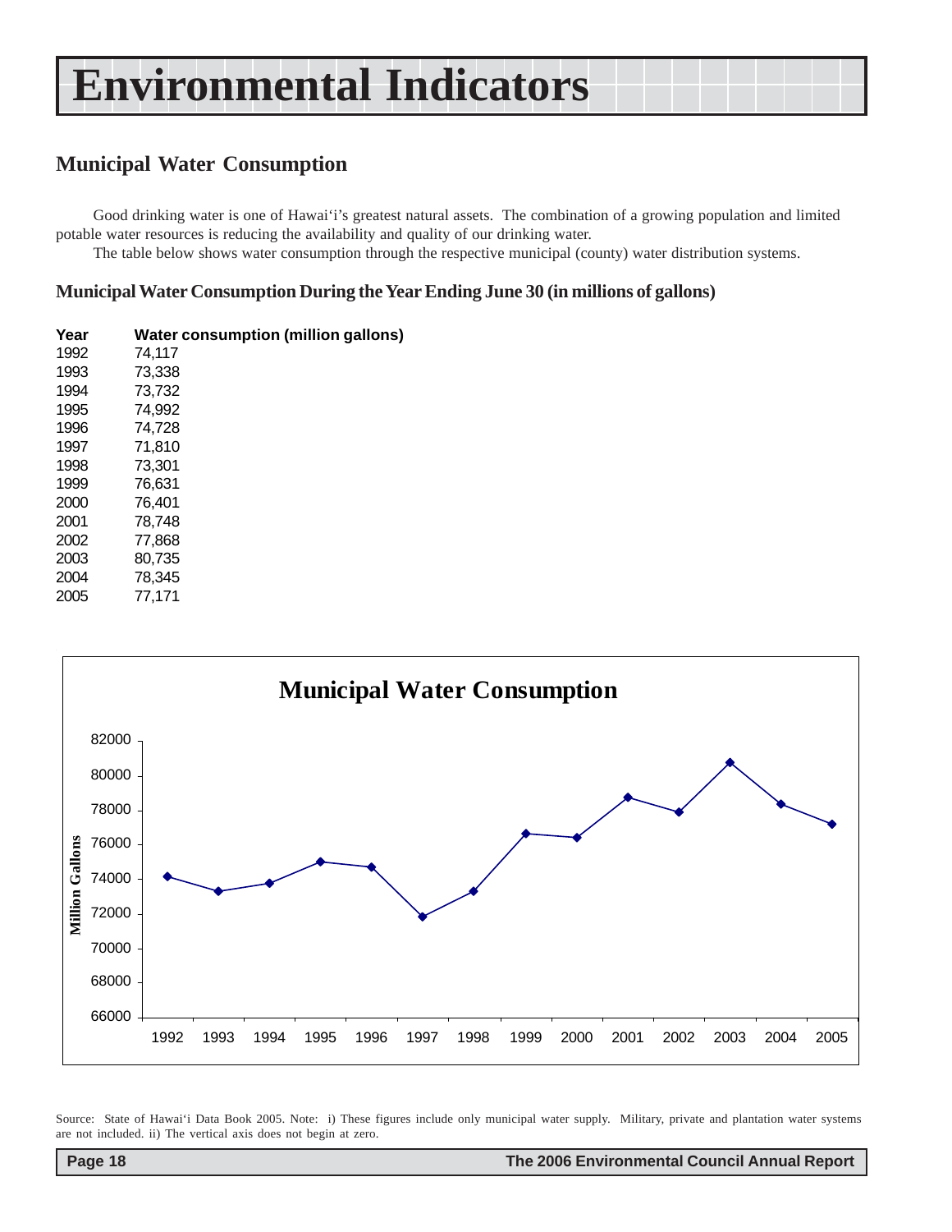# Environmental Indicators

## Municipal Water Consumption

Good drinking water is one of Hawai'i's greatest natural assets. The combination of a growing population and limited potable water resources is reducing the availability and quality of our drinking water.

The table below shows water consumption through the respective municipal (county) water distribution systems.

### Municipal Water Consumption During the Year Ending June 30 (in millions of gallons)

| Year | Water consumption (million gallons) |
|---|---|
| 1992 | 74,117 |
| 1993 | 73,338 |
| 1994 | 73,732 |
| 1995 | 74,992 |
| 1996 | 74,728 |
| 1997 | 71,810 |
| 1998 | 73,301 |
| 1999 | 76,631 |
| 2000 | 76,401 |
| 2001 | 78,748 |
| 2002 | 77,868 |
| 2003 | 80,735 |
| 2004 | 78,345 |
| 2005 | 77,171 |

**Municipal Water Consumption**

Million Gallons

| Year | 1992 | 1993 | 1994 | 1995 | 1996 | 1997 | 1998 | 1999 | 2000 | 2001 | 2002 | 2003 | 2004 | 2005 |
|---|---|---|---|---|---|---|---|---|---|---|---|---|---|---|

Source: State of Hawai'i Data Book 2005. Note: i) These figures include only municipal water supply. Military, private and plantation water systems are not included. ii) The vertical axis does not begin at zero.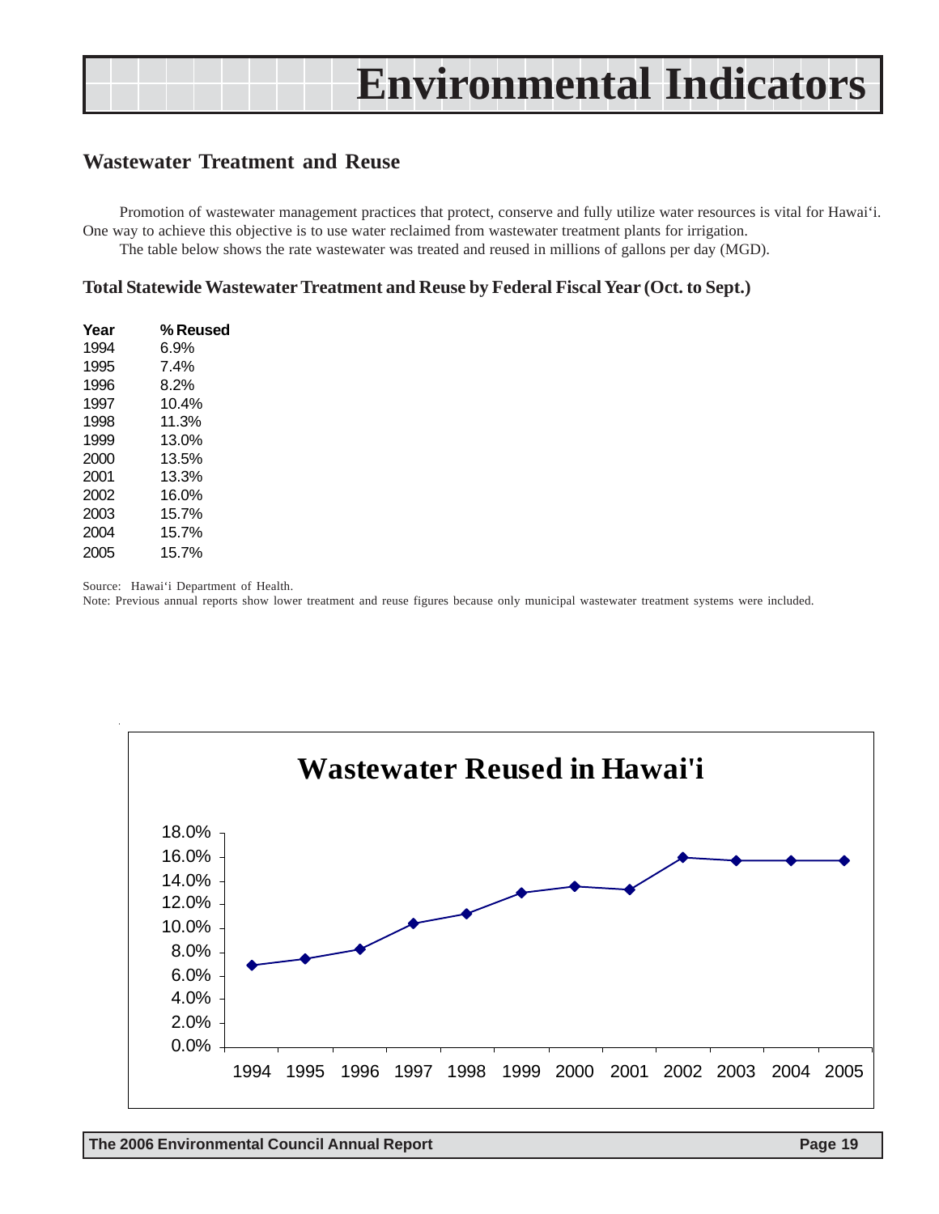# Environmental Indicators

## Wastewater Treatment and Reuse

Promotion of wastewater management practices that protect, conserve and fully utilize water resources is vital for Hawai'i. One way to achieve this objective is to use water reclaimed from wastewater treatment plants for irrigation.

The table below shows the rate wastewater was treated and reused in millions of gallons per day (MGD).

### Total Statewide Wastewater Treatment and Reuse by Federal Fiscal Year (Oct. to Sept.)

| Year | % Reused |
|---|---|
| 1994 | 6.9% |
| 1995 | 7.4% |
| 1996 | 8.2% |
| 1997 | 10.4% |
| 1998 | 11.3% |
| 1999 | 13.0% |
| 2000 | 13.5% |
| 2001 | 13.3% |
| 2002 | 16.0% |
| 2003 | 15.7% |
| 2004 | 15.7% |
| 2005 | 15.7% |

Source: Hawai'i Department of Health.

Note: Previous annual reports show lower treatment and reuse figures because only municipal wastewater treatment systems were included.

**Wastewater Reused in Hawai'i**

| Year | % Reused |
|---|---|
| 1994 | 6.9% |
| 1995 | 7.4% |
| 1996 | 8.2% |
| 1997 | 10.4% |
| 1998 | 11.3% |
| 1999 | 13.0% |
| 2000 | 13.5% |
| 2001 | 13.3% |
| 2002 | 16.0% |
| 2003 | 15.7% |
| 2004 | 15.7% |
| 2005 | 15.7% |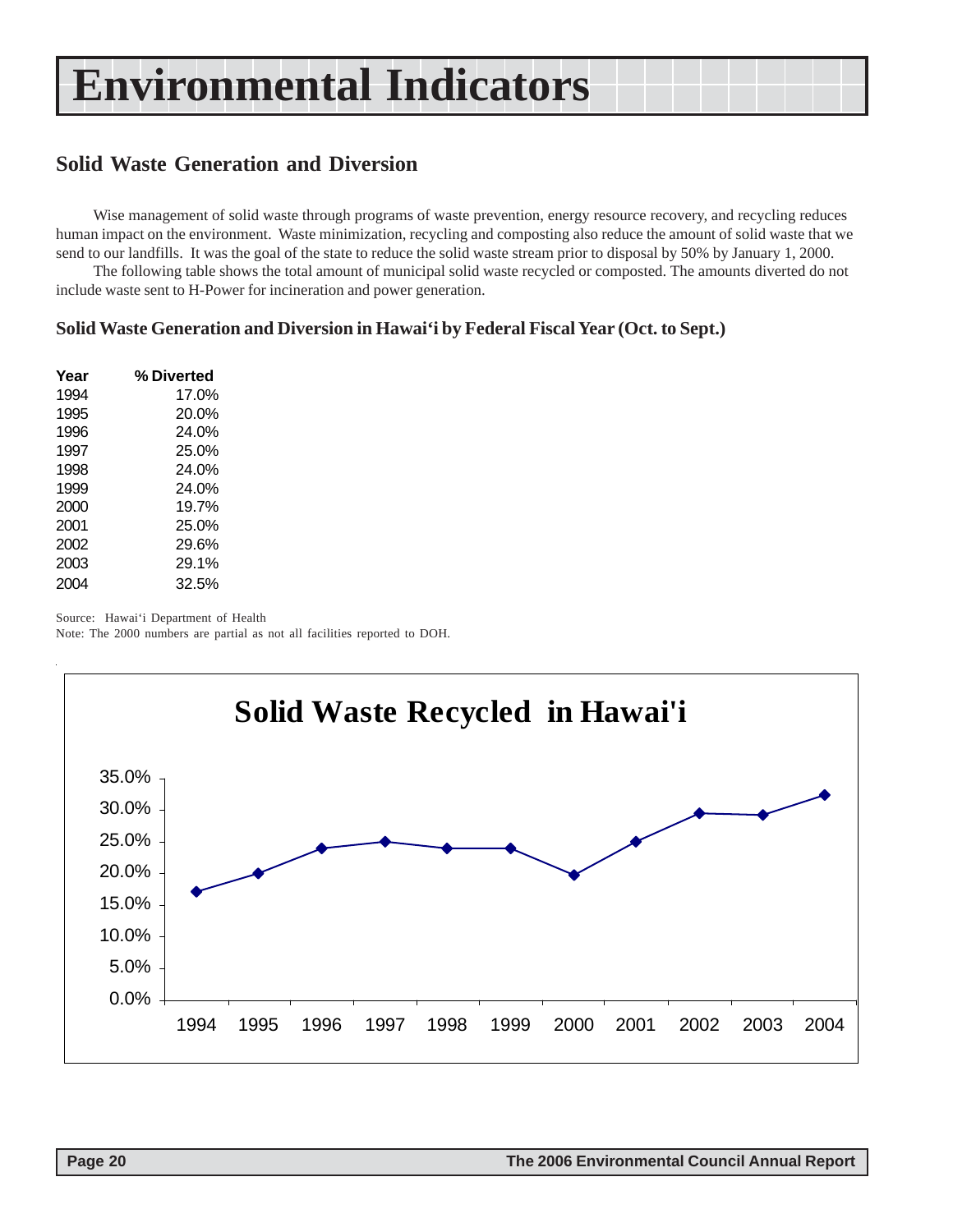# Environmental Indicators

## Solid Waste Generation and Diversion

Wise management of solid waste through programs of waste prevention, energy resource recovery, and recycling reduces human impact on the environment. Waste minimization, recycling and composting also reduce the amount of solid waste that we send to our landfills. It was the goal of the state to reduce the solid waste stream prior to disposal by 50% by January 1, 2000.

The following table shows the total amount of municipal solid waste recycled or composted. The amounts diverted do not include waste sent to H-Power for incineration and power generation.

### Solid Waste Generation and Diversion in Hawai'i by Federal Fiscal Year (Oct. to Sept.)

| Year | % Diverted |
|---|---|
| 1994 | 17.0% |
| 1995 | 20.0% |
| 1996 | 24.0% |
| 1997 | 25.0% |
| 1998 | 24.0% |
| 1999 | 24.0% |
| 2000 | 19.7% |
| 2001 | 25.0% |
| 2002 | 29.6% |
| 2003 | 29.1% |
| 2004 | 32.5% |

Source: Hawai'i Department of Health

Note: The 2000 numbers are partial as not all facilities reported to DOH.

**Solid Waste Recycled in Hawai'i**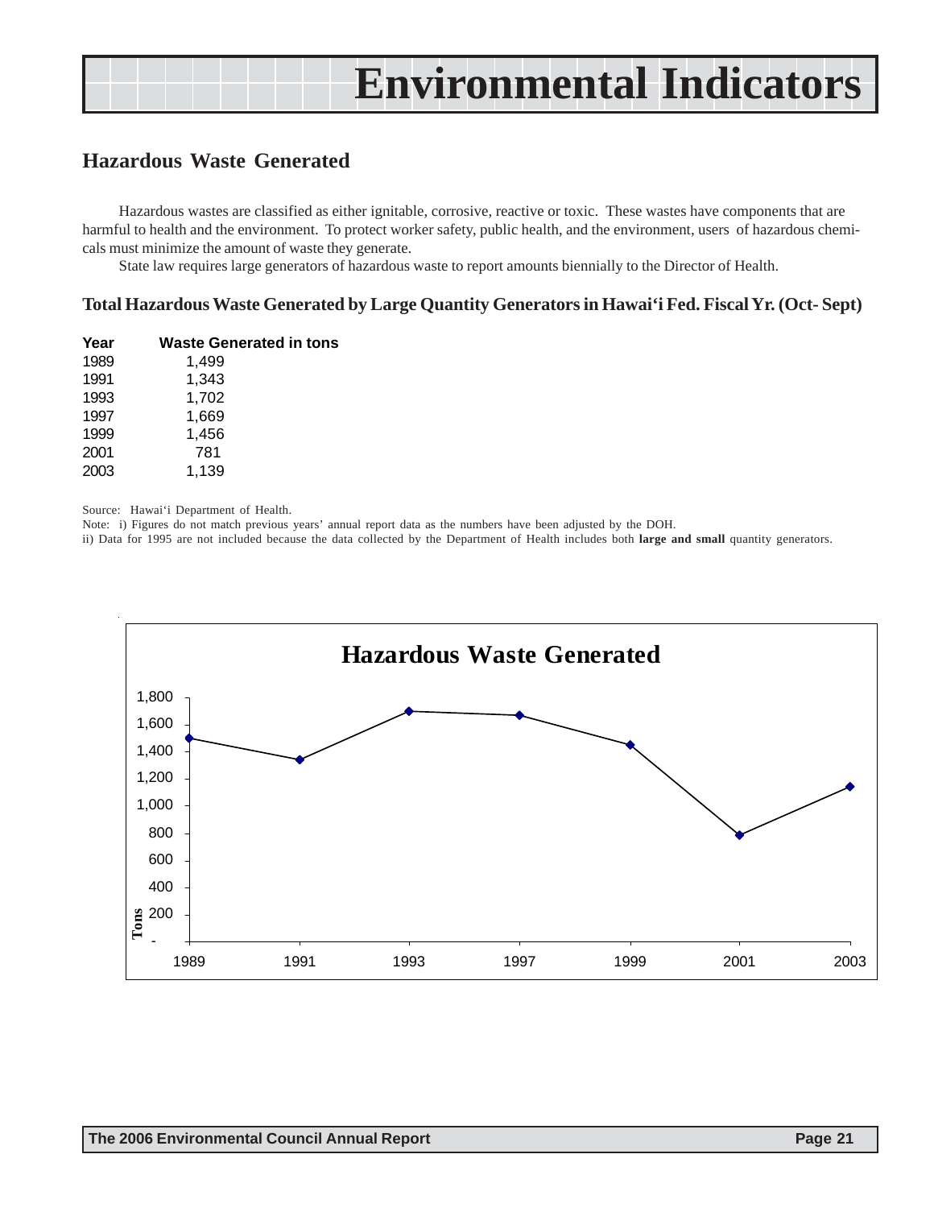# Environmental Indicators

## Hazardous Waste Generated

Hazardous wastes are classified as either ignitable, corrosive, reactive or toxic. These wastes have components that are harmful to health and the environment. To protect worker safety, public health, and the environment, users of hazardous chemicals must minimize the amount of waste they generate.

State law requires large generators of hazardous waste to report amounts biennially to the Director of Health.

### Total Hazardous Waste Generated by Large Quantity Generators in Hawai'i Fed. Fiscal Yr. (Oct- Sept)

| Year | Waste Generated in tons |
|---|---|
| 1989 | 1,499 |
| 1991 | 1,343 |
| 1993 | 1,702 |
| 1997 | 1,669 |
| 1999 | 1,456 |
| 2001 | 781 |
| 2003 | 1,139 |

Source: Hawai'i Department of Health.

Note: i) Figures do not match previous years' annual report data as the numbers have been adjusted by the DOH.

ii) Data for 1995 are not included because the data collected by the Department of Health includes both **large and small** quantity generators.

**Hazardous Waste Generated**

Tons

1,800
1,600
1,400
1,200
1,000
800
600
400
200
-

1989 1991 1993 1997 1999 2001 2003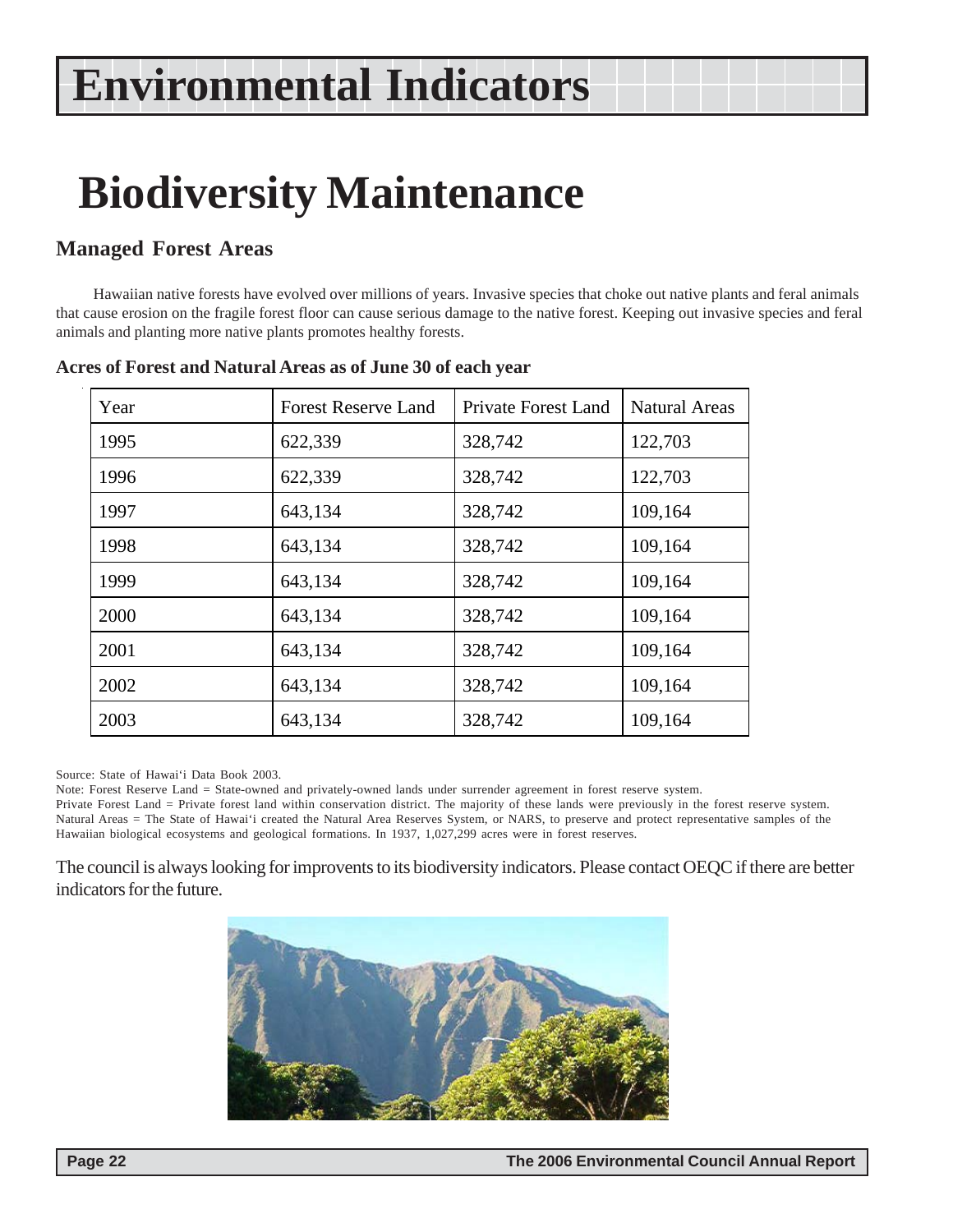# Environmental Indicators

# Biodiversity Maintenance

## Managed Forest Areas

Hawaiian native forests have evolved over millions of years. Invasive species that choke out native plants and feral animals that cause erosion on the fragile forest floor can cause serious damage to the native forest. Keeping out invasive species and feral animals and planting more native plants promotes healthy forests.

**Acres of Forest and Natural Areas as of June 30 of each year**

| Year | Forest Reserve Land | Private Forest Land | Natural Areas |
|---|---|---|---|
| 1995 | 622,339 | 328,742 | 122,703 |
| 1996 | 622,339 | 328,742 | 122,703 |
| 1997 | 643,134 | 328,742 | 109,164 |
| 1998 | 643,134 | 328,742 | 109,164 |
| 1999 | 643,134 | 328,742 | 109,164 |
| 2000 | 643,134 | 328,742 | 109,164 |
| 2001 | 643,134 | 328,742 | 109,164 |
| 2002 | 643,134 | 328,742 | 109,164 |
| 2003 | 643,134 | 328,742 | 109,164 |

Source: State of Hawai'i Data Book 2003.

Note: Forest Reserve Land = State-owned and privately-owned lands under surrender agreement in forest reserve system.

Private Forest Land = Private forest land within conservation district. The majority of these lands were previously in the forest reserve system.

Natural Areas = The State of Hawai'i created the Natural Area Reserves System, or NARS, to preserve and protect representative samples of the Hawaiian biological ecosystems and geological formations. In 1937, 1,027,299 acres were in forest reserves.

The council is always looking for improvents to its biodiversity indicators. Please contact OEQC if there are better indicators for the future.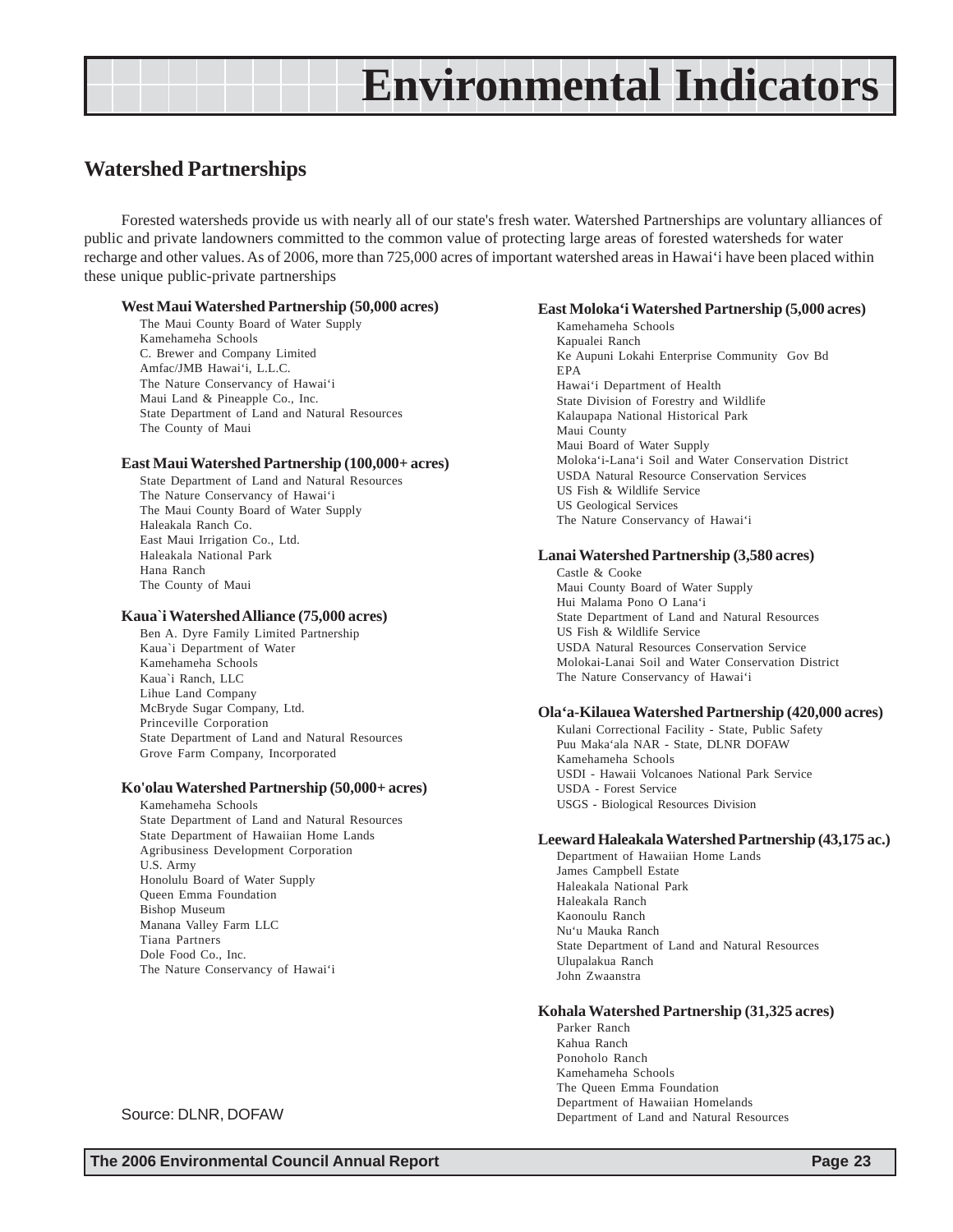# Environmental Indicators

## Watershed Partnerships

Forested watersheds provide us with nearly all of our state's fresh water. Watershed Partnerships are voluntary alliances of public and private landowners committed to the common value of protecting large areas of forested watersheds for water recharge and other values. As of 2006, more than 725,000 acres of important watershed areas in Hawaiʻi have been placed within these unique public-private partnerships

**West Maui Watershed Partnership (50,000 acres)**

- The Maui County Board of Water Supply
- Kamehameha Schools
- C. Brewer and Company Limited
- Amfac/JMB Hawaiʻi, L.L.C.
- The Nature Conservancy of Hawaiʻi
- Maui Land & Pineapple Co., Inc.
- State Department of Land and Natural Resources
- The County of Maui

**East Maui Watershed Partnership (100,000+ acres)**

- State Department of Land and Natural Resources
- The Nature Conservancy of Hawaiʻi
- The Maui County Board of Water Supply
- Haleakala Ranch Co.
- East Maui Irrigation Co., Ltd.
- Haleakala National Park
- Hana Ranch
- The County of Maui

**Kaua`i Watershed Alliance (75,000 acres)**

- Ben A. Dyre Family Limited Partnership
- Kaua`i Department of Water
- Kamehameha Schools
- Kaua`i Ranch, LLC
- Lihue Land Company
- McBryde Sugar Company, Ltd.
- Princeville Corporation
- State Department of Land and Natural Resources
- Grove Farm Company, Incorporated

**Ko'olau Watershed Partnership (50,000+ acres)**

- Kamehameha Schools
- State Department of Land and Natural Resources
- State Department of Hawaiian Home Lands
- Agribusiness Development Corporation
- U.S. Army
- Honolulu Board of Water Supply
- Queen Emma Foundation
- Bishop Museum
- Manana Valley Farm LLC
- Tiana Partners
- Dole Food Co., Inc.
- The Nature Conservancy of Hawaiʻi

**East Molokaʻi Watershed Partnership (5,000 acres)**

- Kamehameha Schools
- Kapualei Ranch
- Ke Aupuni Lokahi Enterprise Community Gov Bd
- EPA
- Hawaiʻi Department of Health
- State Division of Forestry and Wildlife
- Kalaupapa National Historical Park
- Maui County
- Maui Board of Water Supply
- Molokaʻi-Lanaʻi Soil and Water Conservation District
- USDA Natural Resource Conservation Services
- US Fish & Wildlife Service
- US Geological Services
- The Nature Conservancy of Hawaiʻi

**Lanai Watershed Partnership (3,580 acres)**

- Castle & Cooke
- Maui County Board of Water Supply
- Hui Malama Pono O Lanaʻi
- State Department of Land and Natural Resources
- US Fish & Wildlife Service
- USDA Natural Resources Conservation Service
- Molokai-Lanai Soil and Water Conservation District
- The Nature Conservancy of Hawaiʻi

**Olaʻa-Kilauea Watershed Partnership (420,000 acres)**

- Kulani Correctional Facility - State, Public Safety
- Puu Makaʻala NAR - State, DLNR DOFAW
- Kamehameha Schools
- USDI - Hawaii Volcanoes National Park Service
- USDA - Forest Service
- USGS - Biological Resources Division

**Leeward Haleakala Watershed Partnership (43,175 ac.)**

- Department of Hawaiian Home Lands
- James Campbell Estate
- Haleakala National Park
- Haleakala Ranch
- Kaonoulu Ranch
- Nuʻu Mauka Ranch
- State Department of Land and Natural Resources
- Ulupalakua Ranch
- John Zwaanstra

**Kohala Watershed Partnership (31,325 acres)**

- Parker Ranch
- Kahua Ranch
- Ponoholo Ranch
- Kamehameha Schools
- The Queen Emma Foundation
- Department of Hawaiian Homelands
- Department of Land and Natural Resources

Source: DLNR, DOFAW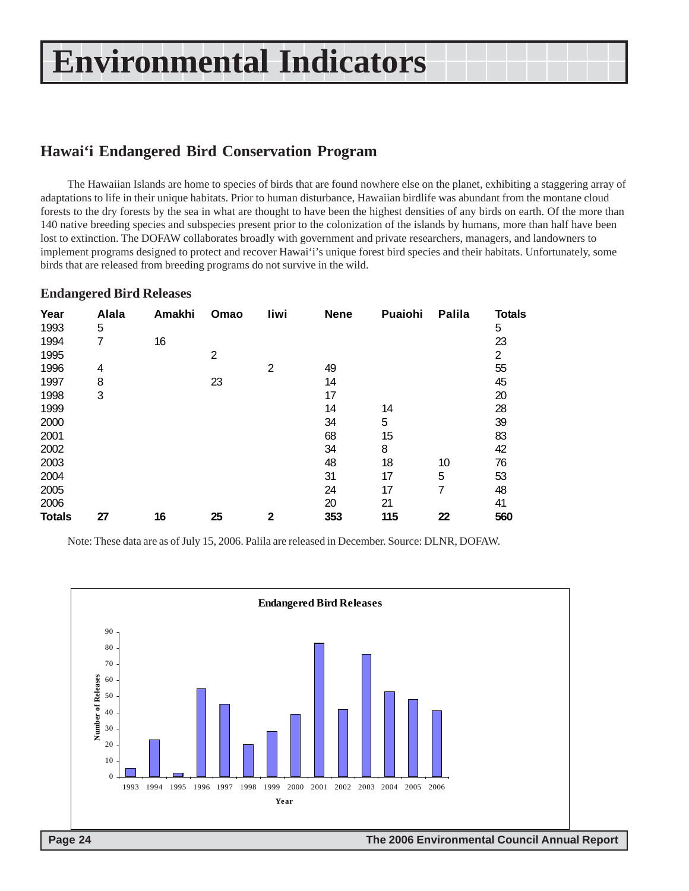# Environmental Indicators

## Hawai‘i Endangered Bird Conservation Program

The Hawaiian Islands are home to species of birds that are found nowhere else on the planet, exhibiting a staggering array of adaptations to life in their unique habitats. Prior to human disturbance, Hawaiian birdlife was abundant from the montane cloud forests to the dry forests by the sea in what are thought to have been the highest densities of any birds on earth. Of the more than 140 native breeding species and subspecies present prior to the colonization of the islands by humans, more than half have been lost to extinction. The DOFAW collaborates broadly with government and private researchers, managers, and landowners to implement programs designed to protect and recover Hawai‘i's unique forest bird species and their habitats. Unfortunately, some birds that are released from breeding programs do not survive in the wild.

### Endangered Bird Releases

| Year | Alala | Amakhi | Omao | Iiwi | Nene | Puaiohi | Palila | Totals |
|---|---|---|---|---|---|---|---|---|
| 1993 | 5 | | | | | | | 5 |
| 1994 | 7 | 16 | | | | | | 23 |
| 1995 | | | 2 | | | | | 2 |
| 1996 | 4 | | | 2 | 49 | | | 55 |
| 1997 | 8 | | 23 | | 14 | | | 45 |
| 1998 | 3 | | | | 17 | | | 20 |
| 1999 | | | | | 14 | 14 | | 28 |
| 2000 | | | | | 34 | 5 | | 39 |
| 2001 | | | | | 68 | 15 | | 83 |
| 2002 | | | | | 34 | 8 | | 42 |
| 2003 | | | | | 48 | 18 | 10 | 76 |
| 2004 | | | | | 31 | 17 | 5 | 53 |
| 2005 | | | | | 24 | 17 | 7 | 48 |
| 2006 | | | | | 20 | 21 | | 41 |
| **Totals** | **27** | **16** | **25** | **2** | **353** | **115** | **22** | **560** |

Note: These data are as of July 15, 2006. Palila are released in December. Source: DLNR, DOFAW.

**Endangered Bird Releases**

| Year | Number of Releases |
|---|---|
| 1993 | 5 |
| 1994 | 23 |
| 1995 | 2 |
| 1996 | 55 |
| 1997 | 45 |
| 1998 | 20 |
| 1999 | 28 |
| 2000 | 39 |
| 2001 | 83 |
| 2002 | 42 |
| 2003 | 76 |
| 2004 | 53 |
| 2005 | 48 |
| 2006 | 41 |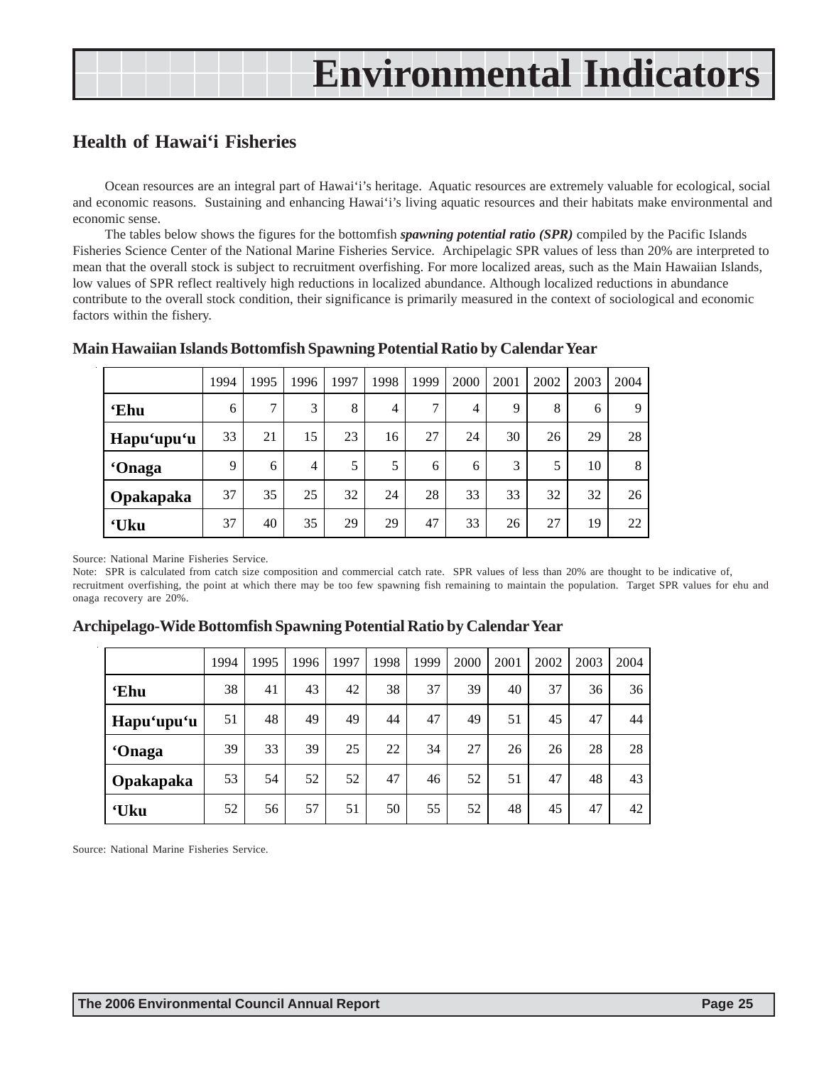# Environmental Indicators

## Health of Hawai‘i Fisheries

Ocean resources are an integral part of Hawai‘i’s heritage. Aquatic resources are extremely valuable for ecological, social and economic reasons. Sustaining and enhancing Hawai‘i’s living aquatic resources and their habitats make environmental and economic sense.

The tables below shows the figures for the bottomfish ***spawning potential ratio (SPR)*** compiled by the Pacific Islands Fisheries Science Center of the National Marine Fisheries Service. Archipelagic SPR values of less than 20% are interpreted to mean that the overall stock is subject to recruitment overfishing. For more localized areas, such as the Main Hawaiian Islands, low values of SPR reflect realtively high reductions in localized abundance. Although localized reductions in abundance contribute to the overall stock condition, their significance is primarily measured in the context of sociological and economic factors within the fishery.

### Main Hawaiian Islands Bottomfish Spawning Potential Ratio by Calendar Year

| | 1994 | 1995 | 1996 | 1997 | 1998 | 1999 | 2000 | 2001 | 2002 | 2003 | 2004 |
|---|---|---|---|---|---|---|---|---|---|---|---|
| **‘Ehu** | 6 | 7 | 3 | 8 | 4 | 7 | 4 | 9 | 8 | 6 | 9 |
| **Hapu‘upu‘u** | 33 | 21 | 15 | 23 | 16 | 27 | 24 | 30 | 26 | 29 | 28 |
| **‘Onaga** | 9 | 6 | 4 | 5 | 5 | 6 | 6 | 3 | 5 | 10 | 8 |
| **Opakapaka** | 37 | 35 | 25 | 32 | 24 | 28 | 33 | 33 | 32 | 32 | 26 |
| **‘Uku** | 37 | 40 | 35 | 29 | 29 | 47 | 33 | 26 | 27 | 19 | 22 |

Source: National Marine Fisheries Service.

Note: SPR is calculated from catch size composition and commercial catch rate. SPR values of less than 20% are thought to be indicative of, recruitment overfishing, the point at which there may be too few spawning fish remaining to maintain the population. Target SPR values for ehu and onaga recovery are 20%.

### Archipelago-Wide Bottomfish Spawning Potential Ratio by Calendar Year

| | 1994 | 1995 | 1996 | 1997 | 1998 | 1999 | 2000 | 2001 | 2002 | 2003 | 2004 |
|---|---|---|---|---|---|---|---|---|---|---|---|
| **‘Ehu** | 38 | 41 | 43 | 42 | 38 | 37 | 39 | 40 | 37 | 36 | 36 |
| **Hapu‘upu‘u** | 51 | 48 | 49 | 49 | 44 | 47 | 49 | 51 | 45 | 47 | 44 |
| **‘Onaga** | 39 | 33 | 39 | 25 | 22 | 34 | 27 | 26 | 26 | 28 | 28 |
| **Opakapaka** | 53 | 54 | 52 | 52 | 47 | 46 | 52 | 51 | 47 | 48 | 43 |
| **‘Uku** | 52 | 56 | 57 | 51 | 50 | 55 | 52 | 48 | 45 | 47 | 42 |

Source: National Marine Fisheries Service.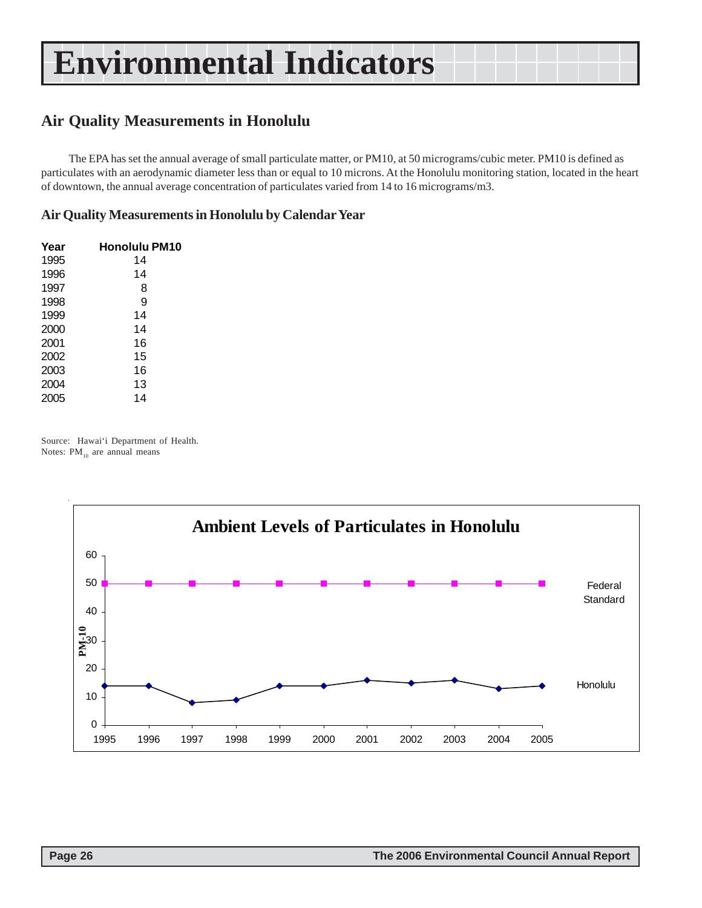# Environmental Indicators

## Air Quality Measurements in Honolulu

The EPA has set the annual average of small particulate matter, or PM10, at 50 micrograms/cubic meter. PM10 is defined as particulates with an aerodynamic diameter less than or equal to 10 microns. At the Honolulu monitoring station, located in the heart of downtown, the annual average concentration of particulates varied from 14 to 16 micrograms/m3.

### Air Quality Measurements in Honolulu by Calendar Year

| Year | Honolulu PM10 |
|---|---|
| 1995 | 14 |
| 1996 | 14 |
| 1997 | 8 |
| 1998 | 9 |
| 1999 | 14 |
| 2000 | 14 |
| 2001 | 16 |
| 2002 | 15 |
| 2003 | 16 |
| 2004 | 13 |
| 2005 | 14 |

Source: Hawai'i Department of Health.
Notes: $PM_{10}$ are annual means

**Ambient Levels of Particulates in Honolulu**

| Year | Federal Standard | Honolulu |
|---|---|---|
| 1995 | 50 | 14 |
| 1996 | 50 | 14 |
| 1997 | 50 | 8 |
| 1998 | 50 | 9 |
| 1999 | 50 | 14 |
| 2000 | 50 | 14 |
| 2001 | 50 | 16 |
| 2002 | 50 | 15 |
| 2003 | 50 | 16 |
| 2004 | 50 | 13 |
| 2005 | 50 | 14 |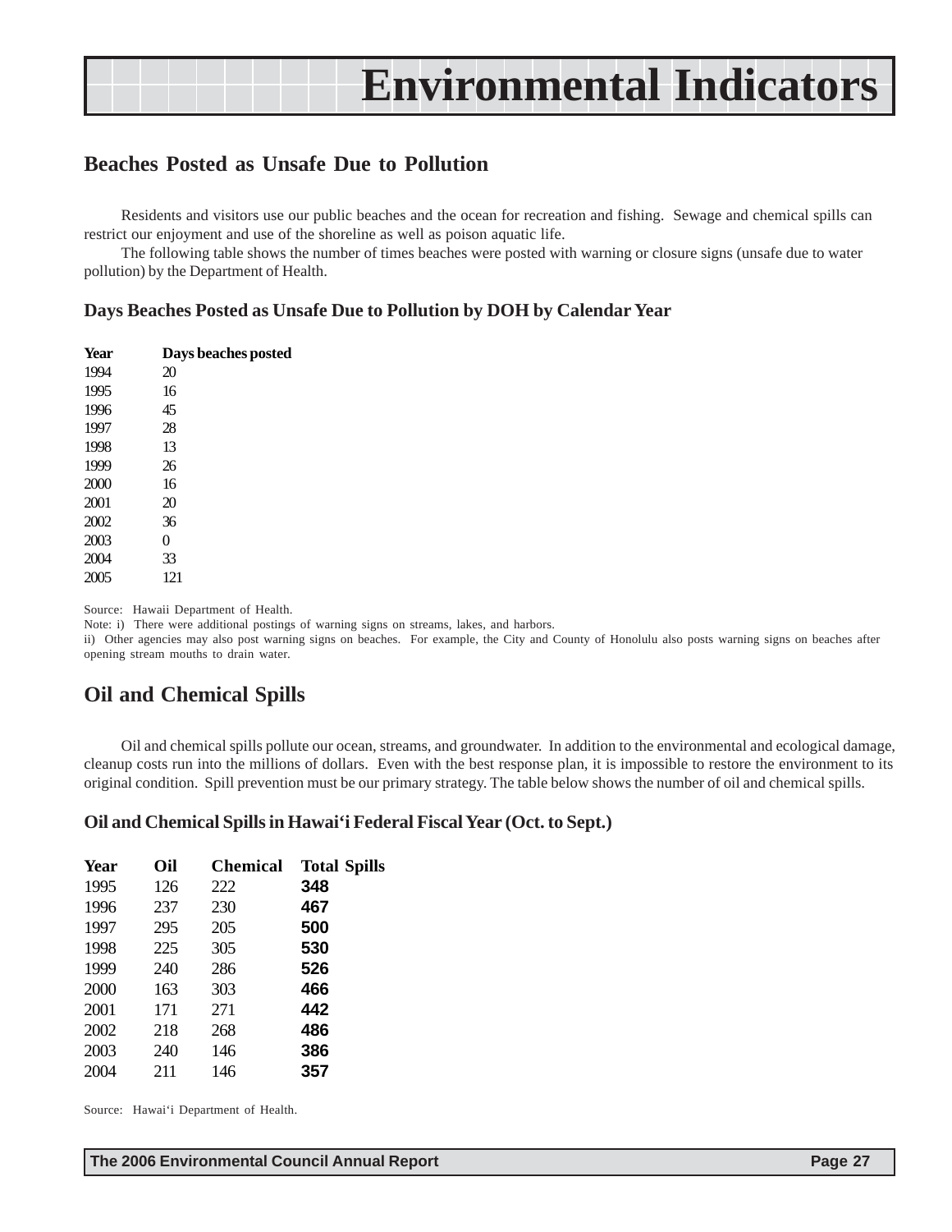# Environmental Indicators

## Beaches Posted as Unsafe Due to Pollution

Residents and visitors use our public beaches and the ocean for recreation and fishing. Sewage and chemical spills can restrict our enjoyment and use of the shoreline as well as poison aquatic life.

The following table shows the number of times beaches were posted with warning or closure signs (unsafe due to water pollution) by the Department of Health.

### Days Beaches Posted as Unsafe Due to Pollution by DOH by Calendar Year

| Year | Days beaches posted |
|---|---|
| 1994 | 20 |
| 1995 | 16 |
| 1996 | 45 |
| 1997 | 28 |
| 1998 | 13 |
| 1999 | 26 |
| 2000 | 16 |
| 2001 | 20 |
| 2002 | 36 |
| 2003 | 0 |
| 2004 | 33 |
| 2005 | 121 |

Source: Hawaii Department of Health.
Note: i) There were additional postings of warning signs on streams, lakes, and harbors.
ii) Other agencies may also post warning signs on beaches. For example, the City and County of Honolulu also posts warning signs on beaches after opening stream mouths to drain water.

## Oil and Chemical Spills

Oil and chemical spills pollute our ocean, streams, and groundwater. In addition to the environmental and ecological damage, cleanup costs run into the millions of dollars. Even with the best response plan, it is impossible to restore the environment to its original condition. Spill prevention must be our primary strategy. The table below shows the number of oil and chemical spills.

### Oil and Chemical Spills in Hawai'i Federal Fiscal Year (Oct. to Sept.)

| Year | Oil | Chemical | Total Spills |
|---|---|---|---|
| 1995 | 126 | 222 | **348** |
| 1996 | 237 | 230 | **467** |
| 1997 | 295 | 205 | **500** |
| 1998 | 225 | 305 | **530** |
| 1999 | 240 | 286 | **526** |
| 2000 | 163 | 303 | **466** |
| 2001 | 171 | 271 | **442** |
| 2002 | 218 | 268 | **486** |
| 2003 | 240 | 146 | **386** |
| 2004 | 211 | 146 | **357** |

Source: Hawai'i Department of Health.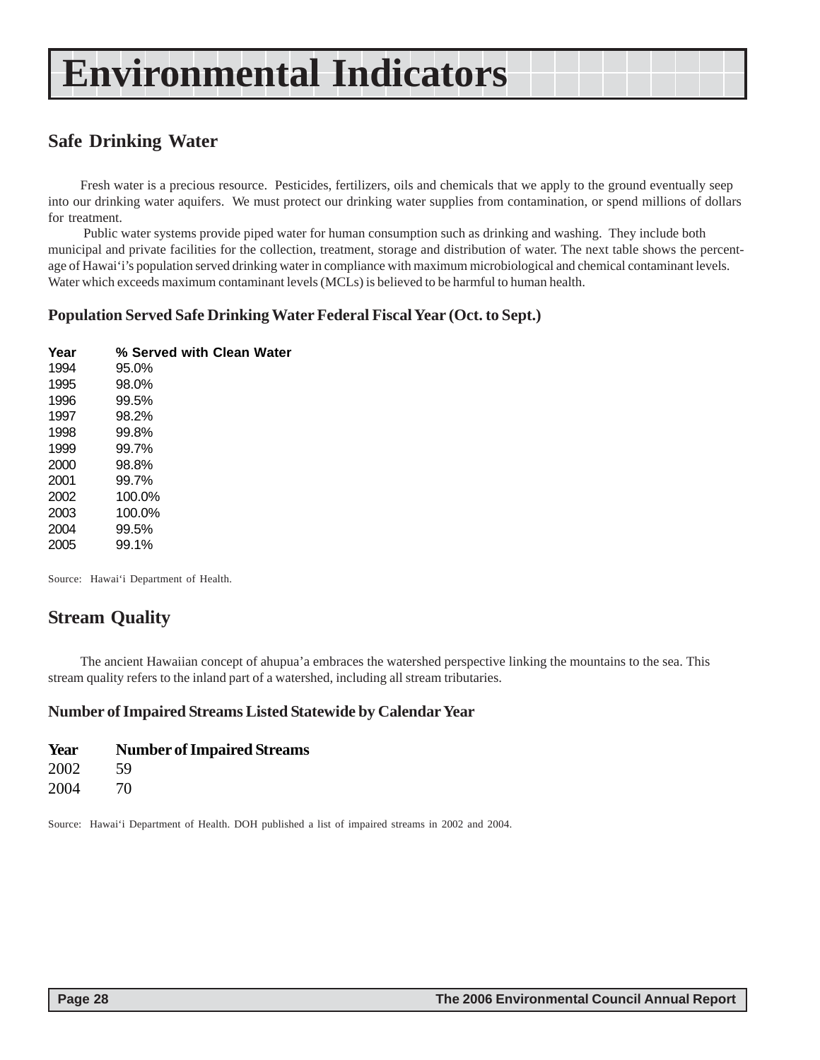# Environmental Indicators

## Safe Drinking Water

Fresh water is a precious resource. Pesticides, fertilizers, oils and chemicals that we apply to the ground eventually seep into our drinking water aquifers. We must protect our drinking water supplies from contamination, or spend millions of dollars for treatment.

Public water systems provide piped water for human consumption such as drinking and washing. They include both municipal and private facilities for the collection, treatment, storage and distribution of water. The next table shows the percentage of Hawai'i's population served drinking water in compliance with maximum microbiological and chemical contaminant levels. Water which exceeds maximum contaminant levels (MCLs) is believed to be harmful to human health.

### Population Served Safe Drinking Water Federal Fiscal Year (Oct. to Sept.)

| Year | % Served with Clean Water |
|---|---|
| 1994 | 95.0% |
| 1995 | 98.0% |
| 1996 | 99.5% |
| 1997 | 98.2% |
| 1998 | 99.8% |
| 1999 | 99.7% |
| 2000 | 98.8% |
| 2001 | 99.7% |
| 2002 | 100.0% |
| 2003 | 100.0% |
| 2004 | 99.5% |
| 2005 | 99.1% |

Source: Hawai'i Department of Health.

## Stream Quality

The ancient Hawaiian concept of ahupua'a embraces the watershed perspective linking the mountains to the sea. This stream quality refers to the inland part of a watershed, including all stream tributaries.

### Number of Impaired Streams Listed Statewide by Calendar Year

| Year | Number of Impaired Streams |
|---|---|
| 2002 | 59 |
| 2004 | 70 |

Source: Hawai'i Department of Health. DOH published a list of impaired streams in 2002 and 2004.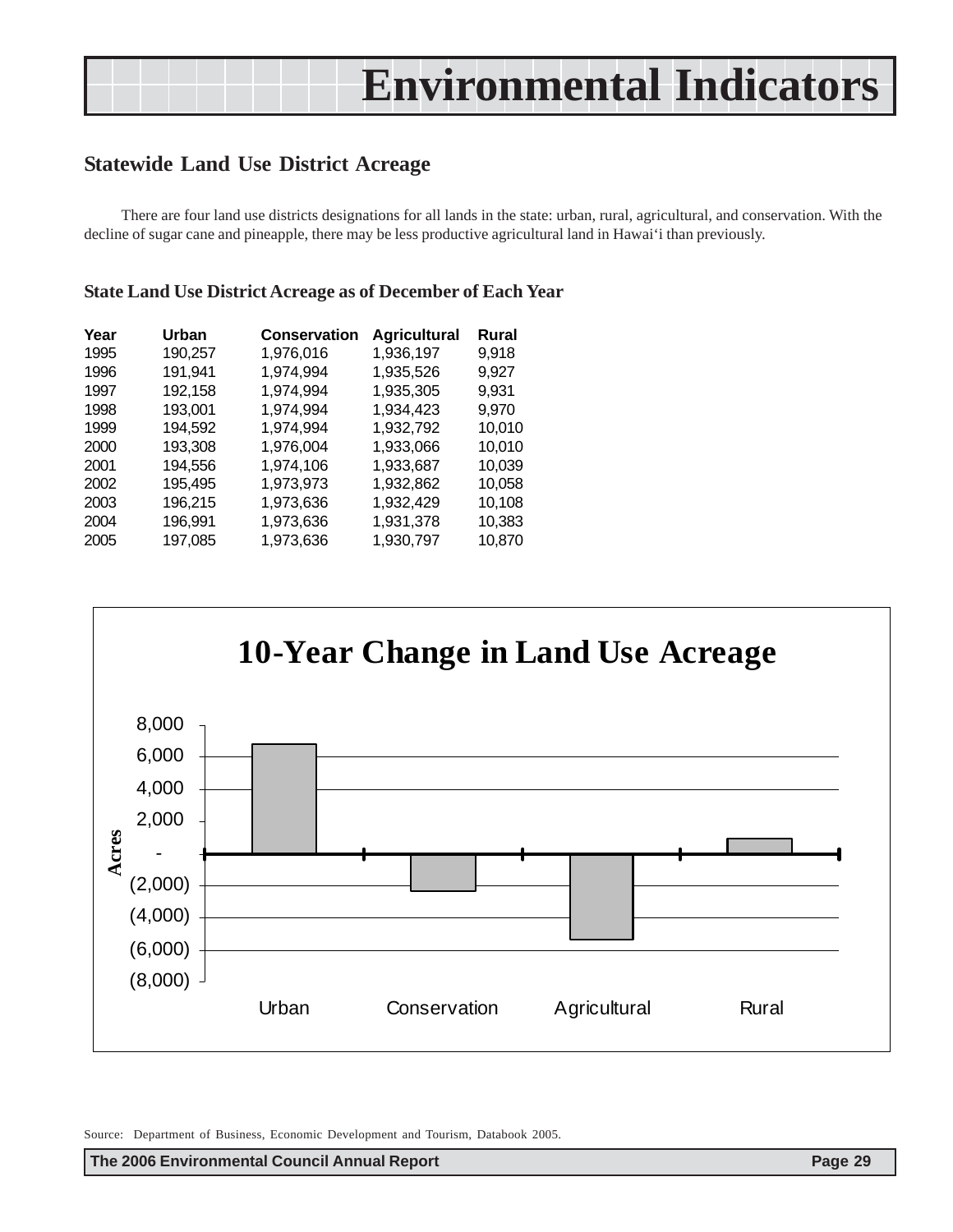# Environmental Indicators

## Statewide Land Use District Acreage

There are four land use districts designations for all lands in the state: urban, rural, agricultural, and conservation. With the decline of sugar cane and pineapple, there may be less productive agricultural land in Hawai'i than previously.

### State Land Use District Acreage as of December of Each Year

| Year | Urban | Conservation | Agricultural | Rural |
|---|---|---|---|---|
| 1995 | 190,257 | 1,976,016 | 1,936,197 | 9,918 |
| 1996 | 191,941 | 1,974,994 | 1,935,526 | 9,927 |
| 1997 | 192,158 | 1,974,994 | 1,935,305 | 9,931 |
| 1998 | 193,001 | 1,974,994 | 1,934,423 | 9,970 |
| 1999 | 194,592 | 1,974,994 | 1,932,792 | 10,010 |
| 2000 | 193,308 | 1,976,004 | 1,933,066 | 10,010 |
| 2001 | 194,556 | 1,974,106 | 1,933,687 | 10,039 |
| 2002 | 195,495 | 1,973,973 | 1,932,862 | 10,058 |
| 2003 | 196,215 | 1,973,636 | 1,932,429 | 10,108 |
| 2004 | 196,991 | 1,973,636 | 1,931,378 | 10,383 |
| 2005 | 197,085 | 1,973,636 | 1,930,797 | 10,870 |

**10-Year Change in Land Use Acreage**

Acres: 8,000; 6,000; 4,000; 2,000; -; (2,000); (4,000); (6,000); (8,000)

Urban, Conservation, Agricultural, Rural

Source: Department of Business, Economic Development and Tourism, Databook 2005.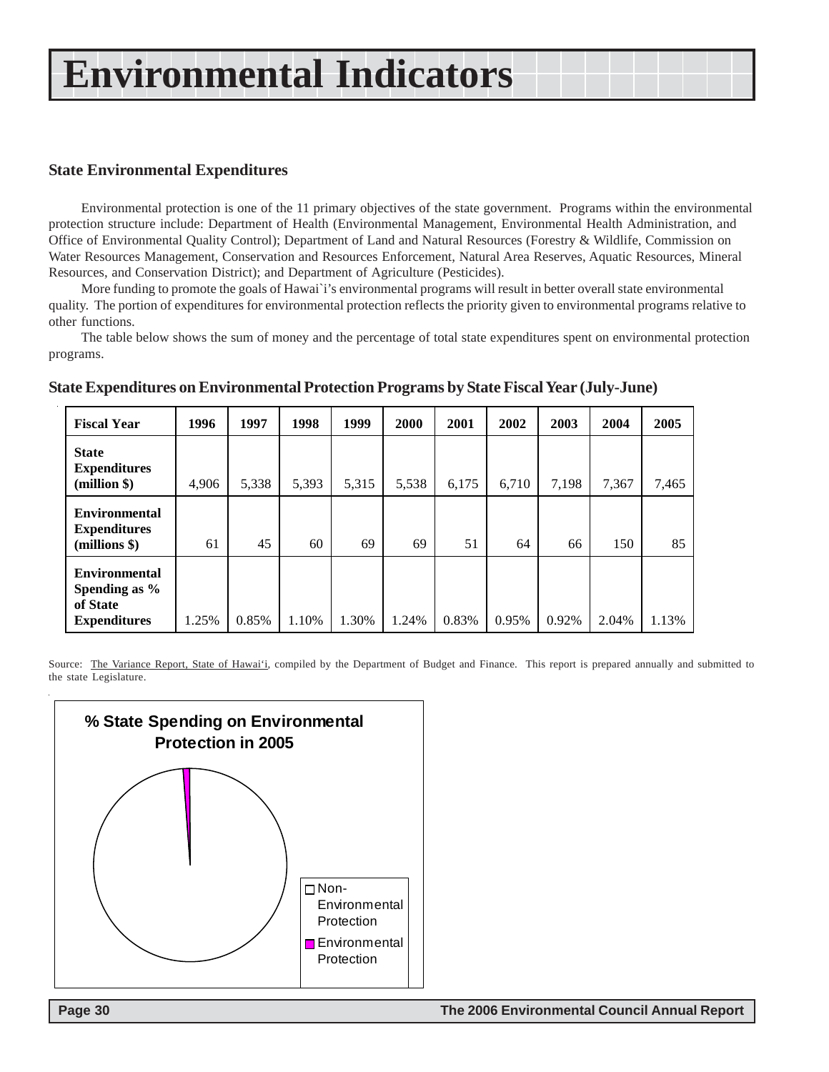# Environmental Indicators

### State Environmental Expenditures

Environmental protection is one of the 11 primary objectives of the state government. Programs within the environmental protection structure include: Department of Health (Environmental Management, Environmental Health Administration, and Office of Environmental Quality Control); Department of Land and Natural Resources (Forestry & Wildlife, Commission on Water Resources Management, Conservation and Resources Enforcement, Natural Area Reserves, Aquatic Resources, Mineral Resources, and Conservation District); and Department of Agriculture (Pesticides).

More funding to promote the goals of Hawai`i's environmental programs will result in better overall state environmental quality. The portion of expenditures for environmental protection reflects the priority given to environmental programs relative to other functions.

The table below shows the sum of money and the percentage of total state expenditures spent on environmental protection programs.

**State Expenditures on Environmental Protection Programs by State Fiscal Year (July-June)**

| Fiscal Year | 1996 | 1997 | 1998 | 1999 | 2000 | 2001 | 2002 | 2003 | 2004 | 2005 |
|---|---|---|---|---|---|---|---|---|---|---|
| **State Expenditures (million $)** | 4,906 | 5,338 | 5,393 | 5,315 | 5,538 | 6,175 | 6,710 | 7,198 | 7,367 | 7,465 |
| **Environmental Expenditures (millions $)** | 61 | 45 | 60 | 69 | 69 | 51 | 64 | 66 | 150 | 85 |
| **Environmental Spending as % of State Expenditures** | 1.25% | 0.85% | 1.10% | 1.30% | 1.24% | 0.83% | 0.95% | 0.92% | 2.04% | 1.13% |

Source: The Variance Report, State of Hawai'i, compiled by the Department of Budget and Finance. This report is prepared annually and submitted to the state Legislature.

**% State Spending on Environmental Protection in 2005**

- Non-Environmental Protection
- Environmental Protection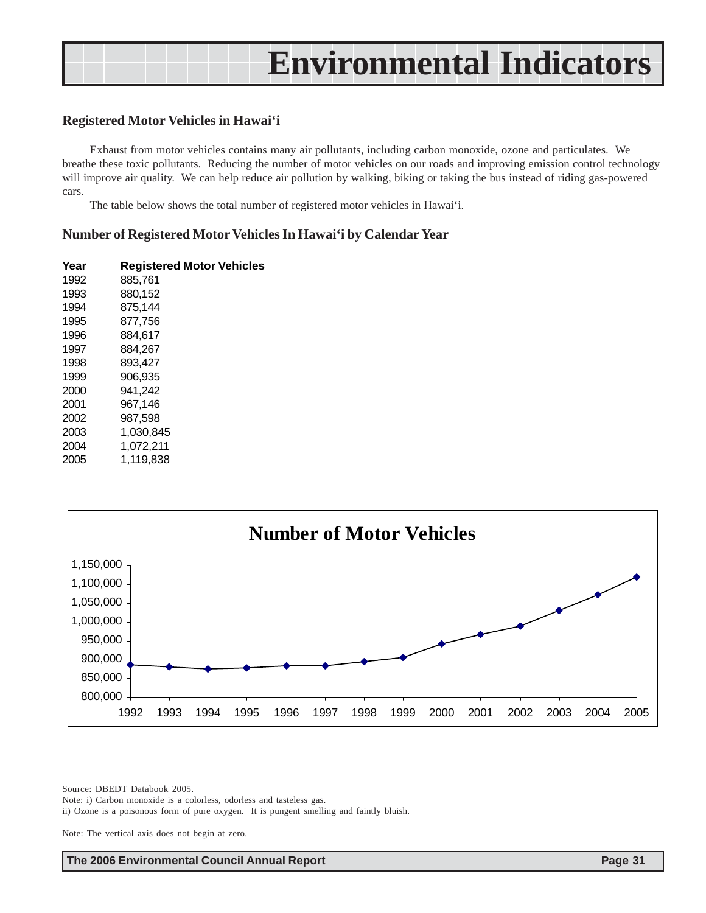# Environmental Indicators

### Registered Motor Vehicles in Hawai'i

Exhaust from motor vehicles contains many air pollutants, including carbon monoxide, ozone and particulates. We breathe these toxic pollutants. Reducing the number of motor vehicles on our roads and improving emission control technology will improve air quality. We can help reduce air pollution by walking, biking or taking the bus instead of riding gas-powered cars.

The table below shows the total number of registered motor vehicles in Hawai'i.

### Number of Registered Motor Vehicles In Hawai'i by Calendar Year

| Year | Registered Motor Vehicles |
|---|---|
| 1992 | 885,761 |
| 1993 | 880,152 |
| 1994 | 875,144 |
| 1995 | 877,756 |
| 1996 | 884,617 |
| 1997 | 884,267 |
| 1998 | 893,427 |
| 1999 | 906,935 |
| 2000 | 941,242 |
| 2001 | 967,146 |
| 2002 | 987,598 |
| 2003 | 1,030,845 |
| 2004 | 1,072,211 |
| 2005 | 1,119,838 |

**Number of Motor Vehicles**

Source: DBEDT Databook 2005.
Note: i) Carbon monoxide is a colorless, odorless and tasteless gas.
ii) Ozone is a poisonous form of pure oxygen. It is pungent smelling and faintly bluish.

Note: The vertical axis does not begin at zero.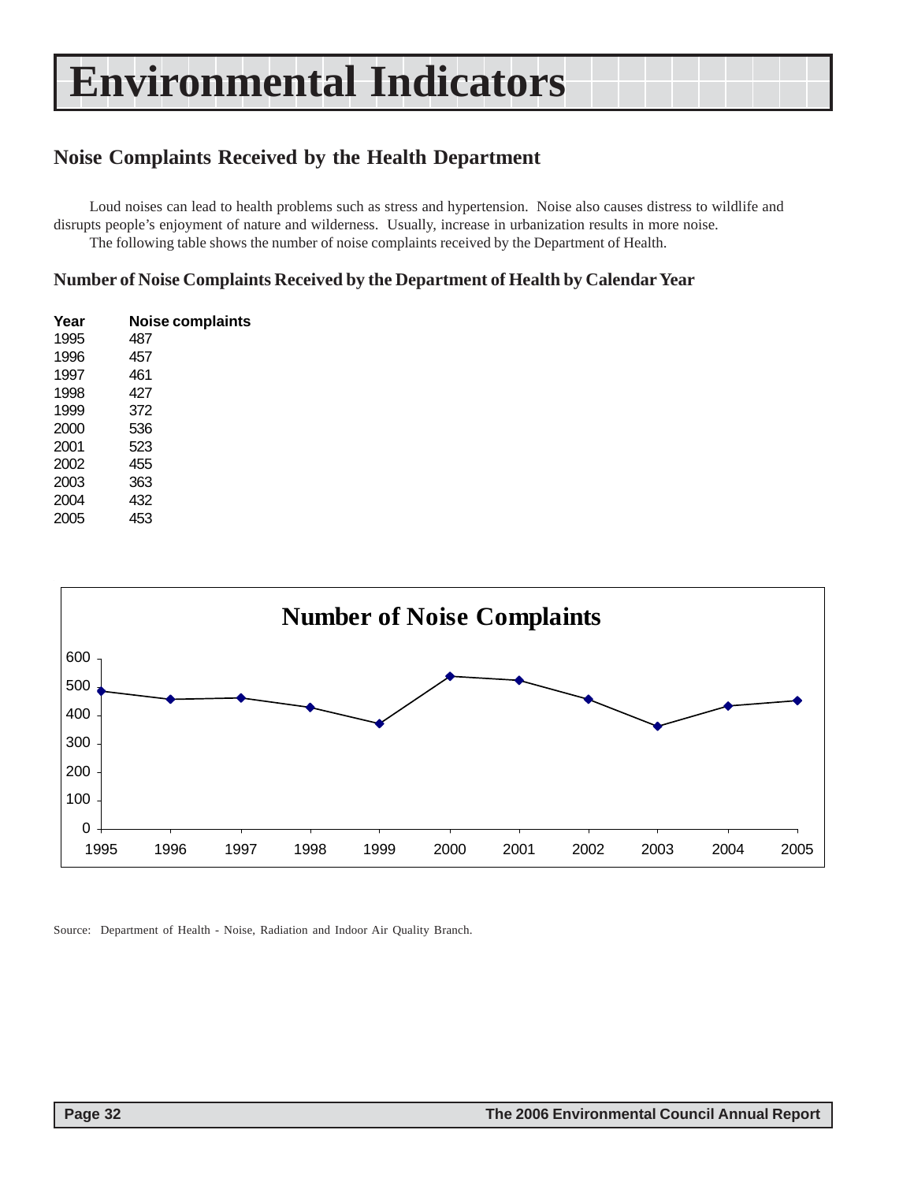# Environmental Indicators

## Noise Complaints Received by the Health Department

Loud noises can lead to health problems such as stress and hypertension. Noise also causes distress to wildlife and disrupts people's enjoyment of nature and wilderness. Usually, increase in urbanization results in more noise.

The following table shows the number of noise complaints received by the Department of Health.

### Number of Noise Complaints Received by the Department of Health by Calendar Year

| Year | Noise complaints |
|---|---|
| 1995 | 487 |
| 1996 | 457 |
| 1997 | 461 |
| 1998 | 427 |
| 1999 | 372 |
| 2000 | 536 |
| 2001 | 523 |
| 2002 | 455 |
| 2003 | 363 |
| 2004 | 432 |
| 2005 | 453 |

**Number of Noise Complaints**

Source: Department of Health - Noise, Radiation and Indoor Air Quality Branch.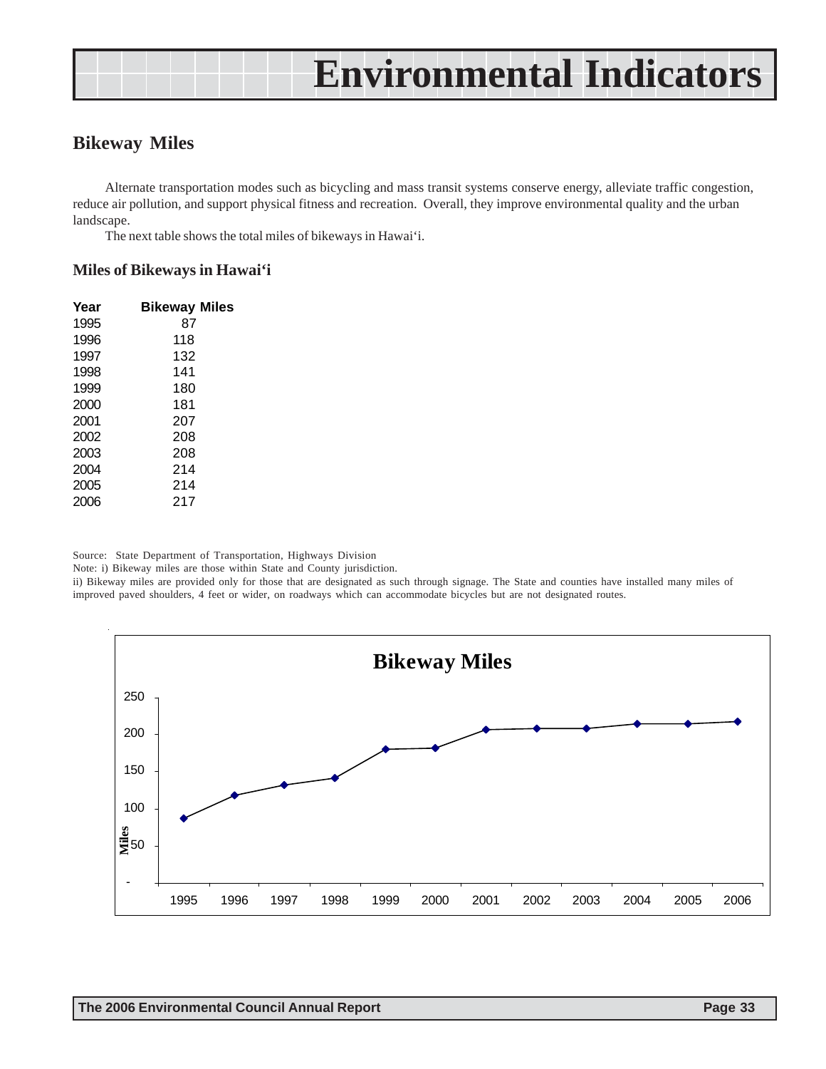# Environmental Indicators

## Bikeway Miles

Alternate transportation modes such as bicycling and mass transit systems conserve energy, alleviate traffic congestion, reduce air pollution, and support physical fitness and recreation. Overall, they improve environmental quality and the urban landscape.

The next table shows the total miles of bikeways in Hawai'i.

### Miles of Bikeways in Hawai'i

| Year | Bikeway Miles |
|---|---|
| 1995 | 87 |
| 1996 | 118 |
| 1997 | 132 |
| 1998 | 141 |
| 1999 | 180 |
| 2000 | 181 |
| 2001 | 207 |
| 2002 | 208 |
| 2003 | 208 |
| 2004 | 214 |
| 2005 | 214 |
| 2006 | 217 |

Source: State Department of Transportation, Highways Division

Note: i) Bikeway miles are those within State and County jurisdiction.

ii) Bikeway miles are provided only for those that are designated as such through signage. The State and counties have installed many miles of improved paved shoulders, 4 feet or wider, on roadways which can accommodate bicycles but are not designated routes.

**Bikeway Miles**

Miles: 250, 200, 150, 100, 50, -

Years: 1995, 1996, 1997, 1998, 1999, 2000, 2001, 2002, 2003, 2004, 2005, 2006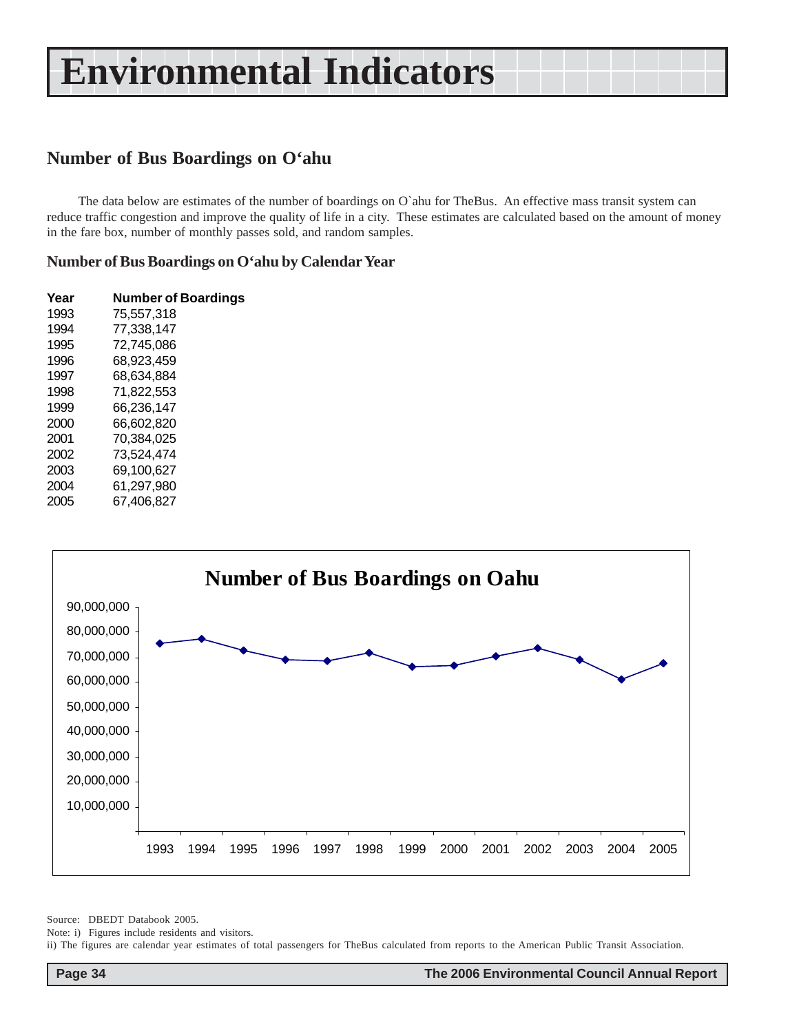# Environmental Indicators

## Number of Bus Boardings on O'ahu

The data below are estimates of the number of boardings on O`ahu for TheBus. An effective mass transit system can reduce traffic congestion and improve the quality of life in a city. These estimates are calculated based on the amount of money in the fare box, number of monthly passes sold, and random samples.

### Number of Bus Boardings on O'ahu by Calendar Year

| Year | Number of Boardings |
|---|---|
| 1993 | 75,557,318 |
| 1994 | 77,338,147 |
| 1995 | 72,745,086 |
| 1996 | 68,923,459 |
| 1997 | 68,634,884 |
| 1998 | 71,822,553 |
| 1999 | 66,236,147 |
| 2000 | 66,602,820 |
| 2001 | 70,384,025 |
| 2002 | 73,524,474 |
| 2003 | 69,100,627 |
| 2004 | 61,297,980 |
| 2005 | 67,406,827 |

**Number of Bus Boardings on Oahu**

Source: DBEDT Databook 2005.

Note: i) Figures include residents and visitors.

ii) The figures are calendar year estimates of total passengers for TheBus calculated from reports to the American Public Transit Association.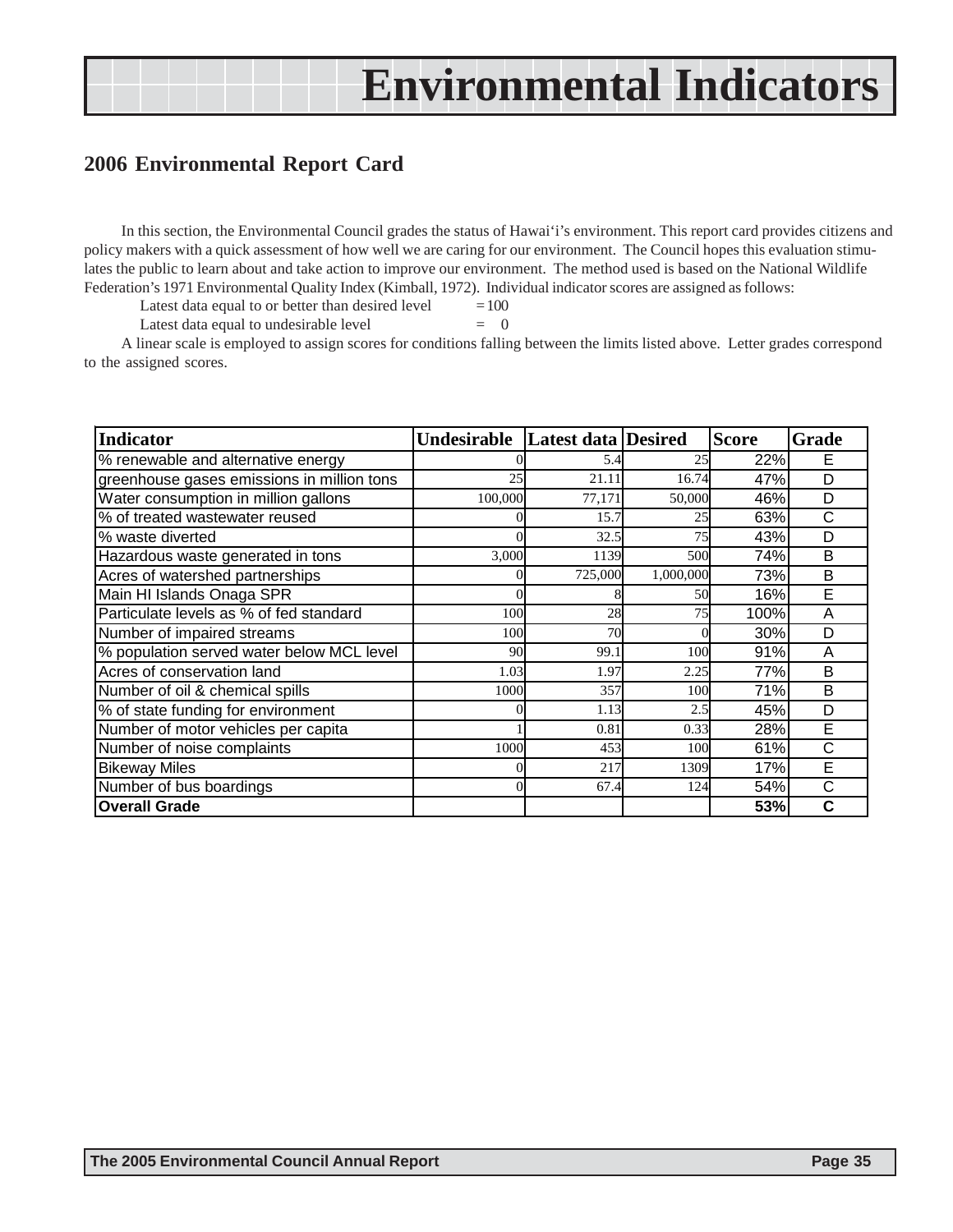# Environmental Indicators

## 2006 Environmental Report Card

In this section, the Environmental Council grades the status of Hawai'i's environment. This report card provides citizens and policy makers with a quick assessment of how well we are caring for our environment. The Council hopes this evaluation stimulates the public to learn about and take action to improve our environment. The method used is based on the National Wildlife Federation's 1971 Environmental Quality Index (Kimball, 1972). Individual indicator scores are assigned as follows:

Latest data equal to or better than desired level = 100

Latest data equal to undesirable level = 0

A linear scale is employed to assign scores for conditions falling between the limits listed above. Letter grades correspond to the assigned scores.

| Indicator | Undesirable | Latest data | Desired | Score | Grade |
|---|---|---|---|---|---|
| % renewable and alternative energy | 0 | 5.4 | 25 | 22% | E |
| greenhouse gases emissions in million tons | 25 | 21.11 | 16.74 | 47% | D |
| Water consumption in million gallons | 100,000 | 77,171 | 50,000 | 46% | D |
| % of treated wastewater reused | 0 | 15.7 | 25 | 63% | C |
| % waste diverted | 0 | 32.5 | 75 | 43% | D |
| Hazardous waste generated in tons | 3,000 | 1139 | 500 | 74% | B |
| Acres of watershed partnerships | 0 | 725,000 | 1,000,000 | 73% | B |
| Main HI Islands Onaga SPR | 0 | 8 | 50 | 16% | E |
| Particulate levels as % of fed standard | 100 | 28 | 75 | 100% | A |
| Number of impaired streams | 100 | 70 | 0 | 30% | D |
| % population served water below MCL level | 90 | 99.1 | 100 | 91% | A |
| Acres of conservation land | 1.03 | 1.97 | 2.25 | 77% | B |
| Number of oil & chemical spills | 1000 | 357 | 100 | 71% | B |
| % of state funding for environment | 0 | 1.13 | 2.5 | 45% | D |
| Number of motor vehicles per capita | 1 | 0.81 | 0.33 | 28% | E |
| Number of noise complaints | 1000 | 453 | 100 | 61% | C |
| Bikeway Miles | 0 | 217 | 1309 | 17% | E |
| Number of bus boardings | 0 | 67.4 | 124 | 54% | C |
| **Overall Grade** | | | | **53%** | **C** |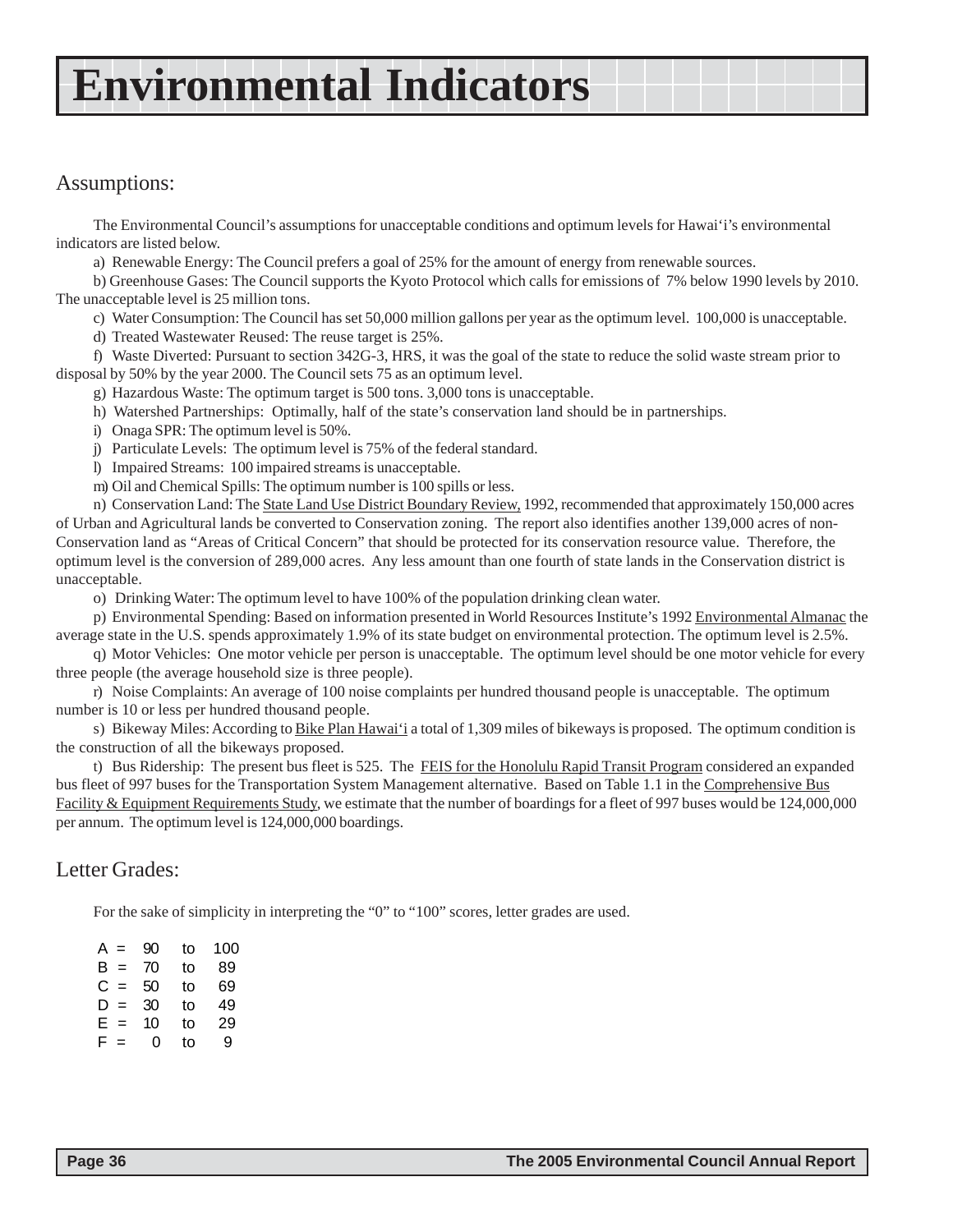# Environmental Indicators

## Assumptions:

The Environmental Council's assumptions for unacceptable conditions and optimum levels for Hawai'i's environmental indicators are listed below.

a) Renewable Energy: The Council prefers a goal of 25% for the amount of energy from renewable sources.

b) Greenhouse Gases: The Council supports the Kyoto Protocol which calls for emissions of 7% below 1990 levels by 2010. The unacceptable level is 25 million tons.

c) Water Consumption: The Council has set 50,000 million gallons per year as the optimum level. 100,000 is unacceptable.

d) Treated Wastewater Reused: The reuse target is 25%.

f) Waste Diverted: Pursuant to section 342G-3, HRS, it was the goal of the state to reduce the solid waste stream prior to disposal by 50% by the year 2000. The Council sets 75 as an optimum level.

g) Hazardous Waste: The optimum target is 500 tons. 3,000 tons is unacceptable.

h) Watershed Partnerships: Optimally, half of the state's conservation land should be in partnerships.

i) Onaga SPR: The optimum level is 50%.

j) Particulate Levels: The optimum level is 75% of the federal standard.

l) Impaired Streams: 100 impaired streams is unacceptable.

m) Oil and Chemical Spills: The optimum number is 100 spills or less.

n) Conservation Land: The State Land Use District Boundary Review, 1992, recommended that approximately 150,000 acres of Urban and Agricultural lands be converted to Conservation zoning. The report also identifies another 139,000 acres of non-Conservation land as "Areas of Critical Concern" that should be protected for its conservation resource value. Therefore, the optimum level is the conversion of 289,000 acres. Any less amount than one fourth of state lands in the Conservation district is unacceptable.

o) Drinking Water: The optimum level to have 100% of the population drinking clean water.

p) Environmental Spending: Based on information presented in World Resources Institute's 1992 Environmental Almanac the average state in the U.S. spends approximately 1.9% of its state budget on environmental protection. The optimum level is 2.5%.

q) Motor Vehicles: One motor vehicle per person is unacceptable. The optimum level should be one motor vehicle for every three people (the average household size is three people).

r) Noise Complaints: An average of 100 noise complaints per hundred thousand people is unacceptable. The optimum number is 10 or less per hundred thousand people.

s) Bikeway Miles: According to Bike Plan Hawai'i a total of 1,309 miles of bikeways is proposed. The optimum condition is the construction of all the bikeways proposed.

t) Bus Ridership: The present bus fleet is 525. The FEIS for the Honolulu Rapid Transit Program considered an expanded bus fleet of 997 buses for the Transportation System Management alternative. Based on Table 1.1 in the Comprehensive Bus Facility & Equipment Requirements Study, we estimate that the number of boardings for a fleet of 997 buses would be 124,000,000 per annum. The optimum level is 124,000,000 boardings.

## Letter Grades:

For the sake of simplicity in interpreting the "0" to "100" scores, letter grades are used.

| Grade | Range |
|---|---|
| A = | 90 to 100 |
| B = | 70 to 89 |
| C = | 50 to 69 |
| D = | 30 to 49 |
| E = | 10 to 29 |
| F = | 0 to 9 |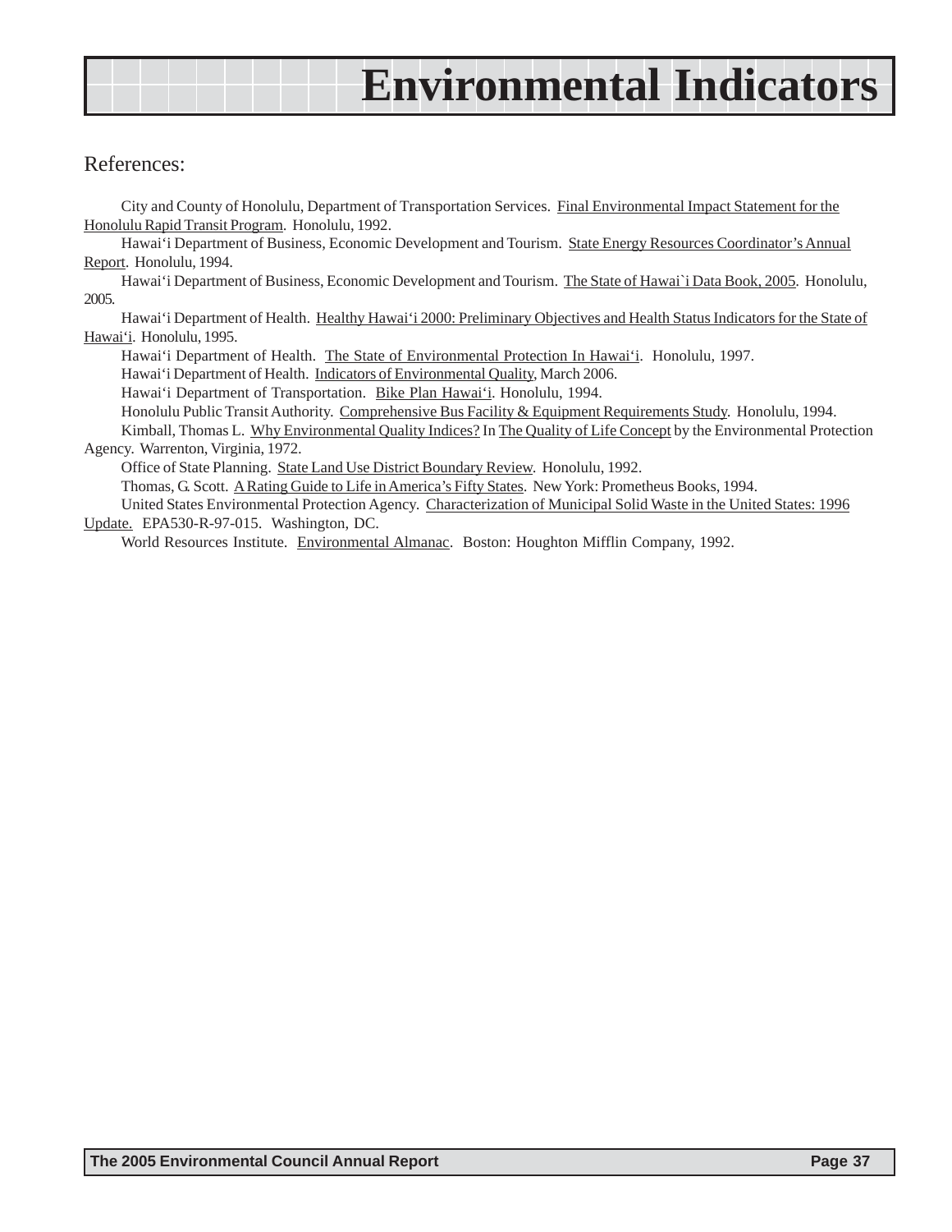# Environmental Indicators

## References:

City and County of Honolulu, Department of Transportation Services. Final Environmental Impact Statement for the Honolulu Rapid Transit Program. Honolulu, 1992.

Hawai‘i Department of Business, Economic Development and Tourism. State Energy Resources Coordinator’s Annual Report. Honolulu, 1994.

Hawai‘i Department of Business, Economic Development and Tourism. The State of Hawai`i Data Book, 2005. Honolulu, 2005.

Hawai‘i Department of Health. Healthy Hawai‘i 2000: Preliminary Objectives and Health Status Indicators for the State of Hawai‘i. Honolulu, 1995.

Hawai‘i Department of Health. The State of Environmental Protection In Hawai‘i. Honolulu, 1997.

Hawai‘i Department of Health. Indicators of Environmental Quality, March 2006.

Hawai‘i Department of Transportation. Bike Plan Hawai‘i. Honolulu, 1994.

Honolulu Public Transit Authority. Comprehensive Bus Facility & Equipment Requirements Study. Honolulu, 1994.

Kimball, Thomas L. Why Environmental Quality Indices? In The Quality of Life Concept by the Environmental Protection Agency. Warrenton, Virginia, 1972.

Office of State Planning. State Land Use District Boundary Review. Honolulu, 1992.

Thomas, G. Scott. A Rating Guide to Life in America’s Fifty States. New York: Prometheus Books, 1994.

United States Environmental Protection Agency. Characterization of Municipal Solid Waste in the United States: 1996 Update. EPA530-R-97-015. Washington, DC.

World Resources Institute. Environmental Almanac. Boston: Houghton Mifflin Company, 1992.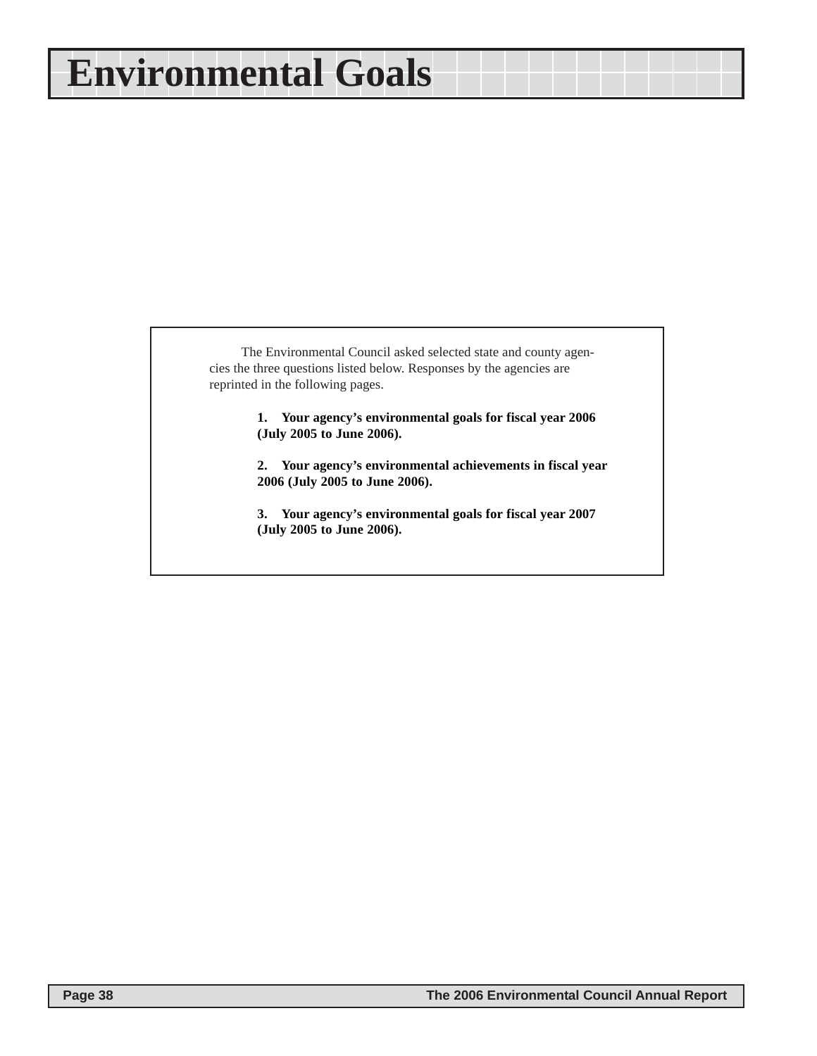# Environmental Goals

The Environmental Council asked selected state and county agencies the three questions listed below. Responses by the agencies are reprinted in the following pages.

1. **Your agency's environmental goals for fiscal year 2006 (July 2005 to June 2006).**

2. **Your agency's environmental achievements in fiscal year 2006 (July 2005 to June 2006).**

3. **Your agency's environmental goals for fiscal year 2007 (July 2005 to June 2006).**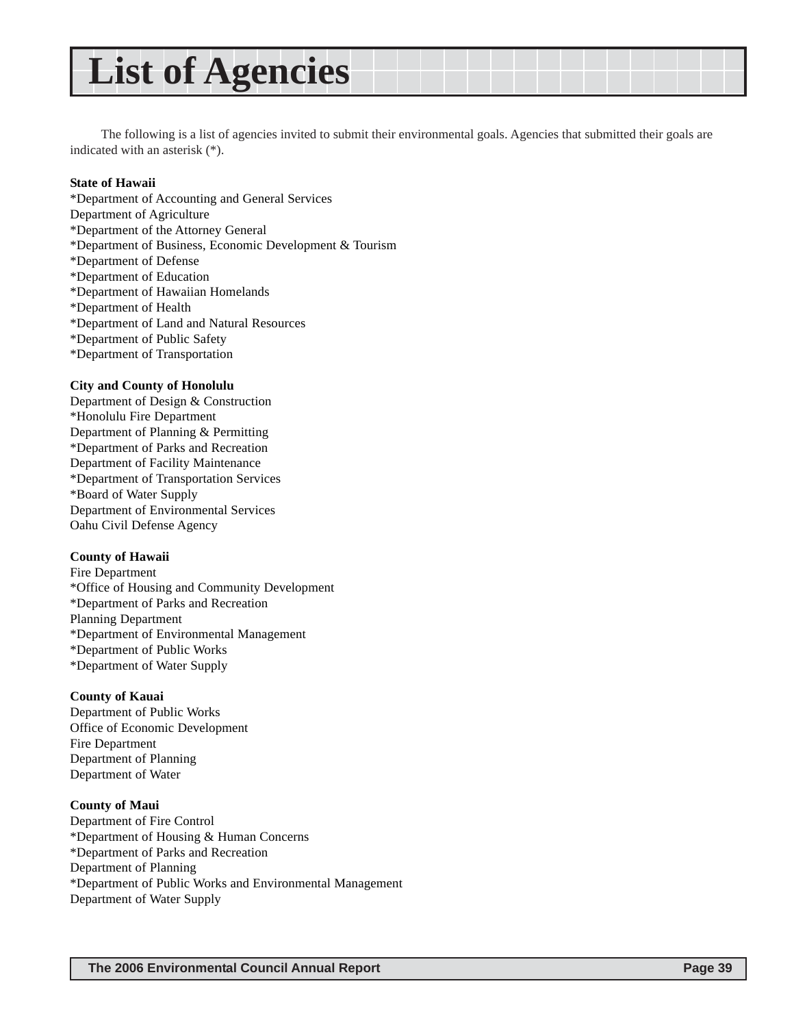# List of Agencies

The following is a list of agencies invited to submit their environmental goals. Agencies that submitted their goals are indicated with an asterisk (*).

**State of Hawaii**
*Department of Accounting and General Services
Department of Agriculture
*Department of the Attorney General
*Department of Business, Economic Development & Tourism
*Department of Defense
*Department of Education
*Department of Hawaiian Homelands
*Department of Health
*Department of Land and Natural Resources
*Department of Public Safety
*Department of Transportation

**City and County of Honolulu**
Department of Design & Construction
*Honolulu Fire Department
Department of Planning & Permitting
*Department of Parks and Recreation
Department of Facility Maintenance
*Department of Transportation Services
*Board of Water Supply
Department of Environmental Services
Oahu Civil Defense Agency

**County of Hawaii**
Fire Department
*Office of Housing and Community Development
*Department of Parks and Recreation
Planning Department
*Department of Environmental Management
*Department of Public Works
*Department of Water Supply

**County of Kauai**
Department of Public Works
Office of Economic Development
Fire Department
Department of Planning
Department of Water

**County of Maui**
Department of Fire Control
*Department of Housing & Human Concerns
*Department of Parks and Recreation
Department of Planning
*Department of Public Works and Environmental Management
Department of Water Supply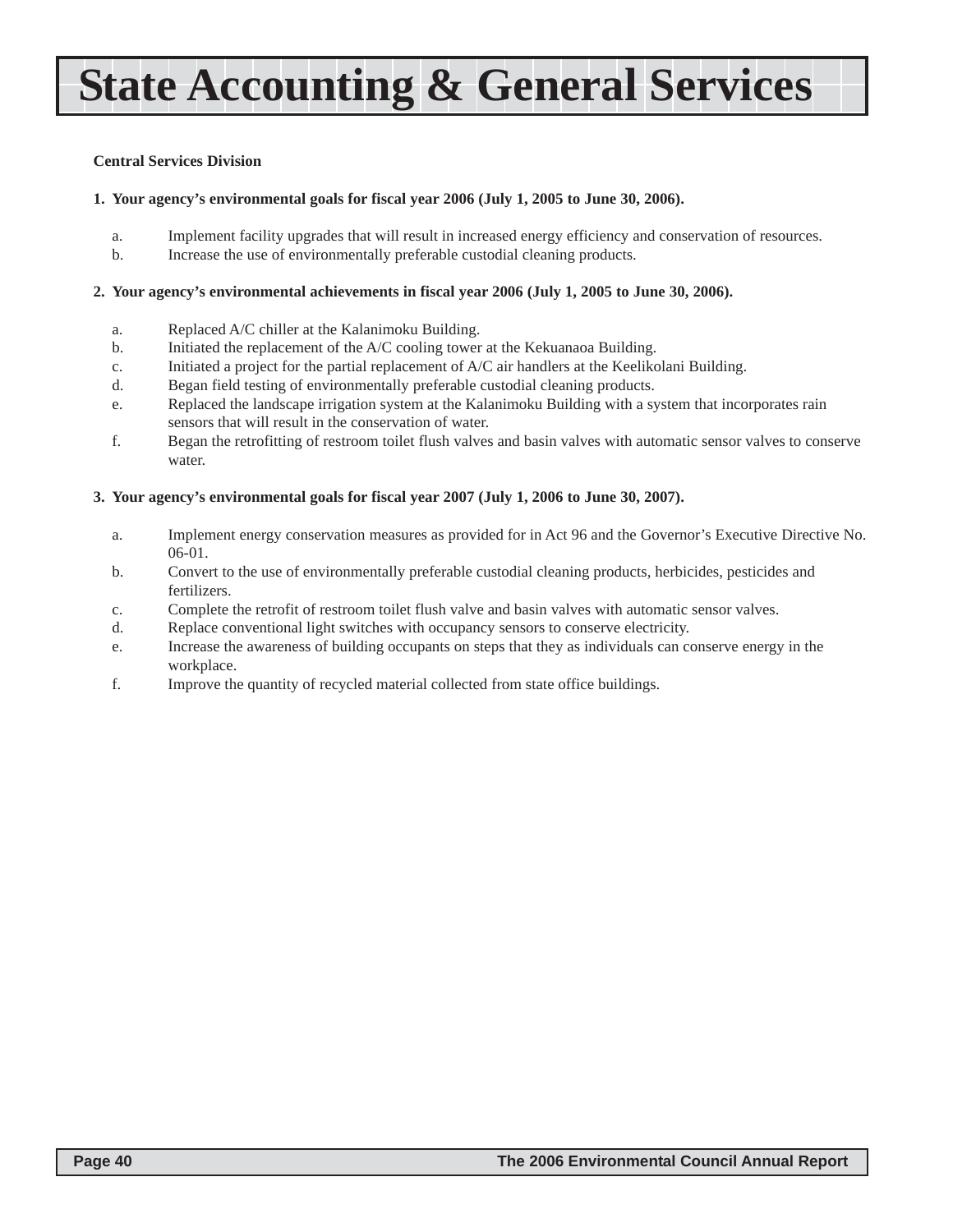# State Accounting & General Services

**Central Services Division**

**1. Your agency's environmental goals for fiscal year 2006 (July 1, 2005 to June 30, 2006).**

a. Implement facility upgrades that will result in increased energy efficiency and conservation of resources.
b. Increase the use of environmentally preferable custodial cleaning products.

**2. Your agency's environmental achievements in fiscal year 2006 (July 1, 2005 to June 30, 2006).**

a. Replaced A/C chiller at the Kalanimoku Building.
b. Initiated the replacement of the A/C cooling tower at the Kekuanaoa Building.
c. Initiated a project for the partial replacement of A/C air handlers at the Keelikolani Building.
d. Began field testing of environmentally preferable custodial cleaning products.
e. Replaced the landscape irrigation system at the Kalanimoku Building with a system that incorporates rain sensors that will result in the conservation of water.
f. Began the retrofitting of restroom toilet flush valves and basin valves with automatic sensor valves to conserve water.

**3. Your agency's environmental goals for fiscal year 2007 (July 1, 2006 to June 30, 2007).**

a. Implement energy conservation measures as provided for in Act 96 and the Governor's Executive Directive No. 06-01.
b. Convert to the use of environmentally preferable custodial cleaning products, herbicides, pesticides and fertilizers.
c. Complete the retrofit of restroom toilet flush valve and basin valves with automatic sensor valves.
d. Replace conventional light switches with occupancy sensors to conserve electricity.
e. Increase the awareness of building occupants on steps that they as individuals can conserve energy in the workplace.
f. Improve the quantity of recycled material collected from state office buildings.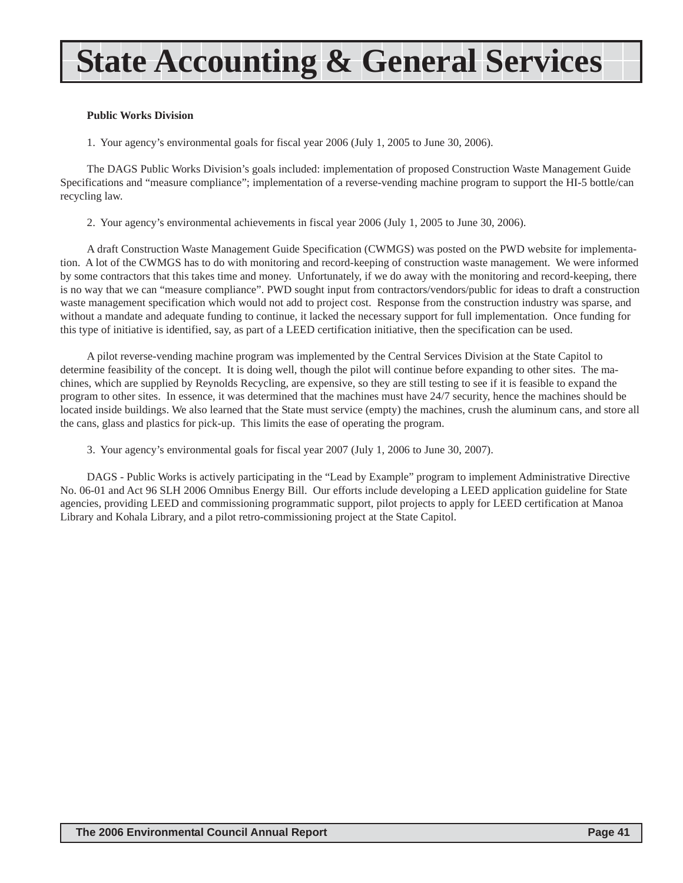# State Accounting & General Services

**Public Works Division**

1. Your agency's environmental goals for fiscal year 2006 (July 1, 2005 to June 30, 2006).

The DAGS Public Works Division's goals included: implementation of proposed Construction Waste Management Guide Specifications and "measure compliance"; implementation of a reverse-vending machine program to support the HI-5 bottle/can recycling law.

2. Your agency's environmental achievements in fiscal year 2006 (July 1, 2005 to June 30, 2006).

A draft Construction Waste Management Guide Specification (CWMGS) was posted on the PWD website for implementation. A lot of the CWMGS has to do with monitoring and record-keeping of construction waste management. We were informed by some contractors that this takes time and money. Unfortunately, if we do away with the monitoring and record-keeping, there is no way that we can "measure compliance". PWD sought input from contractors/vendors/public for ideas to draft a construction waste management specification which would not add to project cost. Response from the construction industry was sparse, and without a mandate and adequate funding to continue, it lacked the necessary support for full implementation. Once funding for this type of initiative is identified, say, as part of a LEED certification initiative, then the specification can be used.

A pilot reverse-vending machine program was implemented by the Central Services Division at the State Capitol to determine feasibility of the concept. It is doing well, though the pilot will continue before expanding to other sites. The machines, which are supplied by Reynolds Recycling, are expensive, so they are still testing to see if it is feasible to expand the program to other sites. In essence, it was determined that the machines must have 24/7 security, hence the machines should be located inside buildings. We also learned that the State must service (empty) the machines, crush the aluminum cans, and store all the cans, glass and plastics for pick-up. This limits the ease of operating the program.

3. Your agency's environmental goals for fiscal year 2007 (July 1, 2006 to June 30, 2007).

DAGS - Public Works is actively participating in the "Lead by Example" program to implement Administrative Directive No. 06-01 and Act 96 SLH 2006 Omnibus Energy Bill. Our efforts include developing a LEED application guideline for State agencies, providing LEED and commissioning programmatic support, pilot projects to apply for LEED certification at Manoa Library and Kohala Library, and a pilot retro-commissioning project at the State Capitol.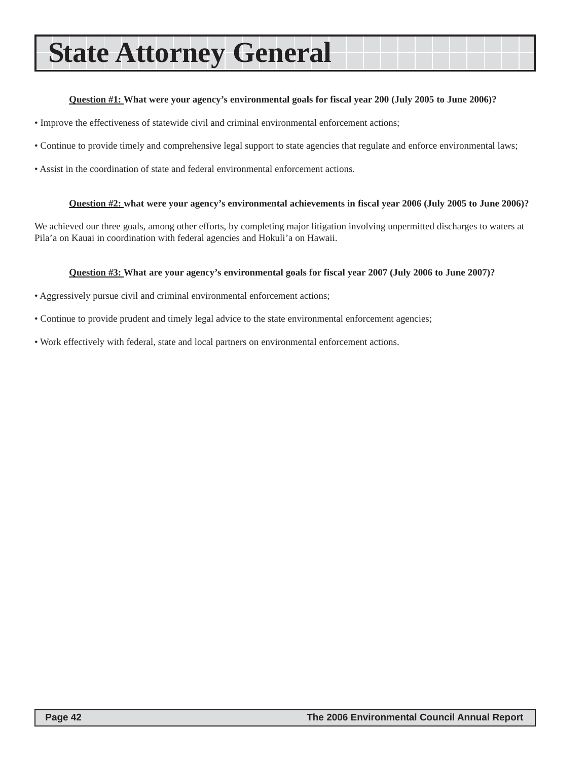# State Attorney General

**<u>Question #1:</u> What were your agency's environmental goals for fiscal year 200 (July 2005 to June 2006)?**

• Improve the effectiveness of statewide civil and criminal environmental enforcement actions;

• Continue to provide timely and comprehensive legal support to state agencies that regulate and enforce environmental laws;

• Assist in the coordination of state and federal environmental enforcement actions.

**<u>Question #2:</u> what were your agency's environmental achievements in fiscal year 2006 (July 2005 to June 2006)?**

We achieved our three goals, among other efforts, by completing major litigation involving unpermitted discharges to waters at Pila'a on Kauai in coordination with federal agencies and Hokuli'a on Hawaii.

**<u>Question #3:</u> What are your agency's environmental goals for fiscal year 2007 (July 2006 to June 2007)?**

• Aggressively pursue civil and criminal environmental enforcement actions;

• Continue to provide prudent and timely legal advice to the state environmental enforcement agencies;

• Work effectively with federal, state and local partners on environmental enforcement actions.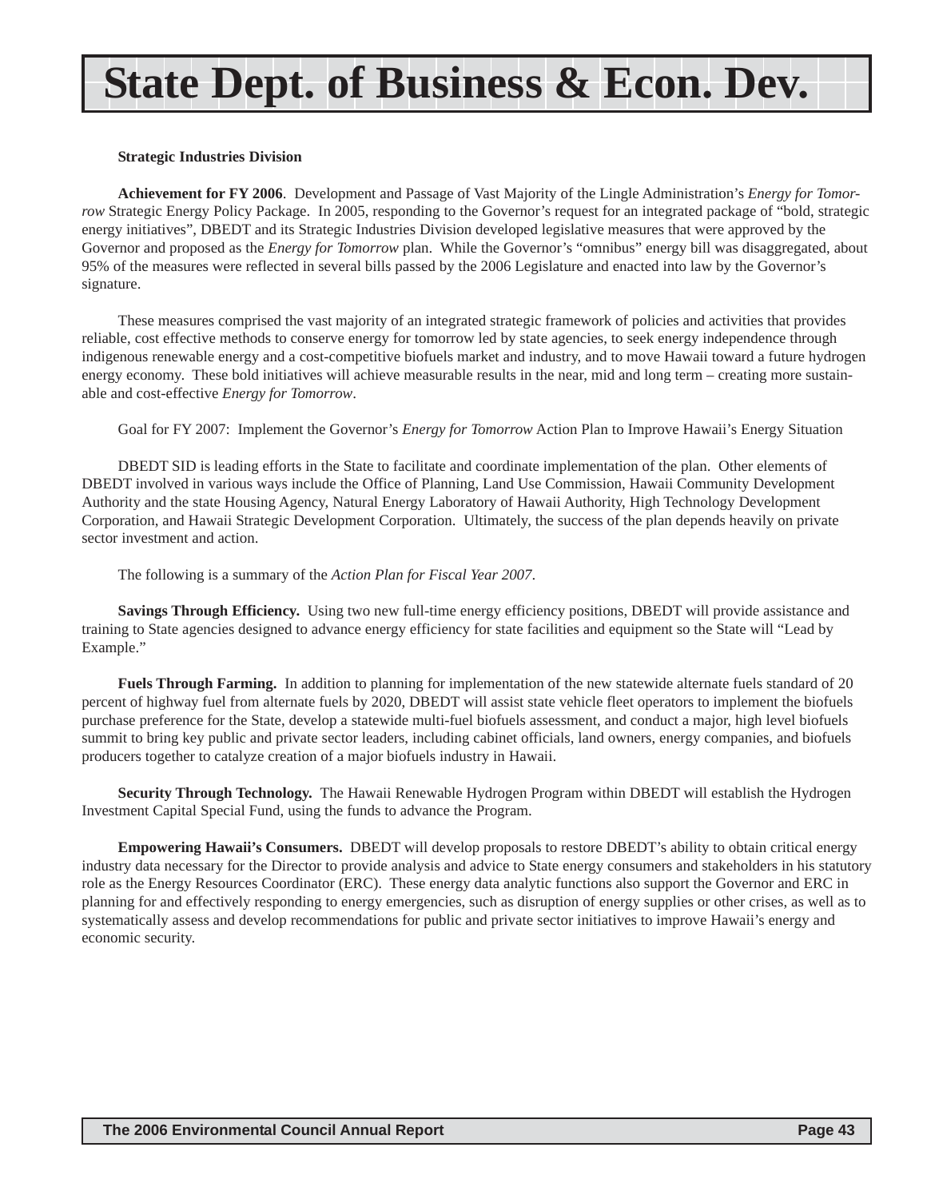# State Dept. of Business & Econ. Dev.

**Strategic Industries Division**

**Achievement for FY 2006**. Development and Passage of Vast Majority of the Lingle Administration's *Energy for Tomorrow* Strategic Energy Policy Package. In 2005, responding to the Governor's request for an integrated package of "bold, strategic energy initiatives", DBEDT and its Strategic Industries Division developed legislative measures that were approved by the Governor and proposed as the *Energy for Tomorrow* plan. While the Governor's "omnibus" energy bill was disaggregated, about 95% of the measures were reflected in several bills passed by the 2006 Legislature and enacted into law by the Governor's signature.

These measures comprised the vast majority of an integrated strategic framework of policies and activities that provides reliable, cost effective methods to conserve energy for tomorrow led by state agencies, to seek energy independence through indigenous renewable energy and a cost-competitive biofuels market and industry, and to move Hawaii toward a future hydrogen energy economy. These bold initiatives will achieve measurable results in the near, mid and long term – creating more sustainable and cost-effective *Energy for Tomorrow*.

Goal for FY 2007: Implement the Governor's *Energy for Tomorrow* Action Plan to Improve Hawaii's Energy Situation

DBEDT SID is leading efforts in the State to facilitate and coordinate implementation of the plan. Other elements of DBEDT involved in various ways include the Office of Planning, Land Use Commission, Hawaii Community Development Authority and the state Housing Agency, Natural Energy Laboratory of Hawaii Authority, High Technology Development Corporation, and Hawaii Strategic Development Corporation. Ultimately, the success of the plan depends heavily on private sector investment and action.

The following is a summary of the *Action Plan for Fiscal Year 2007*.

**Savings Through Efficiency.** Using two new full-time energy efficiency positions, DBEDT will provide assistance and training to State agencies designed to advance energy efficiency for state facilities and equipment so the State will "Lead by Example."

**Fuels Through Farming.** In addition to planning for implementation of the new statewide alternate fuels standard of 20 percent of highway fuel from alternate fuels by 2020, DBEDT will assist state vehicle fleet operators to implement the biofuels purchase preference for the State, develop a statewide multi-fuel biofuels assessment, and conduct a major, high level biofuels summit to bring key public and private sector leaders, including cabinet officials, land owners, energy companies, and biofuels producers together to catalyze creation of a major biofuels industry in Hawaii.

**Security Through Technology.** The Hawaii Renewable Hydrogen Program within DBEDT will establish the Hydrogen Investment Capital Special Fund, using the funds to advance the Program.

**Empowering Hawaii's Consumers.** DBEDT will develop proposals to restore DBEDT's ability to obtain critical energy industry data necessary for the Director to provide analysis and advice to State energy consumers and stakeholders in his statutory role as the Energy Resources Coordinator (ERC). These energy data analytic functions also support the Governor and ERC in planning for and effectively responding to energy emergencies, such as disruption of energy supplies or other crises, as well as to systematically assess and develop recommendations for public and private sector initiatives to improve Hawaii's energy and economic security.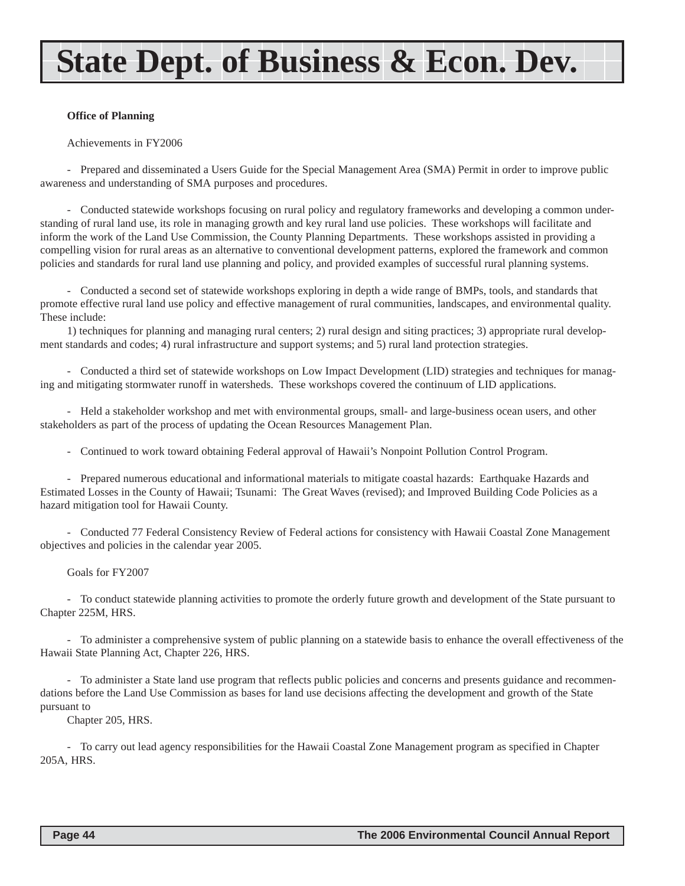# State Dept. of Business & Econ. Dev.

**Office of Planning**

Achievements in FY2006

- Prepared and disseminated a Users Guide for the Special Management Area (SMA) Permit in order to improve public awareness and understanding of SMA purposes and procedures.

- Conducted statewide workshops focusing on rural policy and regulatory frameworks and developing a common understanding of rural land use, its role in managing growth and key rural land use policies. These workshops will facilitate and inform the work of the Land Use Commission, the County Planning Departments. These workshops assisted in providing a compelling vision for rural areas as an alternative to conventional development patterns, explored the framework and common policies and standards for rural land use planning and policy, and provided examples of successful rural planning systems.

- Conducted a second set of statewide workshops exploring in depth a wide range of BMPs, tools, and standards that promote effective rural land use policy and effective management of rural communities, landscapes, and environmental quality. These include:

  1) techniques for planning and managing rural centers; 2) rural design and siting practices; 3) appropriate rural development standards and codes; 4) rural infrastructure and support systems; and 5) rural land protection strategies.

- Conducted a third set of statewide workshops on Low Impact Development (LID) strategies and techniques for managing and mitigating stormwater runoff in watersheds. These workshops covered the continuum of LID applications.

- Held a stakeholder workshop and met with environmental groups, small- and large-business ocean users, and other stakeholders as part of the process of updating the Ocean Resources Management Plan.

- Continued to work toward obtaining Federal approval of Hawaii's Nonpoint Pollution Control Program.

- Prepared numerous educational and informational materials to mitigate coastal hazards: Earthquake Hazards and Estimated Losses in the County of Hawaii; Tsunami: The Great Waves (revised); and Improved Building Code Policies as a hazard mitigation tool for Hawaii County.

- Conducted 77 Federal Consistency Review of Federal actions for consistency with Hawaii Coastal Zone Management objectives and policies in the calendar year 2005.

Goals for FY2007

- To conduct statewide planning activities to promote the orderly future growth and development of the State pursuant to Chapter 225M, HRS.

- To administer a comprehensive system of public planning on a statewide basis to enhance the overall effectiveness of the Hawaii State Planning Act, Chapter 226, HRS.

- To administer a State land use program that reflects public policies and concerns and presents guidance and recommendations before the Land Use Commission as bases for land use decisions affecting the development and growth of the State pursuant to Chapter 205, HRS.

- To carry out lead agency responsibilities for the Hawaii Coastal Zone Management program as specified in Chapter 205A, HRS.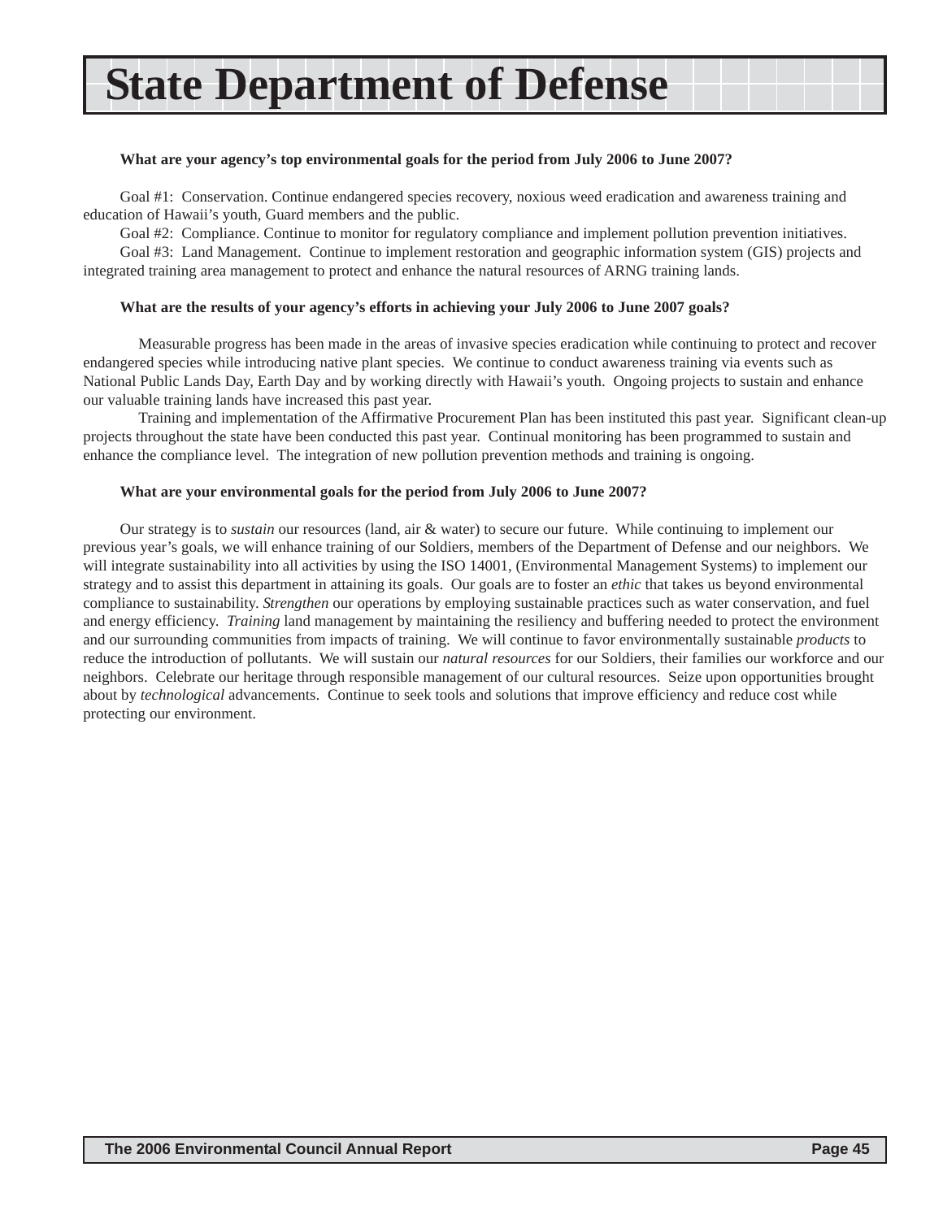# State Department of Defense

**What are your agency’s top environmental goals for the period from July 2006 to June 2007?**

Goal #1: Conservation. Continue endangered species recovery, noxious weed eradication and awareness training and education of Hawaii’s youth, Guard members and the public.

Goal #2: Compliance. Continue to monitor for regulatory compliance and implement pollution prevention initiatives.

Goal #3: Land Management. Continue to implement restoration and geographic information system (GIS) projects and integrated training area management to protect and enhance the natural resources of ARNG training lands.

**What are the results of your agency’s efforts in achieving your July 2006 to June 2007 goals?**

Measurable progress has been made in the areas of invasive species eradication while continuing to protect and recover endangered species while introducing native plant species. We continue to conduct awareness training via events such as National Public Lands Day, Earth Day and by working directly with Hawaii’s youth. Ongoing projects to sustain and enhance our valuable training lands have increased this past year.

Training and implementation of the Affirmative Procurement Plan has been instituted this past year. Significant clean-up projects throughout the state have been conducted this past year. Continual monitoring has been programmed to sustain and enhance the compliance level. The integration of new pollution prevention methods and training is ongoing.

**What are your environmental goals for the period from July 2006 to June 2007?**

Our strategy is to *sustain* our resources (land, air & water) to secure our future. While continuing to implement our previous year’s goals, we will enhance training of our Soldiers, members of the Department of Defense and our neighbors. We will integrate sustainability into all activities by using the ISO 14001, (Environmental Management Systems) to implement our strategy and to assist this department in attaining its goals. Our goals are to foster an *ethic* that takes us beyond environmental compliance to sustainability. *Strengthen* our operations by employing sustainable practices such as water conservation, and fuel and energy efficiency. *Training* land management by maintaining the resiliency and buffering needed to protect the environment and our surrounding communities from impacts of training. We will continue to favor environmentally sustainable *products* to reduce the introduction of pollutants. We will sustain our *natural resources* for our Soldiers, their families our workforce and our neighbors. Celebrate our heritage through responsible management of our cultural resources. Seize upon opportunities brought about by *technological* advancements. Continue to seek tools and solutions that improve efficiency and reduce cost while protecting our environment.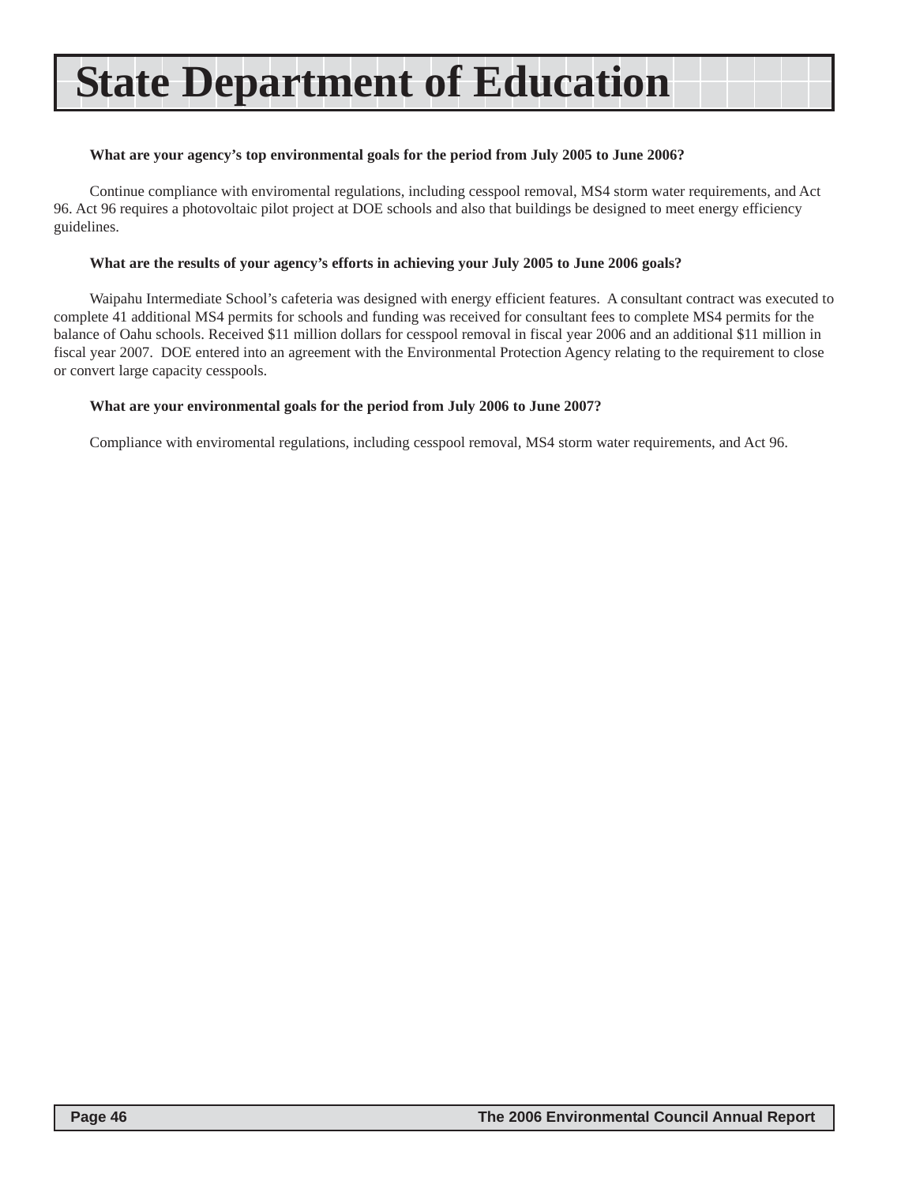# State Department of Education

**What are your agency's top environmental goals for the period from July 2005 to June 2006?**

Continue compliance with enviromental regulations, including cesspool removal, MS4 storm water requirements, and Act 96. Act 96 requires a photovoltaic pilot project at DOE schools and also that buildings be designed to meet energy efficiency guidelines.

**What are the results of your agency's efforts in achieving your July 2005 to June 2006 goals?**

Waipahu Intermediate School's cafeteria was designed with energy efficient features. A consultant contract was executed to complete 41 additional MS4 permits for schools and funding was received for consultant fees to complete MS4 permits for the balance of Oahu schools. Received $11 million dollars for cesspool removal in fiscal year 2006 and an additional $11 million in fiscal year 2007. DOE entered into an agreement with the Environmental Protection Agency relating to the requirement to close or convert large capacity cesspools.

**What are your environmental goals for the period from July 2006 to June 2007?**

Compliance with enviromental regulations, including cesspool removal, MS4 storm water requirements, and Act 96.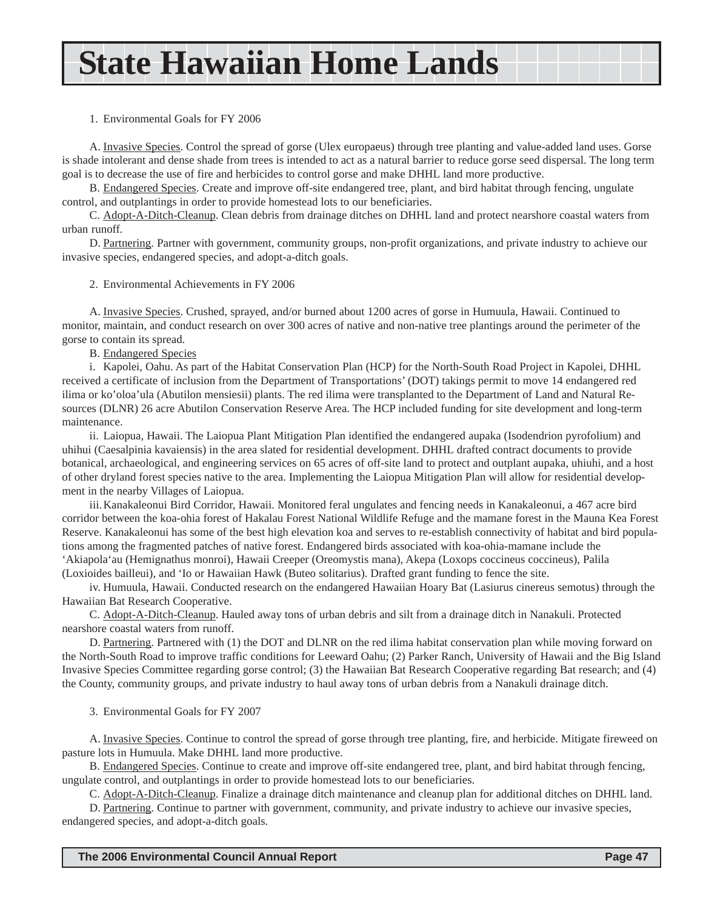# State Hawaiian Home Lands

1. Environmental Goals for FY 2006

A. Invasive Species. Control the spread of gorse (Ulex europaeus) through tree planting and value-added land uses. Gorse is shade intolerant and dense shade from trees is intended to act as a natural barrier to reduce gorse seed dispersal. The long term goal is to decrease the use of fire and herbicides to control gorse and make DHHL land more productive.

B. Endangered Species. Create and improve off-site endangered tree, plant, and bird habitat through fencing, ungulate control, and outplantings in order to provide homestead lots to our beneficiaries.

C. Adopt-A-Ditch-Cleanup. Clean debris from drainage ditches on DHHL land and protect nearshore coastal waters from urban runoff.

D. Partnering. Partner with government, community groups, non-profit organizations, and private industry to achieve our invasive species, endangered species, and adopt-a-ditch goals.

2. Environmental Achievements in FY 2006

A. Invasive Species. Crushed, sprayed, and/or burned about 1200 acres of gorse in Humuula, Hawaii. Continued to monitor, maintain, and conduct research on over 300 acres of native and non-native tree plantings around the perimeter of the gorse to contain its spread.

B. Endangered Species

i. Kapolei, Oahu. As part of the Habitat Conservation Plan (HCP) for the North-South Road Project in Kapolei, DHHL received a certificate of inclusion from the Department of Transportations' (DOT) takings permit to move 14 endangered red ilima or ko'oloa'ula (Abutilon mensiesii) plants. The red ilima were transplanted to the Department of Land and Natural Resources (DLNR) 26 acre Abutilon Conservation Reserve Area. The HCP included funding for site development and long-term maintenance.

ii. Laiopua, Hawaii. The Laiopua Plant Mitigation Plan identified the endangered aupaka (Isodendrion pyrofolium) and uhihui (Caesalpinia kavaiensis) in the area slated for residential development. DHHL drafted contract documents to provide botanical, archaeological, and engineering services on 65 acres of off-site land to protect and outplant aupaka, uhiuhi, and a host of other dryland forest species native to the area. Implementing the Laiopua Mitigation Plan will allow for residential development in the nearby Villages of Laiopua.

iii. Kanakaleonui Bird Corridor, Hawaii. Monitored feral ungulates and fencing needs in Kanakaleonui, a 467 acre bird corridor between the koa-ohia forest of Hakalau Forest National Wildlife Refuge and the mamane forest in the Mauna Kea Forest Reserve. Kanakaleonui has some of the best high elevation koa and serves to re-establish connectivity of habitat and bird populations among the fragmented patches of native forest. Endangered birds associated with koa-ohia-mamane include the 'Akiapola'au (Hemignathus monroi), Hawaii Creeper (Oreomystis mana), Akepa (Loxops coccineus coccineus), Palila (Loxioides bailleui), and 'Io or Hawaiian Hawk (Buteo solitarius). Drafted grant funding to fence the site.

iv. Humuula, Hawaii. Conducted research on the endangered Hawaiian Hoary Bat (Lasiurus cinereus semotus) through the Hawaiian Bat Research Cooperative.

C. Adopt-A-Ditch-Cleanup. Hauled away tons of urban debris and silt from a drainage ditch in Nanakuli. Protected nearshore coastal waters from runoff.

D. Partnering. Partnered with (1) the DOT and DLNR on the red ilima habitat conservation plan while moving forward on the North-South Road to improve traffic conditions for Leeward Oahu; (2) Parker Ranch, University of Hawaii and the Big Island Invasive Species Committee regarding gorse control; (3) the Hawaiian Bat Research Cooperative regarding Bat research; and (4) the County, community groups, and private industry to haul away tons of urban debris from a Nanakuli drainage ditch.

3. Environmental Goals for FY 2007

A. Invasive Species. Continue to control the spread of gorse through tree planting, fire, and herbicide. Mitigate fireweed on pasture lots in Humuula. Make DHHL land more productive.

B. Endangered Species. Continue to create and improve off-site endangered tree, plant, and bird habitat through fencing, ungulate control, and outplantings in order to provide homestead lots to our beneficiaries.

C. Adopt-A-Ditch-Cleanup. Finalize a drainage ditch maintenance and cleanup plan for additional ditches on DHHL land.

D. Partnering. Continue to partner with government, community, and private industry to achieve our invasive species, endangered species, and adopt-a-ditch goals.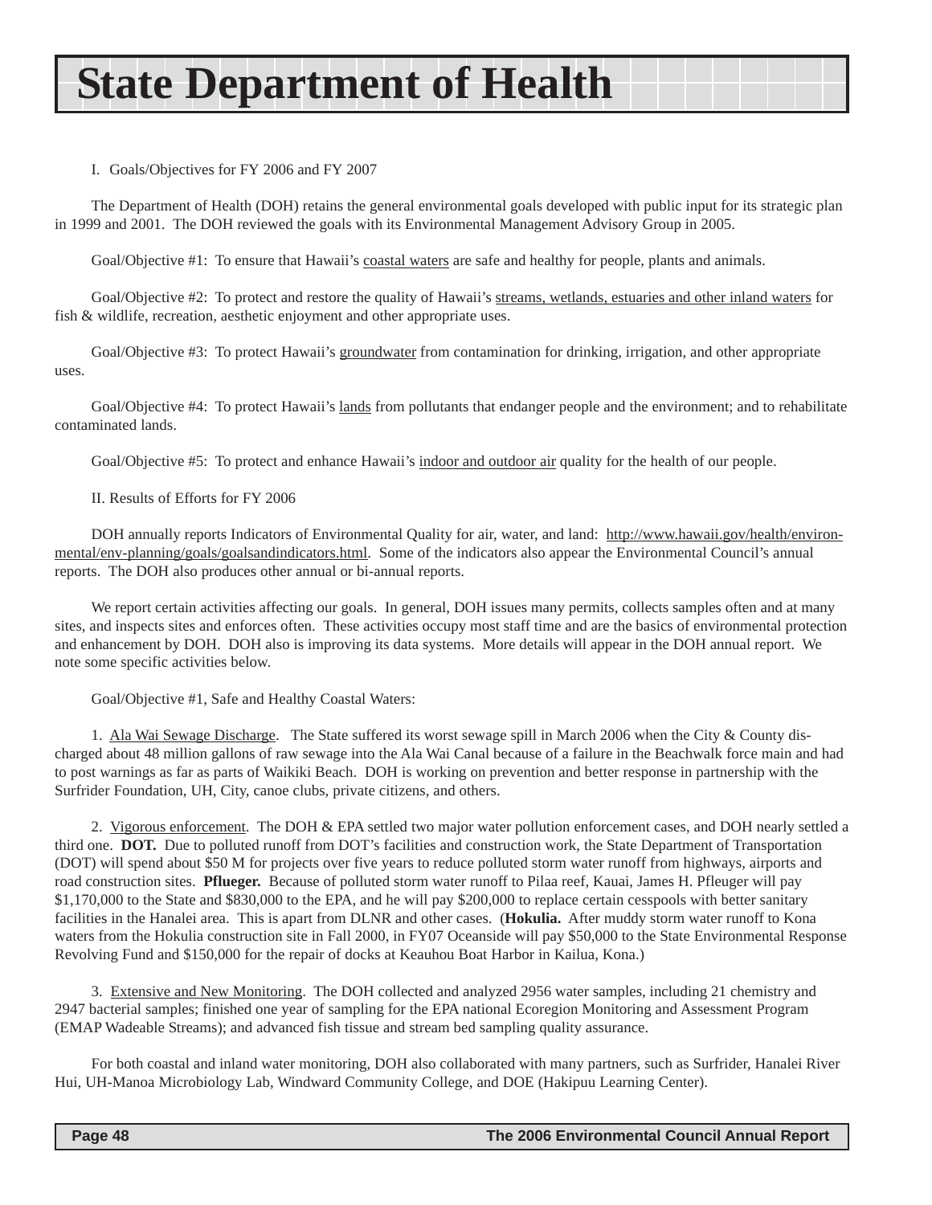# State Department of Health

I. Goals/Objectives for FY 2006 and FY 2007

The Department of Health (DOH) retains the general environmental goals developed with public input for its strategic plan in 1999 and 2001. The DOH reviewed the goals with its Environmental Management Advisory Group in 2005.

Goal/Objective #1: To ensure that Hawaii's coastal waters are safe and healthy for people, plants and animals.

Goal/Objective #2: To protect and restore the quality of Hawaii's streams, wetlands, estuaries and other inland waters for fish & wildlife, recreation, aesthetic enjoyment and other appropriate uses.

Goal/Objective #3: To protect Hawaii's groundwater from contamination for drinking, irrigation, and other appropriate uses.

Goal/Objective #4: To protect Hawaii's lands from pollutants that endanger people and the environment; and to rehabilitate contaminated lands.

Goal/Objective #5: To protect and enhance Hawaii's indoor and outdoor air quality for the health of our people.

II. Results of Efforts for FY 2006

DOH annually reports Indicators of Environmental Quality for air, water, and land: http://www.hawaii.gov/health/environmental/env-planning/goals/goalsandindicators.html. Some of the indicators also appear the Environmental Council's annual reports. The DOH also produces other annual or bi-annual reports.

We report certain activities affecting our goals. In general, DOH issues many permits, collects samples often and at many sites, and inspects sites and enforces often. These activities occupy most staff time and are the basics of environmental protection and enhancement by DOH. DOH also is improving its data systems. More details will appear in the DOH annual report. We note some specific activities below.

Goal/Objective #1, Safe and Healthy Coastal Waters:

1. Ala Wai Sewage Discharge. The State suffered its worst sewage spill in March 2006 when the City & County discharged about 48 million gallons of raw sewage into the Ala Wai Canal because of a failure in the Beachwalk force main and had to post warnings as far as parts of Waikiki Beach. DOH is working on prevention and better response in partnership with the Surfrider Foundation, UH, City, canoe clubs, private citizens, and others.

2. Vigorous enforcement. The DOH & EPA settled two major water pollution enforcement cases, and DOH nearly settled a third one. **DOT.** Due to polluted runoff from DOT's facilities and construction work, the State Department of Transportation (DOT) will spend about $50 M for projects over five years to reduce polluted storm water runoff from highways, airports and road construction sites. **Pflueger.** Because of polluted storm water runoff to Pilaa reef, Kauai, James H. Pfleuger will pay $1,170,000 to the State and $830,000 to the EPA, and he will pay $200,000 to replace certain cesspools with better sanitary facilities in the Hanalei area. This is apart from DLNR and other cases. (**Hokulia.** After muddy storm water runoff to Kona waters from the Hokulia construction site in Fall 2000, in FY07 Oceanside will pay $50,000 to the State Environmental Response Revolving Fund and $150,000 for the repair of docks at Keauhou Boat Harbor in Kailua, Kona.)

3. Extensive and New Monitoring. The DOH collected and analyzed 2956 water samples, including 21 chemistry and 2947 bacterial samples; finished one year of sampling for the EPA national Ecoregion Monitoring and Assessment Program (EMAP Wadeable Streams); and advanced fish tissue and stream bed sampling quality assurance.

For both coastal and inland water monitoring, DOH also collaborated with many partners, such as Surfrider, Hanalei River Hui, UH-Manoa Microbiology Lab, Windward Community College, and DOE (Hakipuu Learning Center).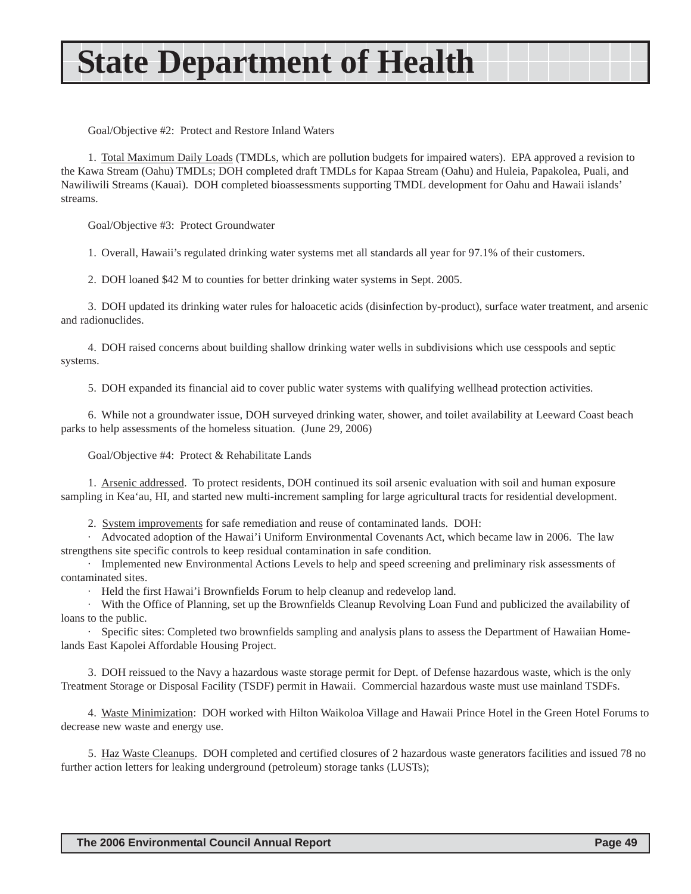# State Department of Health

Goal/Objective #2: Protect and Restore Inland Waters

1. Total Maximum Daily Loads (TMDLs, which are pollution budgets for impaired waters). EPA approved a revision to the Kawa Stream (Oahu) TMDLs; DOH completed draft TMDLs for Kapaa Stream (Oahu) and Huleia, Papakolea, Puali, and Nawiliwili Streams (Kauai). DOH completed bioassessments supporting TMDL development for Oahu and Hawaii islands' streams.

Goal/Objective #3: Protect Groundwater

1. Overall, Hawaii's regulated drinking water systems met all standards all year for 97.1% of their customers.

2. DOH loaned $42 M to counties for better drinking water systems in Sept. 2005.

3. DOH updated its drinking water rules for haloacetic acids (disinfection by-product), surface water treatment, and arsenic and radionuclides.

4. DOH raised concerns about building shallow drinking water wells in subdivisions which use cesspools and septic systems.

5. DOH expanded its financial aid to cover public water systems with qualifying wellhead protection activities.

6. While not a groundwater issue, DOH surveyed drinking water, shower, and toilet availability at Leeward Coast beach parks to help assessments of the homeless situation. (June 29, 2006)

Goal/Objective #4: Protect & Rehabilitate Lands

1. Arsenic addressed. To protect residents, DOH continued its soil arsenic evaluation with soil and human exposure sampling in Kea'au, HI, and started new multi-increment sampling for large agricultural tracts for residential development.

2. System improvements for safe remediation and reuse of contaminated lands. DOH:

- Advocated adoption of the Hawai'i Uniform Environmental Covenants Act, which became law in 2006. The law strengthens site specific controls to keep residual contamination in safe condition.
- Implemented new Environmental Actions Levels to help and speed screening and preliminary risk assessments of contaminated sites.
- Held the first Hawai'i Brownfields Forum to help cleanup and redevelop land.
- With the Office of Planning, set up the Brownfields Cleanup Revolving Loan Fund and publicized the availability of loans to the public.
- Specific sites: Completed two brownfields sampling and analysis plans to assess the Department of Hawaiian Home-lands East Kapolei Affordable Housing Project.

3. DOH reissued to the Navy a hazardous waste storage permit for Dept. of Defense hazardous waste, which is the only Treatment Storage or Disposal Facility (TSDF) permit in Hawaii. Commercial hazardous waste must use mainland TSDFs.

4. Waste Minimization: DOH worked with Hilton Waikoloa Village and Hawaii Prince Hotel in the Green Hotel Forums to decrease new waste and energy use.

5. Haz Waste Cleanups. DOH completed and certified closures of 2 hazardous waste generators facilities and issued 78 no further action letters for leaking underground (petroleum) storage tanks (LUSTs);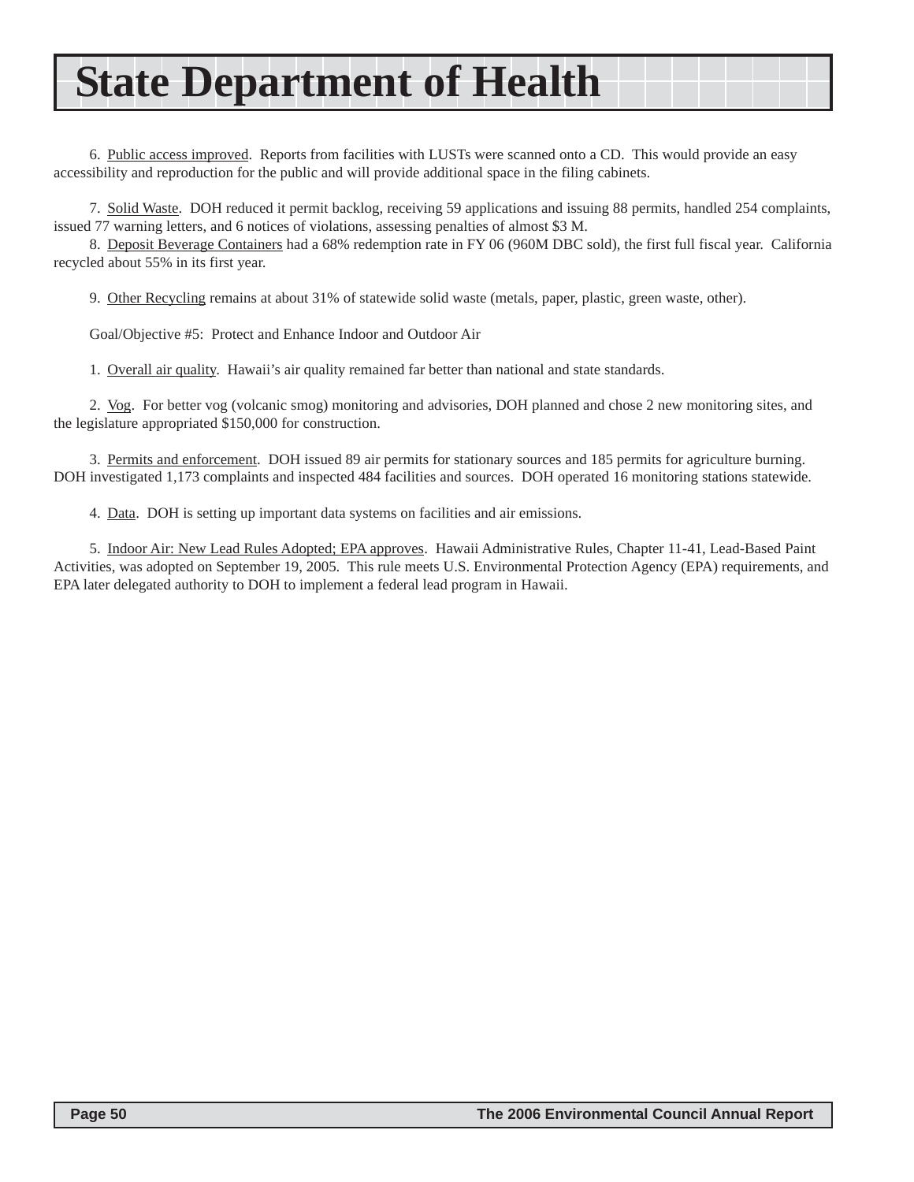# State Department of Health

6. Public access improved. Reports from facilities with LUSTs were scanned onto a CD. This would provide an easy accessibility and reproduction for the public and will provide additional space in the filing cabinets.

7. Solid Waste. DOH reduced it permit backlog, receiving 59 applications and issuing 88 permits, handled 254 complaints, issued 77 warning letters, and 6 notices of violations, assessing penalties of almost $3 M.

8. Deposit Beverage Containers had a 68% redemption rate in FY 06 (960M DBC sold), the first full fiscal year. California recycled about 55% in its first year.

9. Other Recycling remains at about 31% of statewide solid waste (metals, paper, plastic, green waste, other).

Goal/Objective #5: Protect and Enhance Indoor and Outdoor Air

1. Overall air quality. Hawaii's air quality remained far better than national and state standards.

2. Vog. For better vog (volcanic smog) monitoring and advisories, DOH planned and chose 2 new monitoring sites, and the legislature appropriated $150,000 for construction.

3. Permits and enforcement. DOH issued 89 air permits for stationary sources and 185 permits for agriculture burning. DOH investigated 1,173 complaints and inspected 484 facilities and sources. DOH operated 16 monitoring stations statewide.

4. Data. DOH is setting up important data systems on facilities and air emissions.

5. Indoor Air: New Lead Rules Adopted; EPA approves. Hawaii Administrative Rules, Chapter 11-41, Lead-Based Paint Activities, was adopted on September 19, 2005. This rule meets U.S. Environmental Protection Agency (EPA) requirements, and EPA later delegated authority to DOH to implement a federal lead program in Hawaii.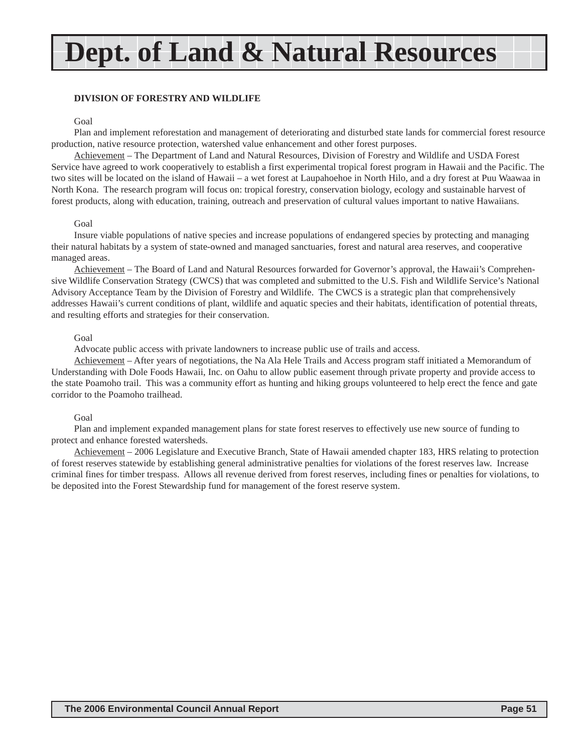# Dept. of Land & Natural Resources

**DIVISION OF FORESTRY AND WILDLIFE**

Goal

Plan and implement reforestation and management of deteriorating and disturbed state lands for commercial forest resource production, native resource protection, watershed value enhancement and other forest purposes.

Achievement – The Department of Land and Natural Resources, Division of Forestry and Wildlife and USDA Forest Service have agreed to work cooperatively to establish a first experimental tropical forest program in Hawaii and the Pacific. The two sites will be located on the island of Hawaii – a wet forest at Laupahoehoe in North Hilo, and a dry forest at Puu Waawaa in North Kona. The research program will focus on: tropical forestry, conservation biology, ecology and sustainable harvest of forest products, along with education, training, outreach and preservation of cultural values important to native Hawaiians.

Goal

Insure viable populations of native species and increase populations of endangered species by protecting and managing their natural habitats by a system of state-owned and managed sanctuaries, forest and natural area reserves, and cooperative managed areas.

Achievement – The Board of Land and Natural Resources forwarded for Governor's approval, the Hawaii's Comprehensive Wildlife Conservation Strategy (CWCS) that was completed and submitted to the U.S. Fish and Wildlife Service's National Advisory Acceptance Team by the Division of Forestry and Wildlife. The CWCS is a strategic plan that comprehensively addresses Hawaii's current conditions of plant, wildlife and aquatic species and their habitats, identification of potential threats, and resulting efforts and strategies for their conservation.

Goal

Advocate public access with private landowners to increase public use of trails and access.

Achievement – After years of negotiations, the Na Ala Hele Trails and Access program staff initiated a Memorandum of Understanding with Dole Foods Hawaii, Inc. on Oahu to allow public easement through private property and provide access to the state Poamoho trail. This was a community effort as hunting and hiking groups volunteered to help erect the fence and gate corridor to the Poamoho trailhead.

Goal

Plan and implement expanded management plans for state forest reserves to effectively use new source of funding to protect and enhance forested watersheds.

Achievement – 2006 Legislature and Executive Branch, State of Hawaii amended chapter 183, HRS relating to protection of forest reserves statewide by establishing general administrative penalties for violations of the forest reserves law. Increase criminal fines for timber trespass. Allows all revenue derived from forest reserves, including fines or penalties for violations, to be deposited into the Forest Stewardship fund for management of the forest reserve system.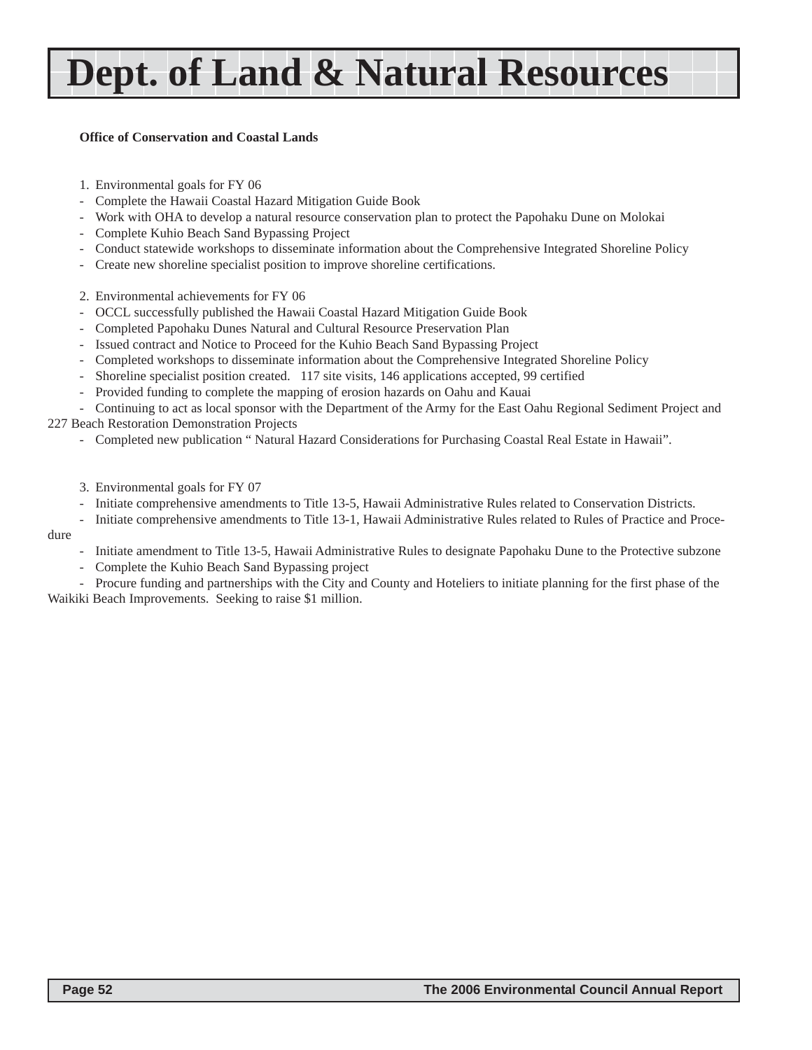# Dept. of Land & Natural Resources

**Office of Conservation and Coastal Lands**

1. Environmental goals for FY 06

- Complete the Hawaii Coastal Hazard Mitigation Guide Book
- Work with OHA to develop a natural resource conservation plan to protect the Papohaku Dune on Molokai
- Complete Kuhio Beach Sand Bypassing Project
- Conduct statewide workshops to disseminate information about the Comprehensive Integrated Shoreline Policy
- Create new shoreline specialist position to improve shoreline certifications.

2. Environmental achievements for FY 06

- OCCL successfully published the Hawaii Coastal Hazard Mitigation Guide Book
- Completed Papohaku Dunes Natural and Cultural Resource Preservation Plan
- Issued contract and Notice to Proceed for the Kuhio Beach Sand Bypassing Project
- Completed workshops to disseminate information about the Comprehensive Integrated Shoreline Policy
- Shoreline specialist position created. 117 site visits, 146 applications accepted, 99 certified
- Provided funding to complete the mapping of erosion hazards on Oahu and Kauai
- Continuing to act as local sponsor with the Department of the Army for the East Oahu Regional Sediment Project and 227 Beach Restoration Demonstration Projects
- Completed new publication " Natural Hazard Considerations for Purchasing Coastal Real Estate in Hawaii".

3. Environmental goals for FY 07

- Initiate comprehensive amendments to Title 13-5, Hawaii Administrative Rules related to Conservation Districts.
- Initiate comprehensive amendments to Title 13-1, Hawaii Administrative Rules related to Rules of Practice and Procedure
- Initiate amendment to Title 13-5, Hawaii Administrative Rules to designate Papohaku Dune to the Protective subzone
- Complete the Kuhio Beach Sand Bypassing project
- Procure funding and partnerships with the City and County and Hoteliers to initiate planning for the first phase of the Waikiki Beach Improvements. Seeking to raise $1 million.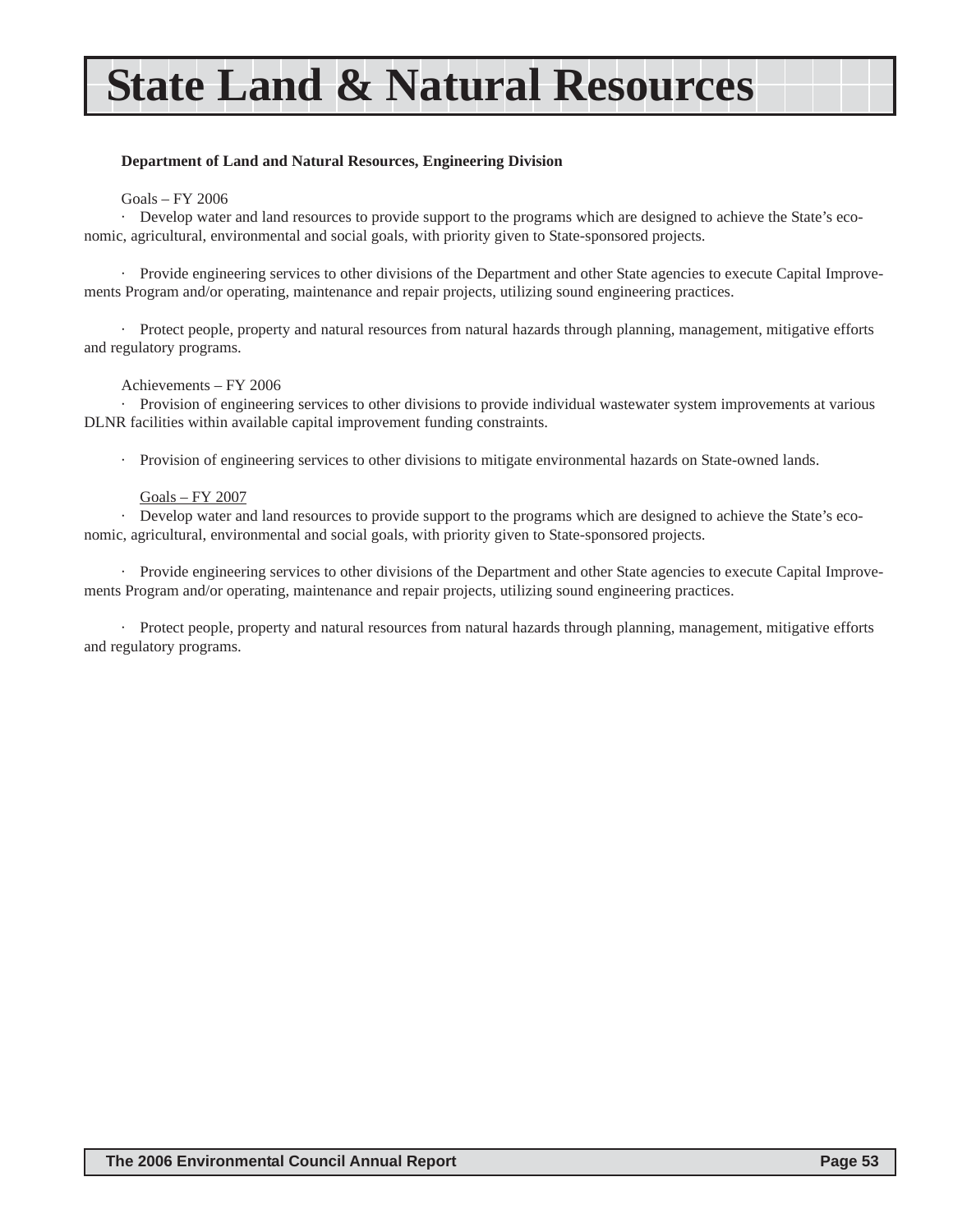# State Land & Natural Resources

**Department of Land and Natural Resources, Engineering Division**

Goals – FY 2006

- Develop water and land resources to provide support to the programs which are designed to achieve the State's economic, agricultural, environmental and social goals, with priority given to State-sponsored projects.

- Provide engineering services to other divisions of the Department and other State agencies to execute Capital Improvements Program and/or operating, maintenance and repair projects, utilizing sound engineering practices.

- Protect people, property and natural resources from natural hazards through planning, management, mitigative efforts and regulatory programs.

Achievements – FY 2006

- Provision of engineering services to other divisions to provide individual wastewater system improvements at various DLNR facilities within available capital improvement funding constraints.

- Provision of engineering services to other divisions to mitigate environmental hazards on State-owned lands.

Goals – FY 2007

- Develop water and land resources to provide support to the programs which are designed to achieve the State's economic, agricultural, environmental and social goals, with priority given to State-sponsored projects.

- Provide engineering services to other divisions of the Department and other State agencies to execute Capital Improvements Program and/or operating, maintenance and repair projects, utilizing sound engineering practices.

- Protect people, property and natural resources from natural hazards through planning, management, mitigative efforts and regulatory programs.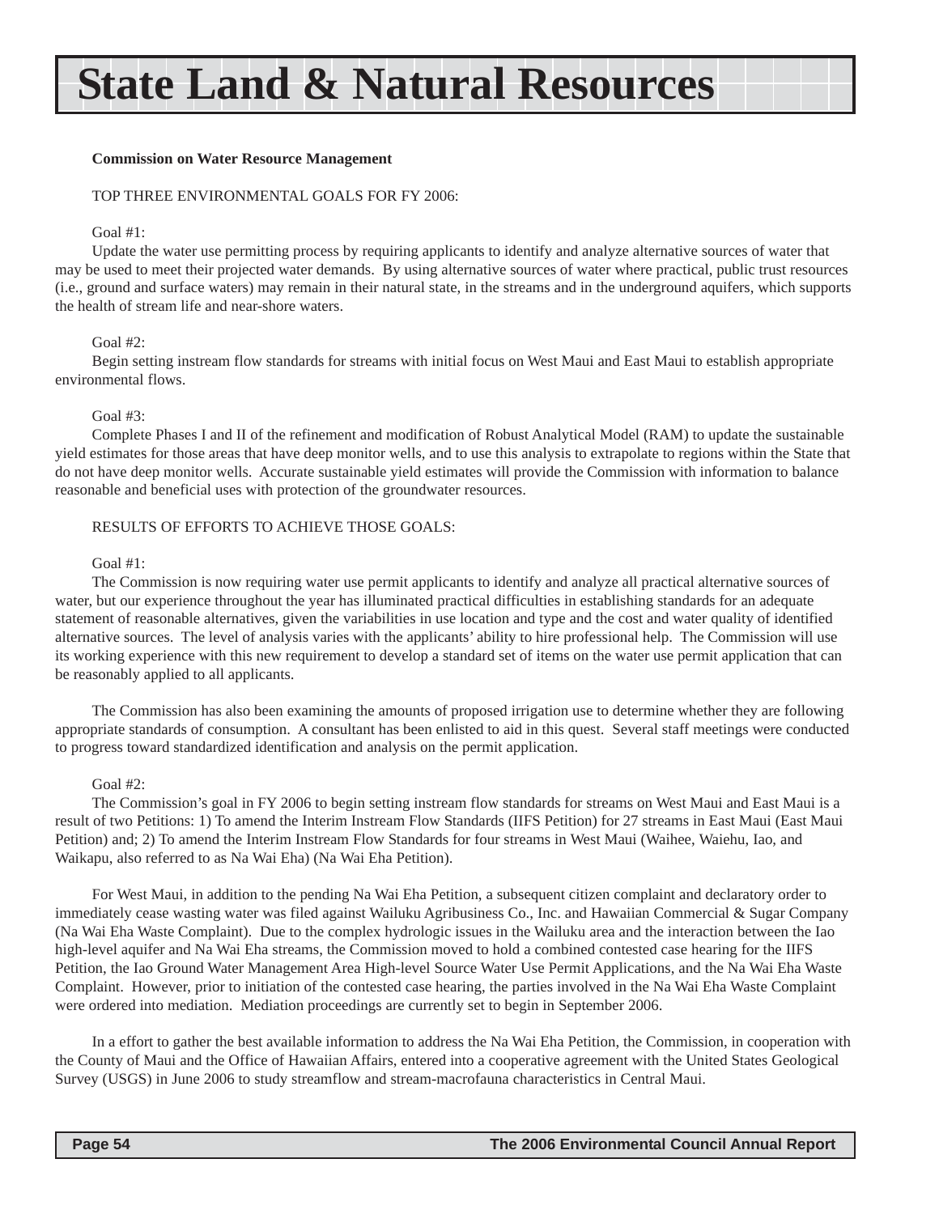# State Land & Natural Resources

**Commission on Water Resource Management**

TOP THREE ENVIRONMENTAL GOALS FOR FY 2006:

Goal #1:

Update the water use permitting process by requiring applicants to identify and analyze alternative sources of water that may be used to meet their projected water demands. By using alternative sources of water where practical, public trust resources (i.e., ground and surface waters) may remain in their natural state, in the streams and in the underground aquifers, which supports the health of stream life and near-shore waters.

Goal #2:

Begin setting instream flow standards for streams with initial focus on West Maui and East Maui to establish appropriate environmental flows.

Goal #3:

Complete Phases I and II of the refinement and modification of Robust Analytical Model (RAM) to update the sustainable yield estimates for those areas that have deep monitor wells, and to use this analysis to extrapolate to regions within the State that do not have deep monitor wells. Accurate sustainable yield estimates will provide the Commission with information to balance reasonable and beneficial uses with protection of the groundwater resources.

RESULTS OF EFFORTS TO ACHIEVE THOSE GOALS:

Goal #1:

The Commission is now requiring water use permit applicants to identify and analyze all practical alternative sources of water, but our experience throughout the year has illuminated practical difficulties in establishing standards for an adequate statement of reasonable alternatives, given the variabilities in use location and type and the cost and water quality of identified alternative sources. The level of analysis varies with the applicants' ability to hire professional help. The Commission will use its working experience with this new requirement to develop a standard set of items on the water use permit application that can be reasonably applied to all applicants.

The Commission has also been examining the amounts of proposed irrigation use to determine whether they are following appropriate standards of consumption. A consultant has been enlisted to aid in this quest. Several staff meetings were conducted to progress toward standardized identification and analysis on the permit application.

Goal #2:

The Commission's goal in FY 2006 to begin setting instream flow standards for streams on West Maui and East Maui is a result of two Petitions: 1) To amend the Interim Instream Flow Standards (IIFS Petition) for 27 streams in East Maui (East Maui Petition) and; 2) To amend the Interim Instream Flow Standards for four streams in West Maui (Waihee, Waiehu, Iao, and Waikapu, also referred to as Na Wai Eha) (Na Wai Eha Petition).

For West Maui, in addition to the pending Na Wai Eha Petition, a subsequent citizen complaint and declaratory order to immediately cease wasting water was filed against Wailuku Agribusiness Co., Inc. and Hawaiian Commercial & Sugar Company (Na Wai Eha Waste Complaint). Due to the complex hydrologic issues in the Wailuku area and the interaction between the Iao high-level aquifer and Na Wai Eha streams, the Commission moved to hold a combined contested case hearing for the IIFS Petition, the Iao Ground Water Management Area High-level Source Water Use Permit Applications, and the Na Wai Eha Waste Complaint. However, prior to initiation of the contested case hearing, the parties involved in the Na Wai Eha Waste Complaint were ordered into mediation. Mediation proceedings are currently set to begin in September 2006.

In a effort to gather the best available information to address the Na Wai Eha Petition, the Commission, in cooperation with the County of Maui and the Office of Hawaiian Affairs, entered into a cooperative agreement with the United States Geological Survey (USGS) in June 2006 to study streamflow and stream-macrofauna characteristics in Central Maui.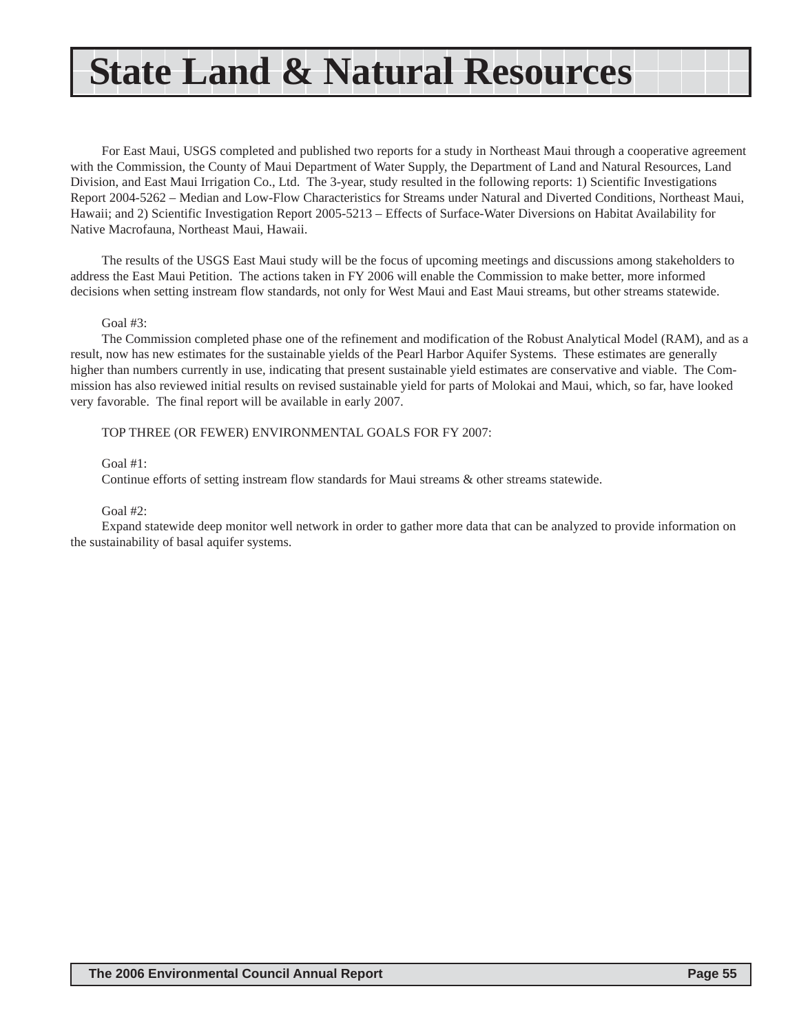# State Land & Natural Resources

For East Maui, USGS completed and published two reports for a study in Northeast Maui through a cooperative agreement with the Commission, the County of Maui Department of Water Supply, the Department of Land and Natural Resources, Land Division, and East Maui Irrigation Co., Ltd. The 3-year, study resulted in the following reports: 1) Scientific Investigations Report 2004-5262 – Median and Low-Flow Characteristics for Streams under Natural and Diverted Conditions, Northeast Maui, Hawaii; and 2) Scientific Investigation Report 2005-5213 – Effects of Surface-Water Diversions on Habitat Availability for Native Macrofauna, Northeast Maui, Hawaii.

The results of the USGS East Maui study will be the focus of upcoming meetings and discussions among stakeholders to address the East Maui Petition. The actions taken in FY 2006 will enable the Commission to make better, more informed decisions when setting instream flow standards, not only for West Maui and East Maui streams, but other streams statewide.

Goal #3:

The Commission completed phase one of the refinement and modification of the Robust Analytical Model (RAM), and as a result, now has new estimates for the sustainable yields of the Pearl Harbor Aquifer Systems. These estimates are generally higher than numbers currently in use, indicating that present sustainable yield estimates are conservative and viable. The Commission has also reviewed initial results on revised sustainable yield for parts of Molokai and Maui, which, so far, have looked very favorable. The final report will be available in early 2007.

TOP THREE (OR FEWER) ENVIRONMENTAL GOALS FOR FY 2007:

Goal #1:

Continue efforts of setting instream flow standards for Maui streams & other streams statewide.

Goal #2:

Expand statewide deep monitor well network in order to gather more data that can be analyzed to provide information on the sustainability of basal aquifer systems.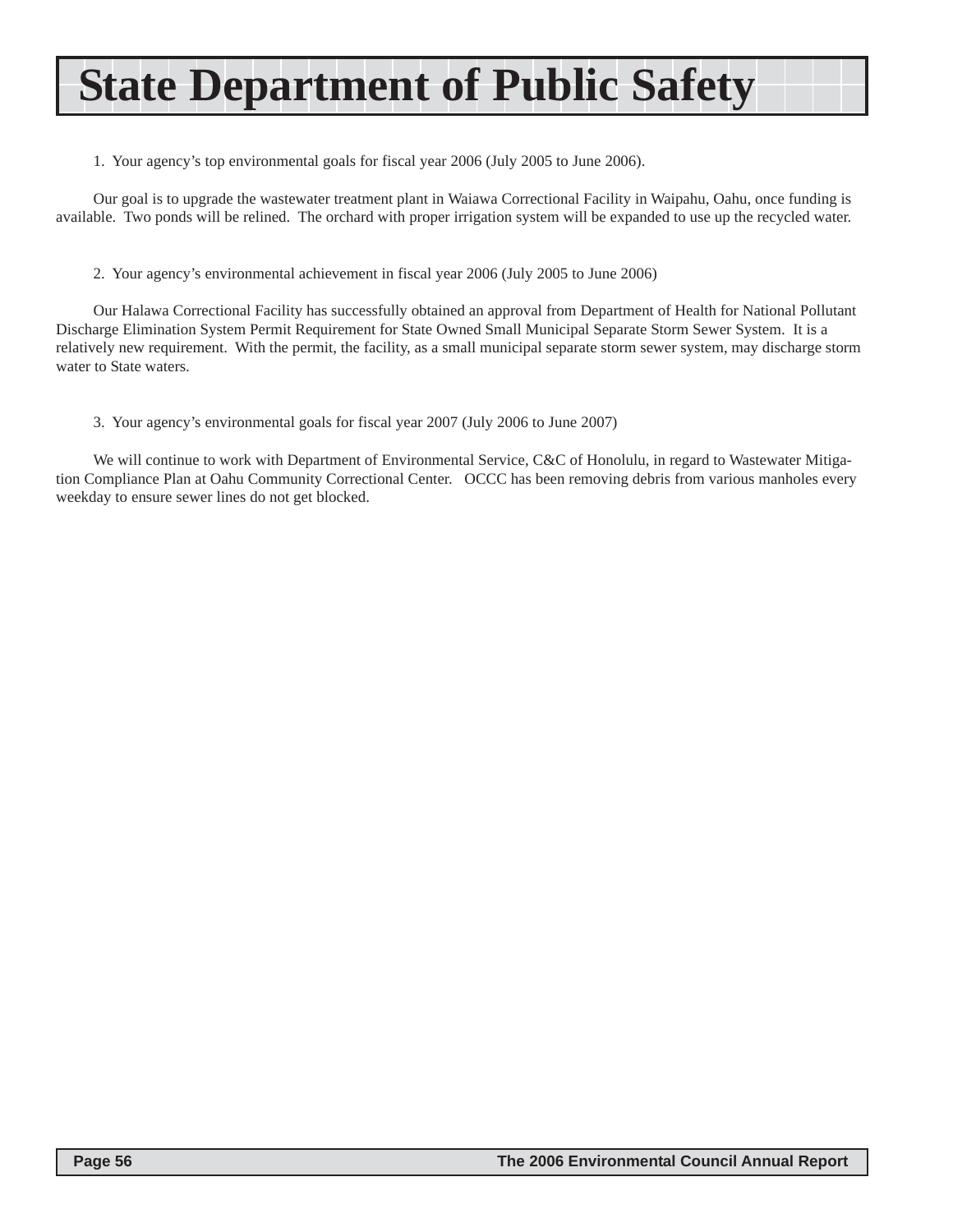# State Department of Public Safety

1. Your agency's top environmental goals for fiscal year 2006 (July 2005 to June 2006).

Our goal is to upgrade the wastewater treatment plant in Waiawa Correctional Facility in Waipahu, Oahu, once funding is available. Two ponds will be relined. The orchard with proper irrigation system will be expanded to use up the recycled water.

2. Your agency's environmental achievement in fiscal year 2006 (July 2005 to June 2006)

Our Halawa Correctional Facility has successfully obtained an approval from Department of Health for National Pollutant Discharge Elimination System Permit Requirement for State Owned Small Municipal Separate Storm Sewer System. It is a relatively new requirement. With the permit, the facility, as a small municipal separate storm sewer system, may discharge storm water to State waters.

3. Your agency's environmental goals for fiscal year 2007 (July 2006 to June 2007)

We will continue to work with Department of Environmental Service, C&C of Honolulu, in regard to Wastewater Mitigation Compliance Plan at Oahu Community Correctional Center. OCCC has been removing debris from various manholes every weekday to ensure sewer lines do not get blocked.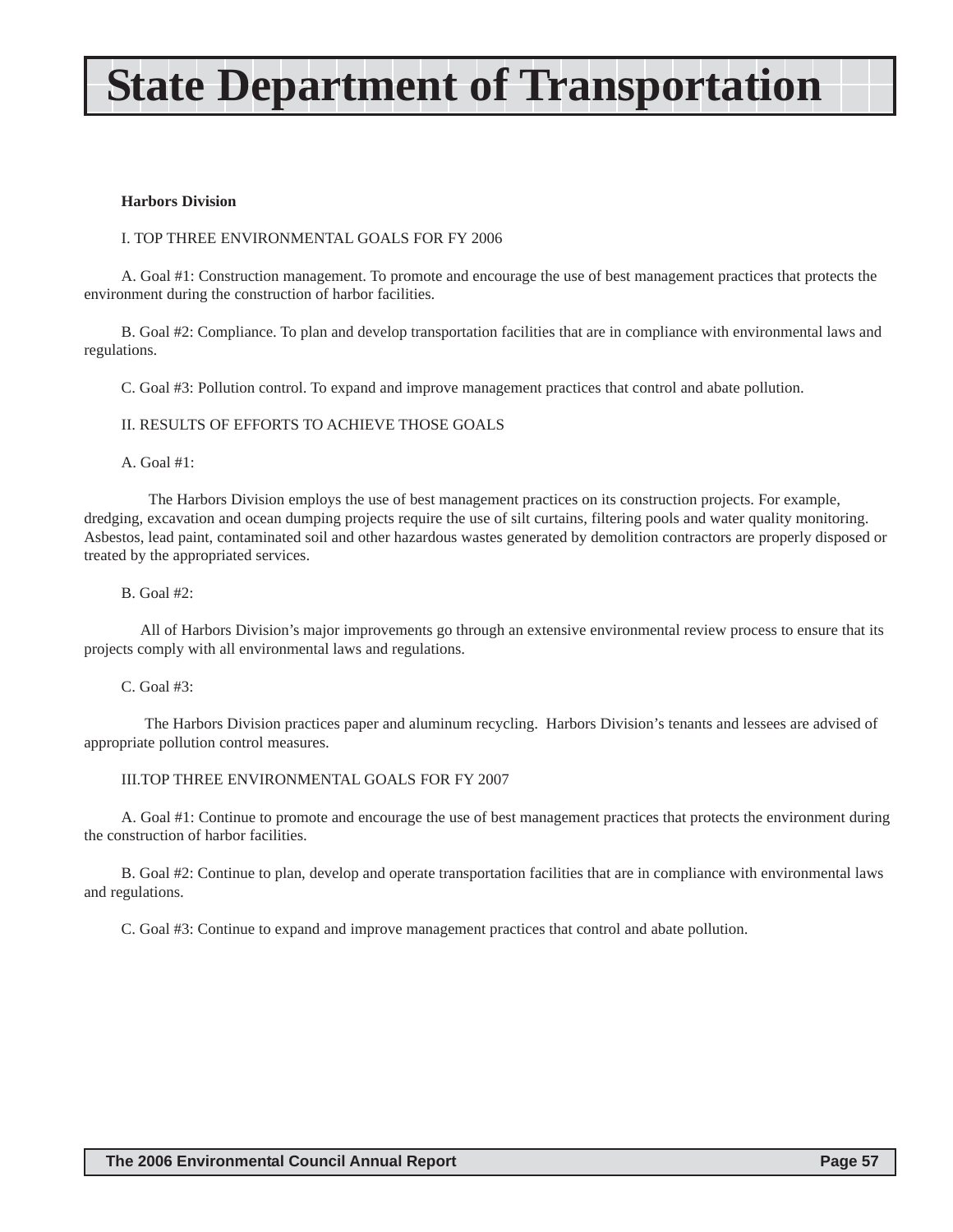# State Department of Transportation

**Harbors Division**

I. TOP THREE ENVIRONMENTAL GOALS FOR FY 2006

A. Goal #1: Construction management. To promote and encourage the use of best management practices that protects the environment during the construction of harbor facilities.

B. Goal #2: Compliance. To plan and develop transportation facilities that are in compliance with environmental laws and regulations.

C. Goal #3: Pollution control. To expand and improve management practices that control and abate pollution.

II. RESULTS OF EFFORTS TO ACHIEVE THOSE GOALS

A. Goal #1:

The Harbors Division employs the use of best management practices on its construction projects. For example, dredging, excavation and ocean dumping projects require the use of silt curtains, filtering pools and water quality monitoring. Asbestos, lead paint, contaminated soil and other hazardous wastes generated by demolition contractors are properly disposed or treated by the appropriated services.

B. Goal #2:

All of Harbors Division's major improvements go through an extensive environmental review process to ensure that its projects comply with all environmental laws and regulations.

C. Goal #3:

The Harbors Division practices paper and aluminum recycling. Harbors Division's tenants and lessees are advised of appropriate pollution control measures.

III.TOP THREE ENVIRONMENTAL GOALS FOR FY 2007

A. Goal #1: Continue to promote and encourage the use of best management practices that protects the environment during the construction of harbor facilities.

B. Goal #2: Continue to plan, develop and operate transportation facilities that are in compliance with environmental laws and regulations.

C. Goal #3: Continue to expand and improve management practices that control and abate pollution.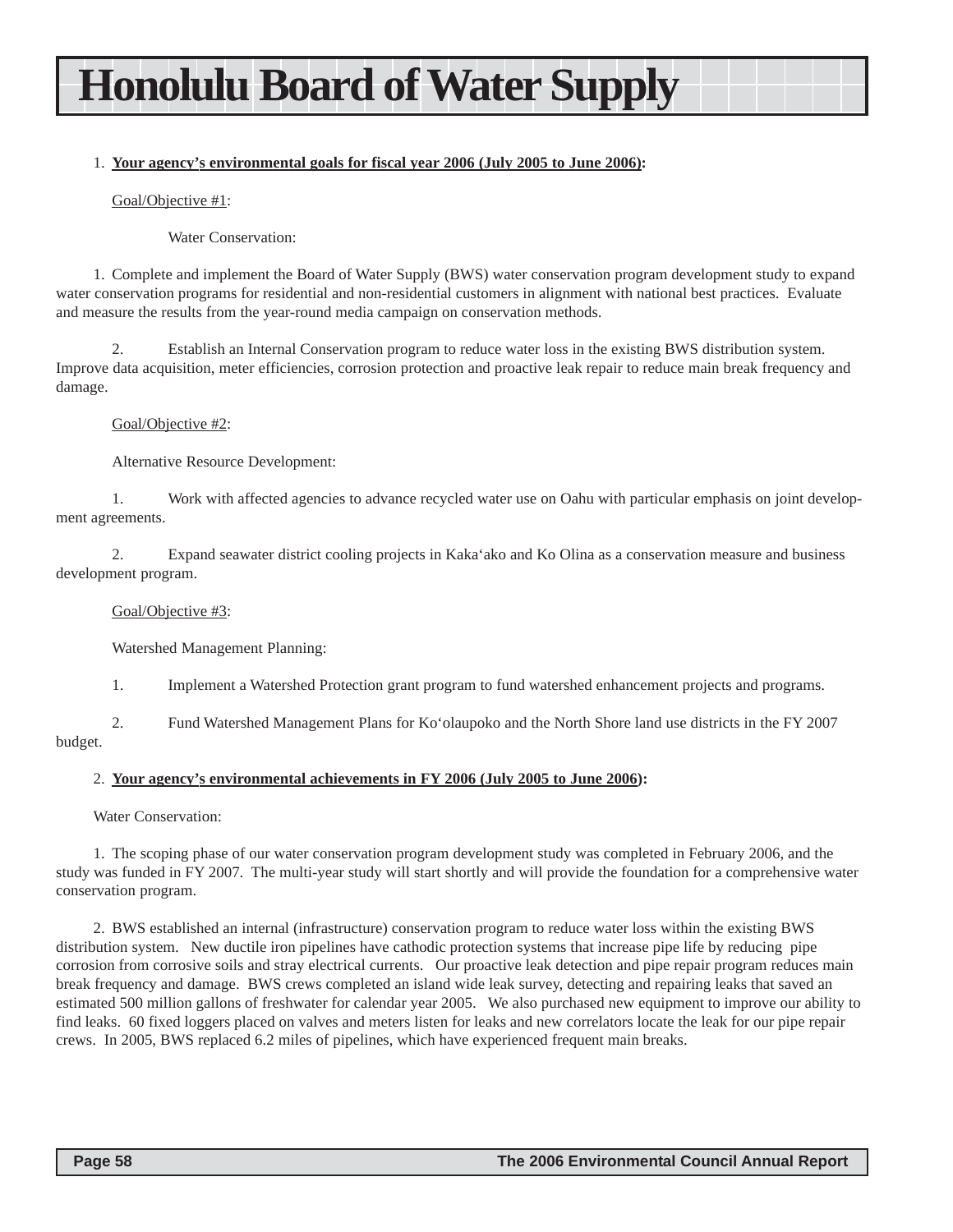# Honolulu Board of Water Supply

1. **Your agency's environmental goals for fiscal year 2006 (July 2005 to June 2006):**

Goal/Objective #1:

Water Conservation:

1. Complete and implement the Board of Water Supply (BWS) water conservation program development study to expand water conservation programs for residential and non-residential customers in alignment with national best practices. Evaluate and measure the results from the year-round media campaign on conservation methods.

2. Establish an Internal Conservation program to reduce water loss in the existing BWS distribution system. Improve data acquisition, meter efficiencies, corrosion protection and proactive leak repair to reduce main break frequency and damage.

Goal/Objective #2:

Alternative Resource Development:

1. Work with affected agencies to advance recycled water use on Oahu with particular emphasis on joint development agreements.

2. Expand seawater district cooling projects in Kaka'ako and Ko Olina as a conservation measure and business development program.

Goal/Objective #3:

Watershed Management Planning:

1. Implement a Watershed Protection grant program to fund watershed enhancement projects and programs.

2. Fund Watershed Management Plans for Ko'olaupoko and the North Shore land use districts in the FY 2007 budget.

2. **Your agency's environmental achievements in FY 2006 (July 2005 to June 2006):**

Water Conservation:

1. The scoping phase of our water conservation program development study was completed in February 2006, and the study was funded in FY 2007. The multi-year study will start shortly and will provide the foundation for a comprehensive water conservation program.

2. BWS established an internal (infrastructure) conservation program to reduce water loss within the existing BWS distribution system. New ductile iron pipelines have cathodic protection systems that increase pipe life by reducing pipe corrosion from corrosive soils and stray electrical currents. Our proactive leak detection and pipe repair program reduces main break frequency and damage. BWS crews completed an island wide leak survey, detecting and repairing leaks that saved an estimated 500 million gallons of freshwater for calendar year 2005. We also purchased new equipment to improve our ability to find leaks. 60 fixed loggers placed on valves and meters listen for leaks and new correlators locate the leak for our pipe repair crews. In 2005, BWS replaced 6.2 miles of pipelines, which have experienced frequent main breaks.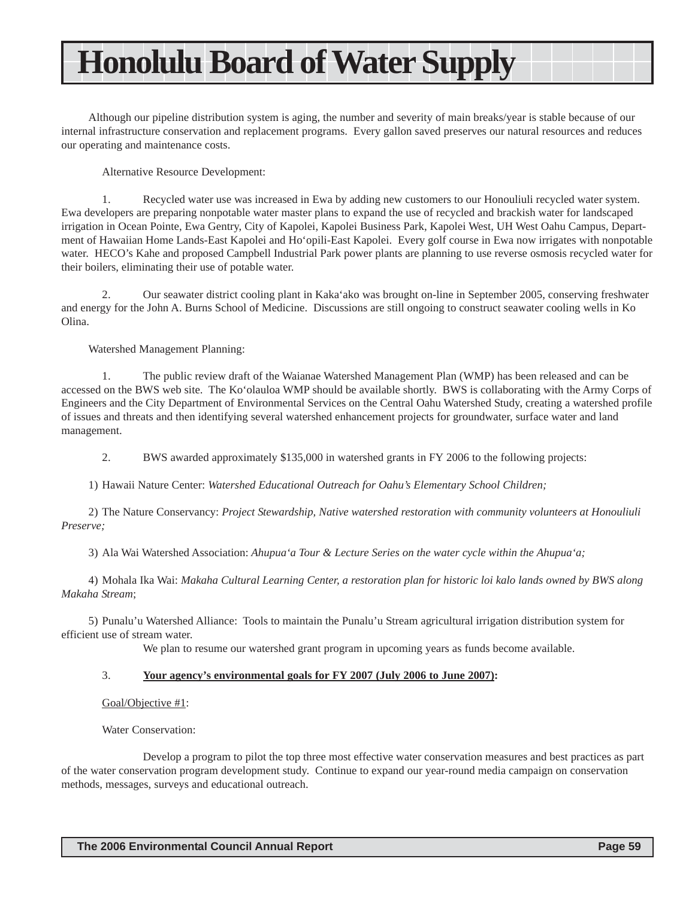# Honolulu Board of Water Supply

Although our pipeline distribution system is aging, the number and severity of main breaks/year is stable because of our internal infrastructure conservation and replacement programs. Every gallon saved preserves our natural resources and reduces our operating and maintenance costs.

Alternative Resource Development:

1. Recycled water use was increased in Ewa by adding new customers to our Honouliuli recycled water system. Ewa developers are preparing nonpotable water master plans to expand the use of recycled and brackish water for landscaped irrigation in Ocean Pointe, Ewa Gentry, City of Kapolei, Kapolei Business Park, Kapolei West, UH West Oahu Campus, Department of Hawaiian Home Lands-East Kapolei and Ho‘opili-East Kapolei. Every golf course in Ewa now irrigates with nonpotable water. HECO’s Kahe and proposed Campbell Industrial Park power plants are planning to use reverse osmosis recycled water for their boilers, eliminating their use of potable water.

2. Our seawater district cooling plant in Kaka‘ako was brought on-line in September 2005, conserving freshwater and energy for the John A. Burns School of Medicine. Discussions are still ongoing to construct seawater cooling wells in Ko Olina.

Watershed Management Planning:

1. The public review draft of the Waianae Watershed Management Plan (WMP) has been released and can be accessed on the BWS web site. The Ko‘olauloa WMP should be available shortly. BWS is collaborating with the Army Corps of Engineers and the City Department of Environmental Services on the Central Oahu Watershed Study, creating a watershed profile of issues and threats and then identifying several watershed enhancement projects for groundwater, surface water and land management.

2. BWS awarded approximately $135,000 in watershed grants in FY 2006 to the following projects:

1) Hawaii Nature Center: *Watershed Educational Outreach for Oahu’s Elementary School Children;*

2) The Nature Conservancy: *Project Stewardship, Native watershed restoration with community volunteers at Honouliuli Preserve;*

3) Ala Wai Watershed Association: *Ahupua‘a Tour & Lecture Series on the water cycle within the Ahupua‘a;*

4) Mohala Ika Wai: *Makaha Cultural Learning Center, a restoration plan for historic loi kalo lands owned by BWS along Makaha Stream*;

5) Punalu’u Watershed Alliance: Tools to maintain the Punalu’u Stream agricultural irrigation distribution system for efficient use of stream water.

We plan to resume our watershed grant program in upcoming years as funds become available.

3. **Your agency’s environmental goals for FY 2007 (July 2006 to June 2007):**

Goal/Objective #1:

Water Conservation:

Develop a program to pilot the top three most effective water conservation measures and best practices as part of the water conservation program development study. Continue to expand our year-round media campaign on conservation methods, messages, surveys and educational outreach.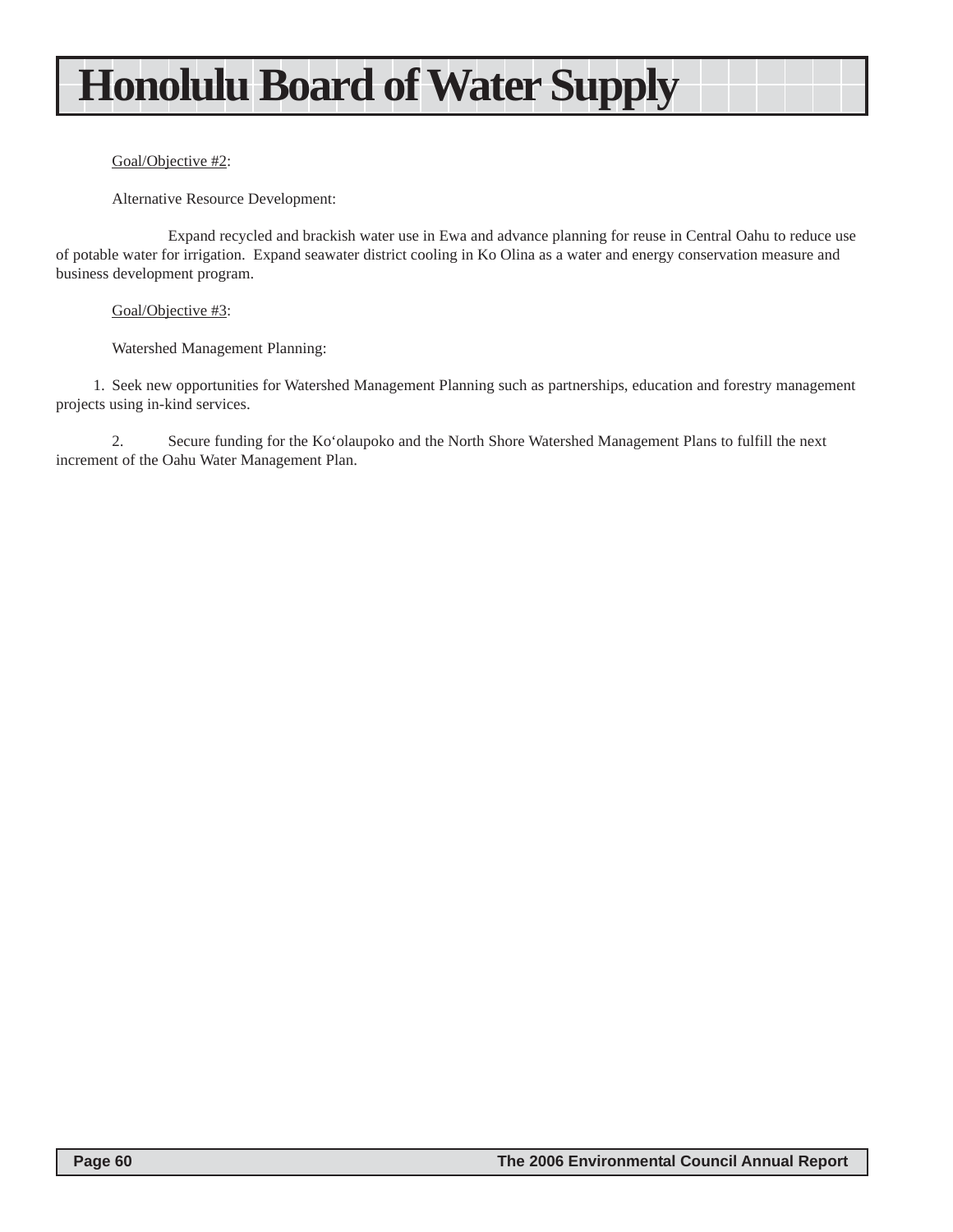# Honolulu Board of Water Supply

Goal/Objective #2:

Alternative Resource Development:

Expand recycled and brackish water use in Ewa and advance planning for reuse in Central Oahu to reduce use of potable water for irrigation. Expand seawater district cooling in Ko Olina as a water and energy conservation measure and business development program.

Goal/Objective #3:

Watershed Management Planning:

1. Seek new opportunities for Watershed Management Planning such as partnerships, education and forestry management projects using in-kind services.

2. Secure funding for the Ko‘olaupoko and the North Shore Watershed Management Plans to fulfill the next increment of the Oahu Water Management Plan.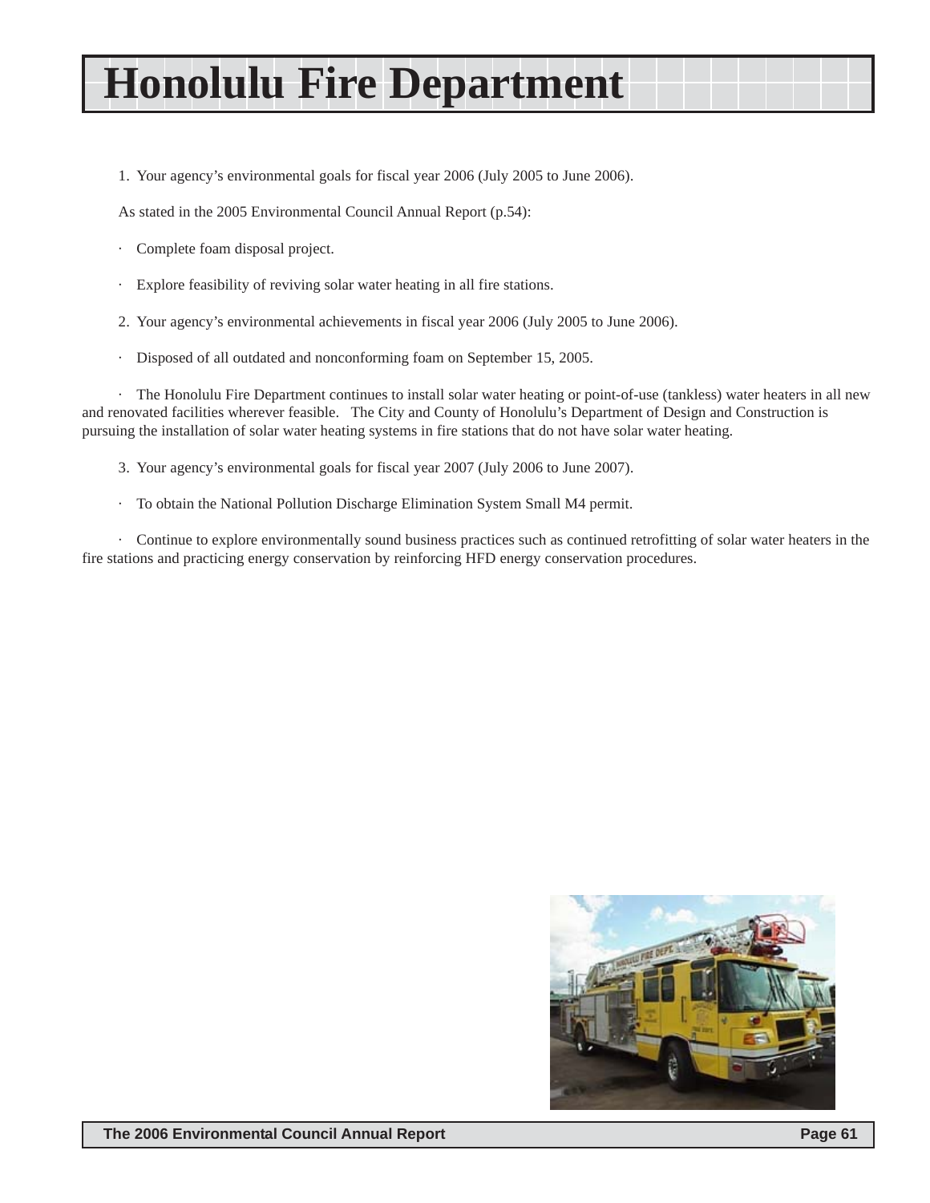# Honolulu Fire Department

1. Your agency's environmental goals for fiscal year 2006 (July 2005 to June 2006).

As stated in the 2005 Environmental Council Annual Report (p.54):

- Complete foam disposal project.
- Explore feasibility of reviving solar water heating in all fire stations.

2. Your agency's environmental achievements in fiscal year 2006 (July 2005 to June 2006).

- Disposed of all outdated and nonconforming foam on September 15, 2005.
- The Honolulu Fire Department continues to install solar water heating or point-of-use (tankless) water heaters in all new and renovated facilities wherever feasible. The City and County of Honolulu's Department of Design and Construction is pursuing the installation of solar water heating systems in fire stations that do not have solar water heating.

3. Your agency's environmental goals for fiscal year 2007 (July 2006 to June 2007).

- To obtain the National Pollution Discharge Elimination System Small M4 permit.
- Continue to explore environmentally sound business practices such as continued retrofitting of solar water heaters in the fire stations and practicing energy conservation by reinforcing HFD energy conservation procedures.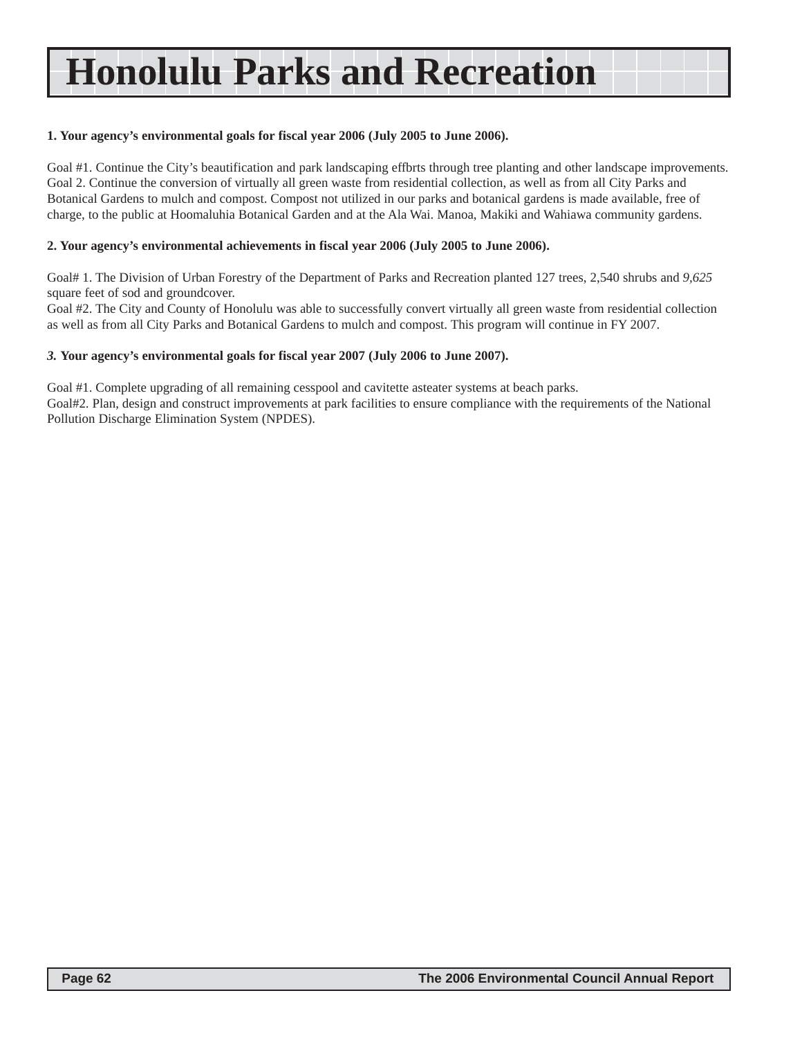# Honolulu Parks and Recreation

**1. Your agency's environmental goals for fiscal year 2006 (July 2005 to June 2006).**

Goal #1. Continue the City's beautification and park landscaping effbrts through tree planting and other landscape improvements.
Goal 2. Continue the conversion of virtually all green waste from residential collection, as well as from all City Parks and Botanical Gardens to mulch and compost. Compost not utilized in our parks and botanical gardens is made available, free of charge, to the public at Hoomaluhia Botanical Garden and at the Ala Wai. Manoa, Makiki and Wahiawa community gardens.

**2. Your agency's environmental achievements in fiscal year 2006 (July 2005 to June 2006).**

Goal# 1. The Division of Urban Forestry of the Department of Parks and Recreation planted 127 trees, 2,540 shrubs and *9,625* square feet of sod and groundcover.
Goal #2. The City and County of Honolulu was able to successfully convert virtually all green waste from residential collection as well as from all City Parks and Botanical Gardens to mulch and compost. This program will continue in FY 2007.

***3.* Your agency's environmental goals for fiscal year 2007 (July 2006 to June 2007).**

Goal #1. Complete upgrading of all remaining cesspool and cavitette asteater systems at beach parks.
Goal#2. Plan, design and construct improvements at park facilities to ensure compliance with the requirements of the National Pollution Discharge Elimination System (NPDES).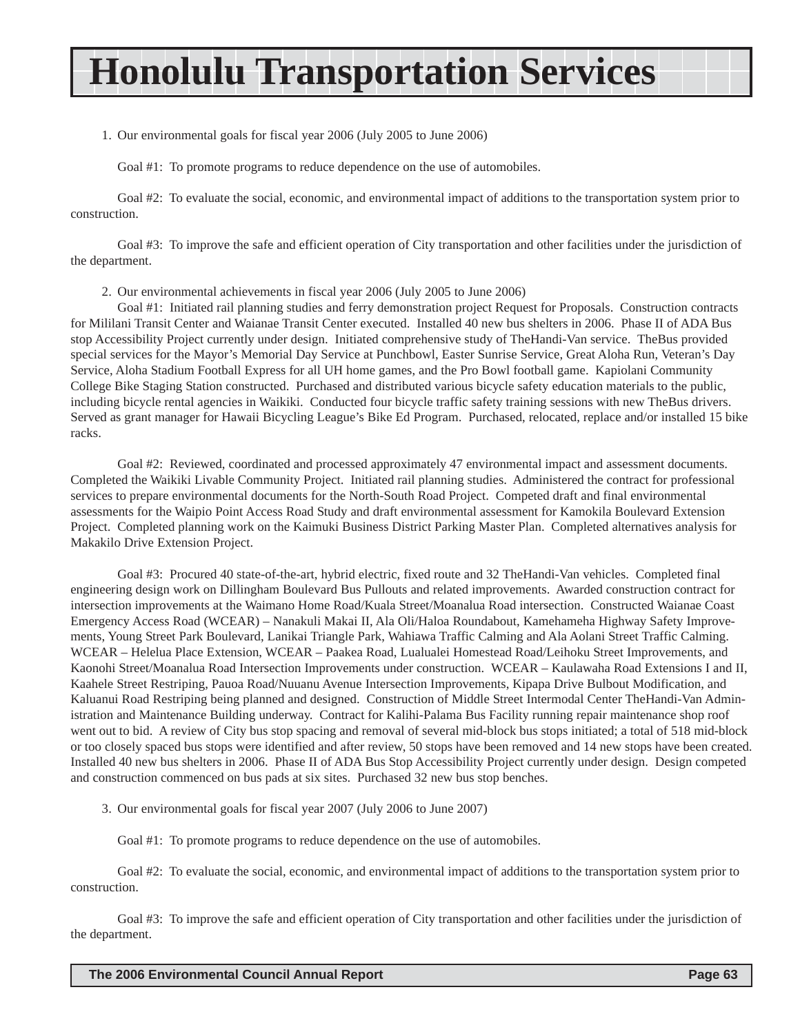# Honolulu Transportation Services

1. Our environmental goals for fiscal year 2006 (July 2005 to June 2006)

Goal #1: To promote programs to reduce dependence on the use of automobiles.

Goal #2: To evaluate the social, economic, and environmental impact of additions to the transportation system prior to construction.

Goal #3: To improve the safe and efficient operation of City transportation and other facilities under the jurisdiction of the department.

2. Our environmental achievements in fiscal year 2006 (July 2005 to June 2006)

Goal #1: Initiated rail planning studies and ferry demonstration project Request for Proposals. Construction contracts for Mililani Transit Center and Waianae Transit Center executed. Installed 40 new bus shelters in 2006. Phase II of ADA Bus stop Accessibility Project currently under design. Initiated comprehensive study of TheHandi-Van service. TheBus provided special services for the Mayor's Memorial Day Service at Punchbowl, Easter Sunrise Service, Great Aloha Run, Veteran's Day Service, Aloha Stadium Football Express for all UH home games, and the Pro Bowl football game. Kapiolani Community College Bike Staging Station constructed. Purchased and distributed various bicycle safety education materials to the public, including bicycle rental agencies in Waikiki. Conducted four bicycle traffic safety training sessions with new TheBus drivers. Served as grant manager for Hawaii Bicycling League's Bike Ed Program. Purchased, relocated, replace and/or installed 15 bike racks.

Goal #2: Reviewed, coordinated and processed approximately 47 environmental impact and assessment documents. Completed the Waikiki Livable Community Project. Initiated rail planning studies. Administered the contract for professional services to prepare environmental documents for the North-South Road Project. Competed draft and final environmental assessments for the Waipio Point Access Road Study and draft environmental assessment for Kamokila Boulevard Extension Project. Completed planning work on the Kaimuki Business District Parking Master Plan. Completed alternatives analysis for Makakilo Drive Extension Project.

Goal #3: Procured 40 state-of-the-art, hybrid electric, fixed route and 32 TheHandi-Van vehicles. Completed final engineering design work on Dillingham Boulevard Bus Pullouts and related improvements. Awarded construction contract for intersection improvements at the Waimano Home Road/Kuala Street/Moanalua Road intersection. Constructed Waianae Coast Emergency Access Road (WCEAR) – Nanakuli Makai II, Ala Oli/Haloa Roundabout, Kamehameha Highway Safety Improvements, Young Street Park Boulevard, Lanikai Triangle Park, Wahiawa Traffic Calming and Ala Aolani Street Traffic Calming. WCEAR – Helelua Place Extension, WCEAR – Paakea Road, Lualualei Homestead Road/Leihoku Street Improvements, and Kaonohi Street/Moanalua Road Intersection Improvements under construction. WCEAR – Kaulawaha Road Extensions I and II, Kaahele Street Restriping, Pauoa Road/Nuuanu Avenue Intersection Improvements, Kipapa Drive Bulbout Modification, and Kaluanui Road Restriping being planned and designed. Construction of Middle Street Intermodal Center TheHandi-Van Administration and Maintenance Building underway. Contract for Kalihi-Palama Bus Facility running repair maintenance shop roof went out to bid. A review of City bus stop spacing and removal of several mid-block bus stops initiated; a total of 518 mid-block or too closely spaced bus stops were identified and after review, 50 stops have been removed and 14 new stops have been created. Installed 40 new bus shelters in 2006. Phase II of ADA Bus Stop Accessibility Project currently under design. Design competed and construction commenced on bus pads at six sites. Purchased 32 new bus stop benches.

3. Our environmental goals for fiscal year 2007 (July 2006 to June 2007)

Goal #1: To promote programs to reduce dependence on the use of automobiles.

Goal #2: To evaluate the social, economic, and environmental impact of additions to the transportation system prior to construction.

Goal #3: To improve the safe and efficient operation of City transportation and other facilities under the jurisdiction of the department.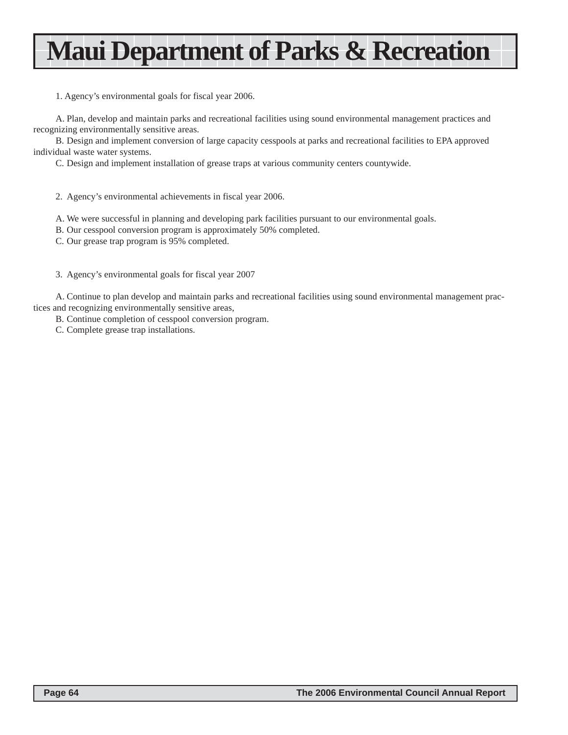# Maui Department of Parks & Recreation

1. Agency's environmental goals for fiscal year 2006.

A. Plan, develop and maintain parks and recreational facilities using sound environmental management practices and recognizing environmentally sensitive areas.

B. Design and implement conversion of large capacity cesspools at parks and recreational facilities to EPA approved individual waste water systems.

C. Design and implement installation of grease traps at various community centers countywide.

2. Agency's environmental achievements in fiscal year 2006.

A. We were successful in planning and developing park facilities pursuant to our environmental goals.

B. Our cesspool conversion program is approximately 50% completed.

C. Our grease trap program is 95% completed.

3. Agency's environmental goals for fiscal year 2007

A. Continue to plan develop and maintain parks and recreational facilities using sound environmental management practices and recognizing environmentally sensitive areas,

B. Continue completion of cesspool conversion program.

C. Complete grease trap installations.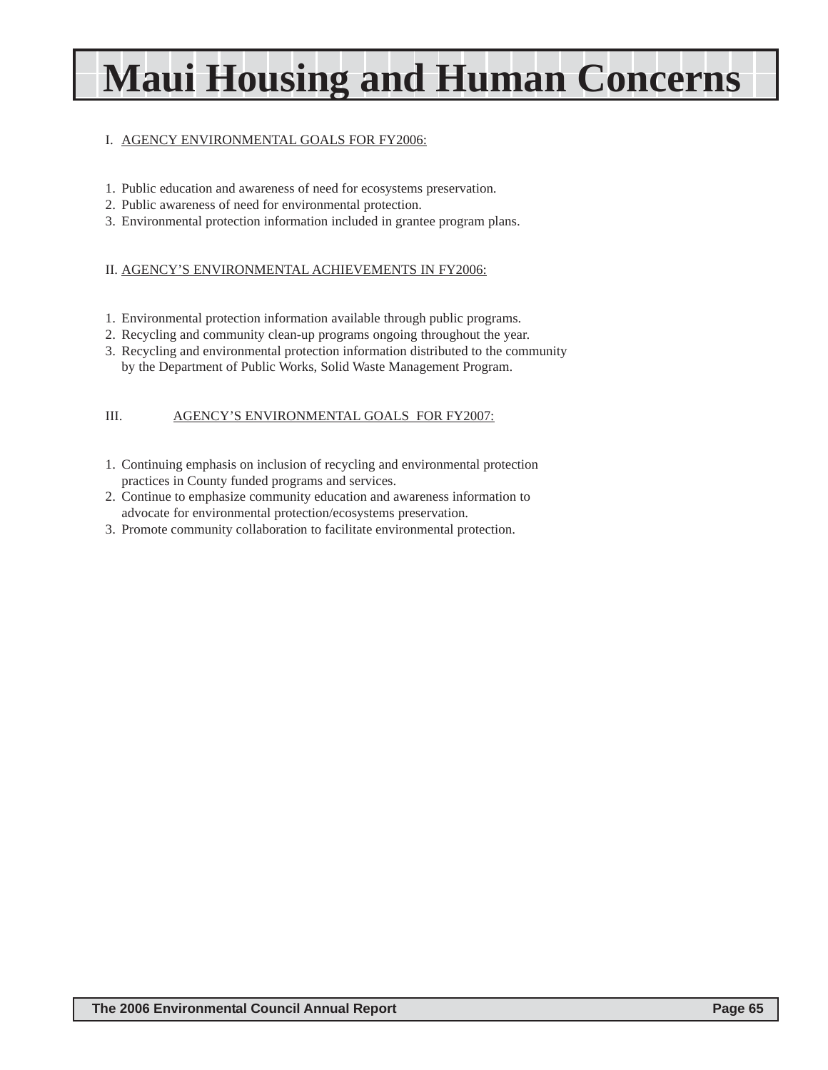# Maui Housing and Human Concerns

I. AGENCY ENVIRONMENTAL GOALS FOR FY2006:

1. Public education and awareness of need for ecosystems preservation.
2. Public awareness of need for environmental protection.
3. Environmental protection information included in grantee program plans.

II. AGENCY'S ENVIRONMENTAL ACHIEVEMENTS IN FY2006:

1. Environmental protection information available through public programs.
2. Recycling and community clean-up programs ongoing throughout the year.
3. Recycling and environmental protection information distributed to the community by the Department of Public Works, Solid Waste Management Program.

III. AGENCY'S ENVIRONMENTAL GOALS FOR FY2007:

1. Continuing emphasis on inclusion of recycling and environmental protection practices in County funded programs and services.
2. Continue to emphasize community education and awareness information to advocate for environmental protection/ecosystems preservation.
3. Promote community collaboration to facilitate environmental protection.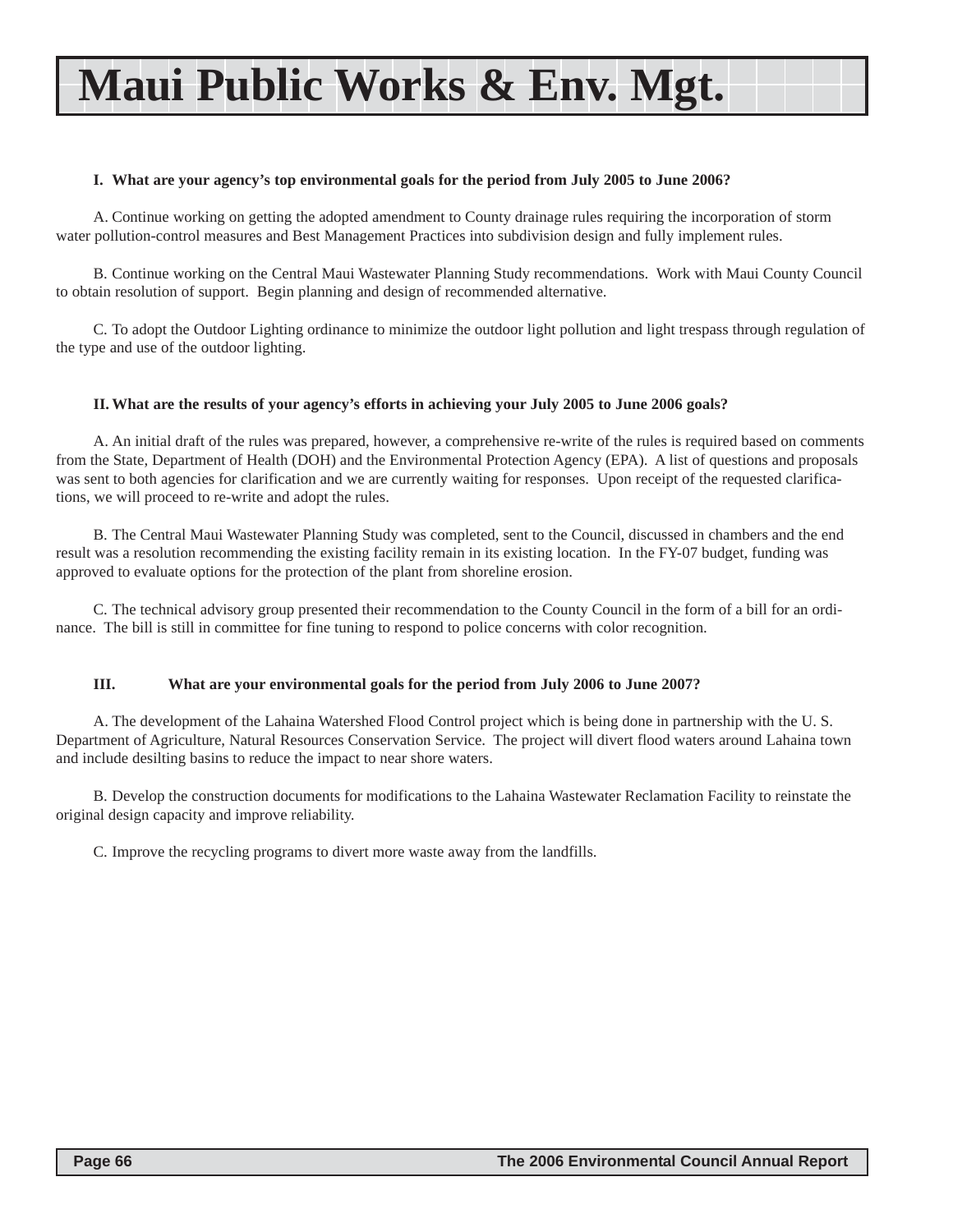# Maui Public Works & Env. Mgt.

**I. What are your agency's top environmental goals for the period from July 2005 to June 2006?**

A. Continue working on getting the adopted amendment to County drainage rules requiring the incorporation of storm water pollution-control measures and Best Management Practices into subdivision design and fully implement rules.

B. Continue working on the Central Maui Wastewater Planning Study recommendations. Work with Maui County Council to obtain resolution of support. Begin planning and design of recommended alternative.

C. To adopt the Outdoor Lighting ordinance to minimize the outdoor light pollution and light trespass through regulation of the type and use of the outdoor lighting.

**II. What are the results of your agency's efforts in achieving your July 2005 to June 2006 goals?**

A. An initial draft of the rules was prepared, however, a comprehensive re-write of the rules is required based on comments from the State, Department of Health (DOH) and the Environmental Protection Agency (EPA). A list of questions and proposals was sent to both agencies for clarification and we are currently waiting for responses. Upon receipt of the requested clarifications, we will proceed to re-write and adopt the rules.

B. The Central Maui Wastewater Planning Study was completed, sent to the Council, discussed in chambers and the end result was a resolution recommending the existing facility remain in its existing location. In the FY-07 budget, funding was approved to evaluate options for the protection of the plant from shoreline erosion.

C. The technical advisory group presented their recommendation to the County Council in the form of a bill for an ordinance. The bill is still in committee for fine tuning to respond to police concerns with color recognition.

**III. What are your environmental goals for the period from July 2006 to June 2007?**

A. The development of the Lahaina Watershed Flood Control project which is being done in partnership with the U. S. Department of Agriculture, Natural Resources Conservation Service. The project will divert flood waters around Lahaina town and include desilting basins to reduce the impact to near shore waters.

B. Develop the construction documents for modifications to the Lahaina Wastewater Reclamation Facility to reinstate the original design capacity and improve reliability.

C. Improve the recycling programs to divert more waste away from the landfills.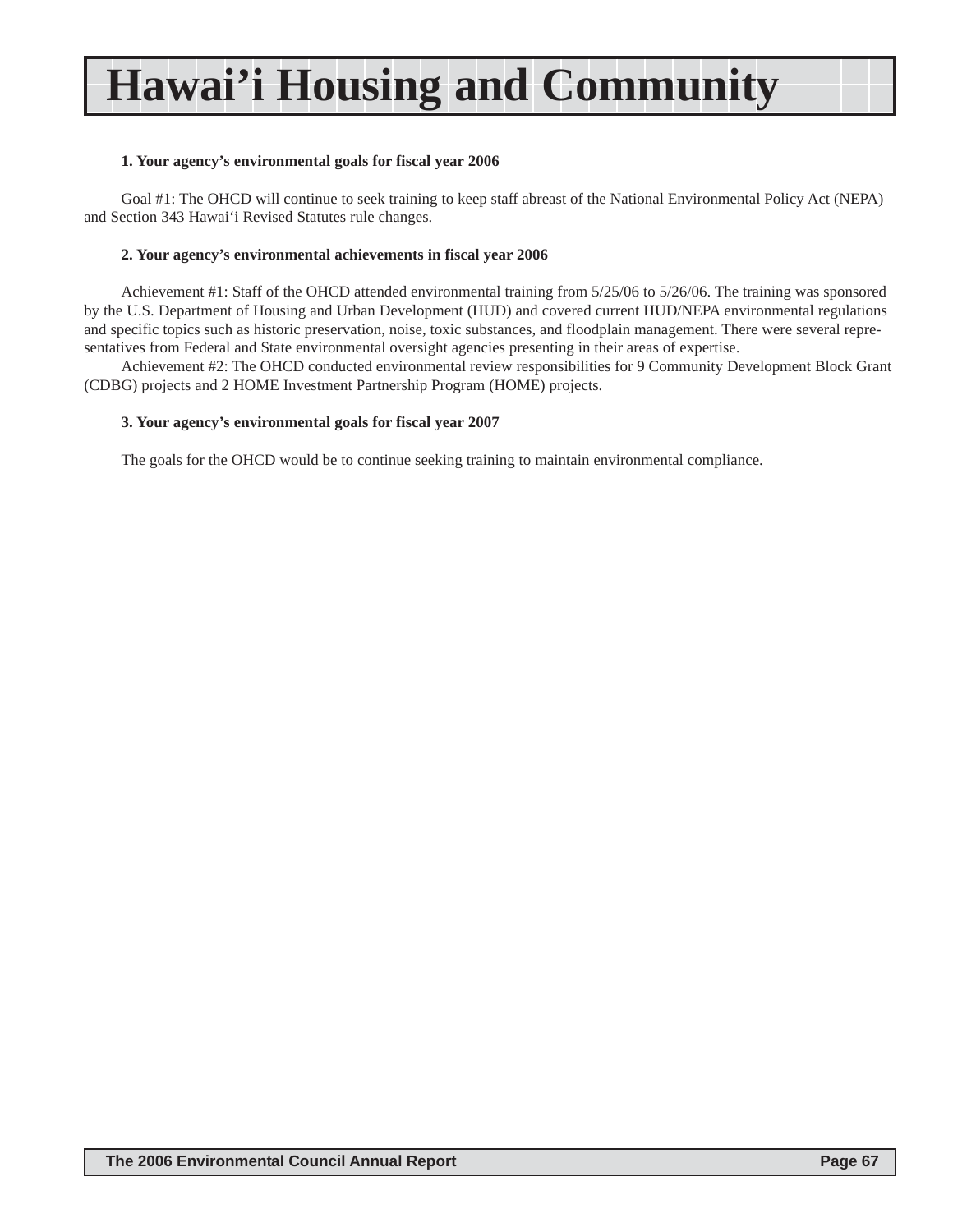# Hawai'i Housing and Community

**1. Your agency's environmental goals for fiscal year 2006**

Goal #1: The OHCD will continue to seek training to keep staff abreast of the National Environmental Policy Act (NEPA) and Section 343 Hawai'i Revised Statutes rule changes.

**2. Your agency's environmental achievements in fiscal year 2006**

Achievement #1: Staff of the OHCD attended environmental training from 5/25/06 to 5/26/06. The training was sponsored by the U.S. Department of Housing and Urban Development (HUD) and covered current HUD/NEPA environmental regulations and specific topics such as historic preservation, noise, toxic substances, and floodplain management. There were several representatives from Federal and State environmental oversight agencies presenting in their areas of expertise.

Achievement #2: The OHCD conducted environmental review responsibilities for 9 Community Development Block Grant (CDBG) projects and 2 HOME Investment Partnership Program (HOME) projects.

**3. Your agency's environmental goals for fiscal year 2007**

The goals for the OHCD would be to continue seeking training to maintain environmental compliance.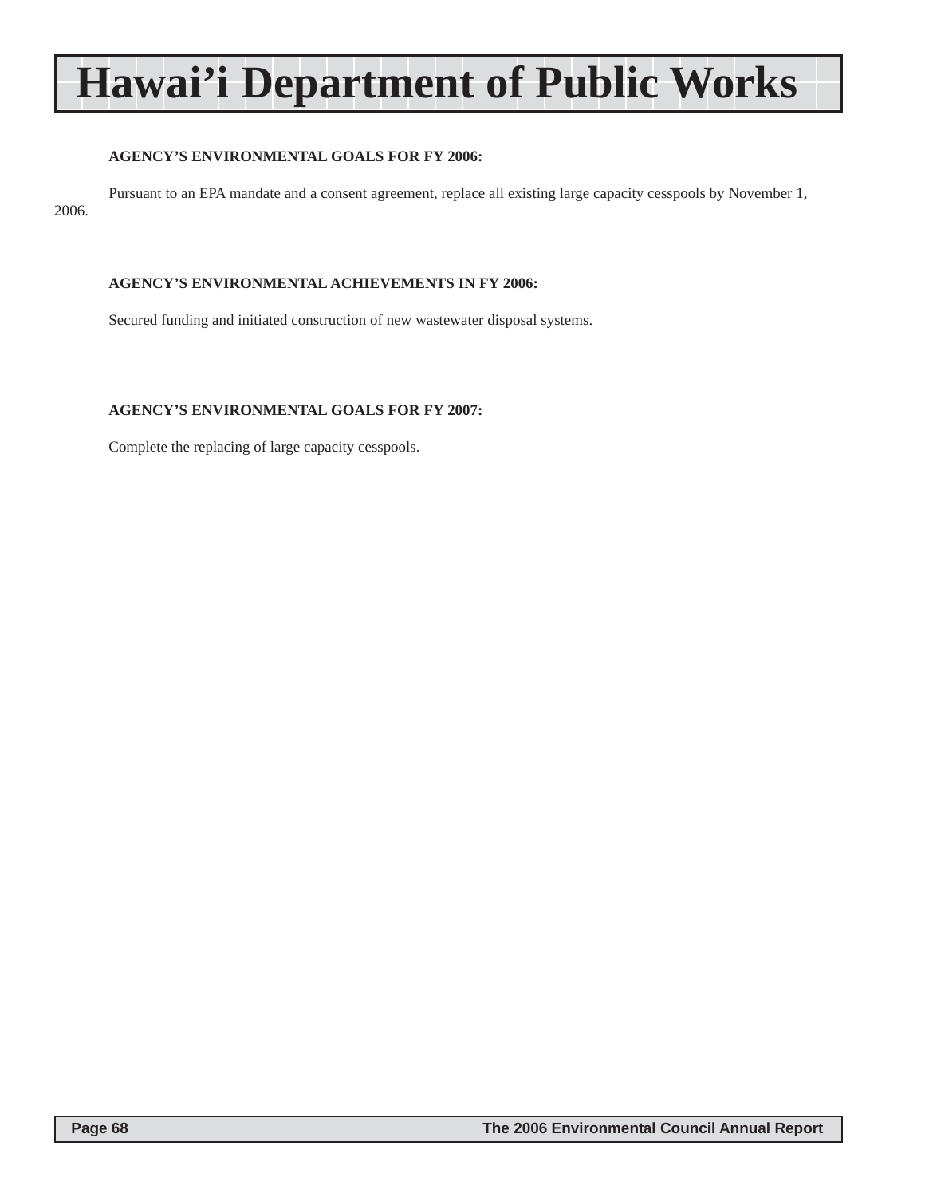# Hawai'i Department of Public Works

**AGENCY'S ENVIRONMENTAL GOALS FOR FY 2006:**

Pursuant to an EPA mandate and a consent agreement, replace all existing large capacity cesspools by November 1, 2006.

**AGENCY'S ENVIRONMENTAL ACHIEVEMENTS IN FY 2006:**

Secured funding and initiated construction of new wastewater disposal systems.

**AGENCY'S ENVIRONMENTAL GOALS FOR FY 2007:**

Complete the replacing of large capacity cesspools.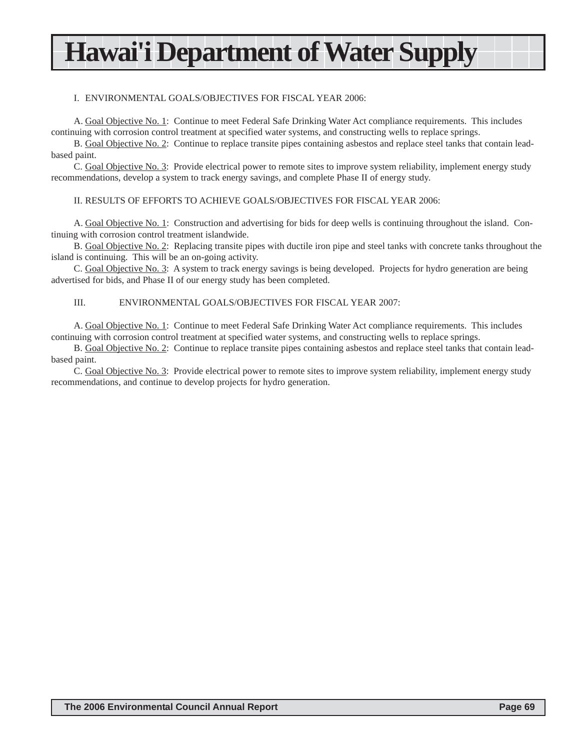# Hawai'i Department of Water Supply

I. ENVIRONMENTAL GOALS/OBJECTIVES FOR FISCAL YEAR 2006:

A. Goal Objective No. 1: Continue to meet Federal Safe Drinking Water Act compliance requirements. This includes continuing with corrosion control treatment at specified water systems, and constructing wells to replace springs.

B. Goal Objective No. 2: Continue to replace transite pipes containing asbestos and replace steel tanks that contain lead-based paint.

C. Goal Objective No. 3: Provide electrical power to remote sites to improve system reliability, implement energy study recommendations, develop a system to track energy savings, and complete Phase II of energy study.

II. RESULTS OF EFFORTS TO ACHIEVE GOALS/OBJECTIVES FOR FISCAL YEAR 2006:

A. Goal Objective No. 1: Construction and advertising for bids for deep wells is continuing throughout the island. Continuing with corrosion control treatment islandwide.

B. Goal Objective No. 2: Replacing transite pipes with ductile iron pipe and steel tanks with concrete tanks throughout the island is continuing. This will be an on-going activity.

C. Goal Objective No. 3: A system to track energy savings is being developed. Projects for hydro generation are being advertised for bids, and Phase II of our energy study has been completed.

III. ENVIRONMENTAL GOALS/OBJECTIVES FOR FISCAL YEAR 2007:

A. Goal Objective No. 1: Continue to meet Federal Safe Drinking Water Act compliance requirements. This includes continuing with corrosion control treatment at specified water systems, and constructing wells to replace springs.

B. Goal Objective No. 2: Continue to replace transite pipes containing asbestos and replace steel tanks that contain lead-based paint.

C. Goal Objective No. 3: Provide electrical power to remote sites to improve system reliability, implement energy study recommendations, and continue to develop projects for hydro generation.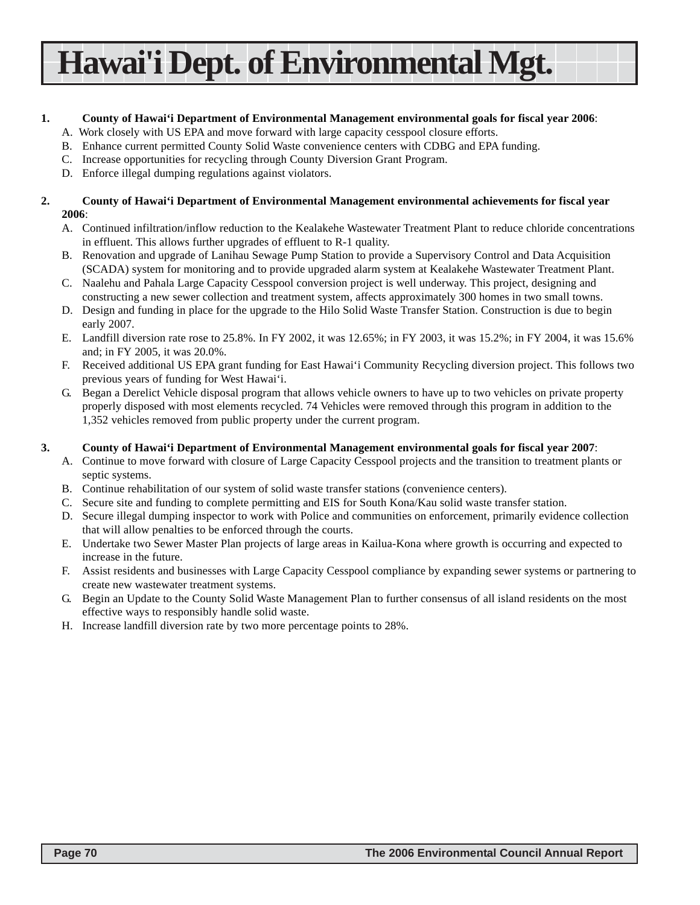# Hawai'i Dept. of Environmental Mgt.

1. **County of Hawai‘i Department of Environmental Management environmental goals for fiscal year 2006**:
   - A. Work closely with US EPA and move forward with large capacity cesspool closure efforts.
   - B. Enhance current permitted County Solid Waste convenience centers with CDBG and EPA funding.
   - C. Increase opportunities for recycling through County Diversion Grant Program.
   - D. Enforce illegal dumping regulations against violators.

2. **County of Hawai‘i Department of Environmental Management environmental achievements for fiscal year 2006**:
   - A. Continued infiltration/inflow reduction to the Kealakehe Wastewater Treatment Plant to reduce chloride concentrations in effluent. This allows further upgrades of effluent to R-1 quality.
   - B. Renovation and upgrade of Lanihau Sewage Pump Station to provide a Supervisory Control and Data Acquisition (SCADA) system for monitoring and to provide upgraded alarm system at Kealakehe Wastewater Treatment Plant.
   - C. Naalehu and Pahala Large Capacity Cesspool conversion project is well underway. This project, designing and constructing a new sewer collection and treatment system, affects approximately 300 homes in two small towns.
   - D. Design and funding in place for the upgrade to the Hilo Solid Waste Transfer Station. Construction is due to begin early 2007.
   - E. Landfill diversion rate rose to 25.8%. In FY 2002, it was 12.65%; in FY 2003, it was 15.2%; in FY 2004, it was 15.6% and; in FY 2005, it was 20.0%.
   - F. Received additional US EPA grant funding for East Hawai‘i Community Recycling diversion project. This follows two previous years of funding for West Hawai‘i.
   - G. Began a Derelict Vehicle disposal program that allows vehicle owners to have up to two vehicles on private property properly disposed with most elements recycled. 74 Vehicles were removed through this program in addition to the 1,352 vehicles removed from public property under the current program.

3. **County of Hawai‘i Department of Environmental Management environmental goals for fiscal year 2007**:
   - A. Continue to move forward with closure of Large Capacity Cesspool projects and the transition to treatment plants or septic systems.
   - B. Continue rehabilitation of our system of solid waste transfer stations (convenience centers).
   - C. Secure site and funding to complete permitting and EIS for South Kona/Kau solid waste transfer station.
   - D. Secure illegal dumping inspector to work with Police and communities on enforcement, primarily evidence collection that will allow penalties to be enforced through the courts.
   - E. Undertake two Sewer Master Plan projects of large areas in Kailua-Kona where growth is occurring and expected to increase in the future.
   - F. Assist residents and businesses with Large Capacity Cesspool compliance by expanding sewer systems or partnering to create new wastewater treatment systems.
   - G. Begin an Update to the County Solid Waste Management Plan to further consensus of all island residents on the most effective ways to responsibly handle solid waste.
   - H. Increase landfill diversion rate by two more percentage points to 28%.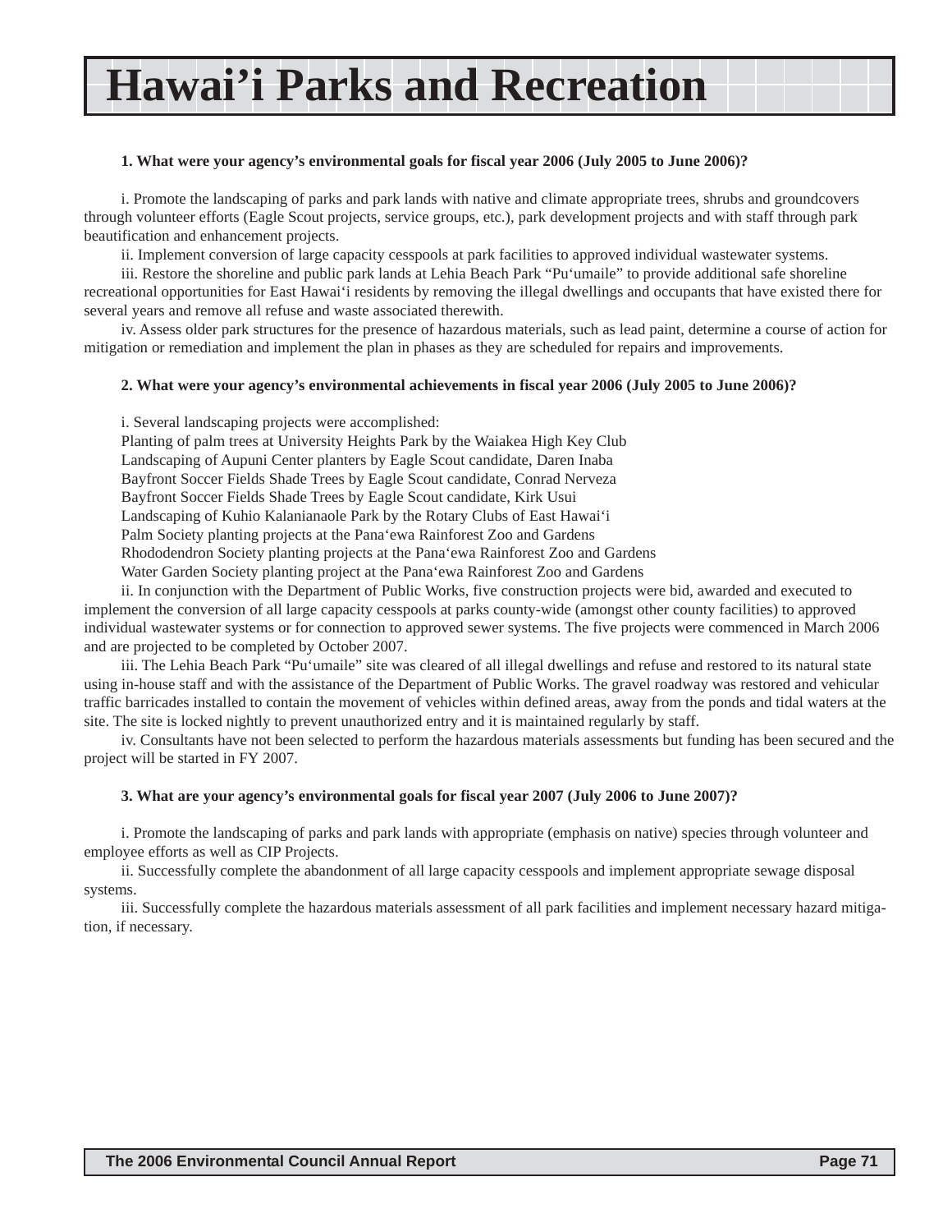# Hawai'i Parks and Recreation

**1. What were your agency's environmental goals for fiscal year 2006 (July 2005 to June 2006)?**

i. Promote the landscaping of parks and park lands with native and climate appropriate trees, shrubs and groundcovers through volunteer efforts (Eagle Scout projects, service groups, etc.), park development projects and with staff through park beautification and enhancement projects.

ii. Implement conversion of large capacity cesspools at park facilities to approved individual wastewater systems.

iii. Restore the shoreline and public park lands at Lehia Beach Park "Pu'umaile" to provide additional safe shoreline recreational opportunities for East Hawai'i residents by removing the illegal dwellings and occupants that have existed there for several years and remove all refuse and waste associated therewith.

iv. Assess older park structures for the presence of hazardous materials, such as lead paint, determine a course of action for mitigation or remediation and implement the plan in phases as they are scheduled for repairs and improvements.

**2. What were your agency's environmental achievements in fiscal year 2006 (July 2005 to June 2006)?**

i. Several landscaping projects were accomplished:

Planting of palm trees at University Heights Park by the Waiakea High Key Club
Landscaping of Aupuni Center planters by Eagle Scout candidate, Daren Inaba
Bayfront Soccer Fields Shade Trees by Eagle Scout candidate, Conrad Nerveza
Bayfront Soccer Fields Shade Trees by Eagle Scout candidate, Kirk Usui
Landscaping of Kuhio Kalanianaole Park by the Rotary Clubs of East Hawai'i
Palm Society planting projects at the Pana'ewa Rainforest Zoo and Gardens
Rhododendron Society planting projects at the Pana'ewa Rainforest Zoo and Gardens
Water Garden Society planting project at the Pana'ewa Rainforest Zoo and Gardens

ii. In conjunction with the Department of Public Works, five construction projects were bid, awarded and executed to implement the conversion of all large capacity cesspools at parks county-wide (amongst other county facilities) to approved individual wastewater systems or for connection to approved sewer systems. The five projects were commenced in March 2006 and are projected to be completed by October 2007.

iii. The Lehia Beach Park "Pu'umaile" site was cleared of all illegal dwellings and refuse and restored to its natural state using in-house staff and with the assistance of the Department of Public Works. The gravel roadway was restored and vehicular traffic barricades installed to contain the movement of vehicles within defined areas, away from the ponds and tidal waters at the site. The site is locked nightly to prevent unauthorized entry and it is maintained regularly by staff.

iv. Consultants have not been selected to perform the hazardous materials assessments but funding has been secured and the project will be started in FY 2007.

**3. What are your agency's environmental goals for fiscal year 2007 (July 2006 to June 2007)?**

i. Promote the landscaping of parks and park lands with appropriate (emphasis on native) species through volunteer and employee efforts as well as CIP Projects.

ii. Successfully complete the abandonment of all large capacity cesspools and implement appropriate sewage disposal systems.

iii. Successfully complete the hazardous materials assessment of all park facilities and implement necessary hazard mitigation, if necessary.